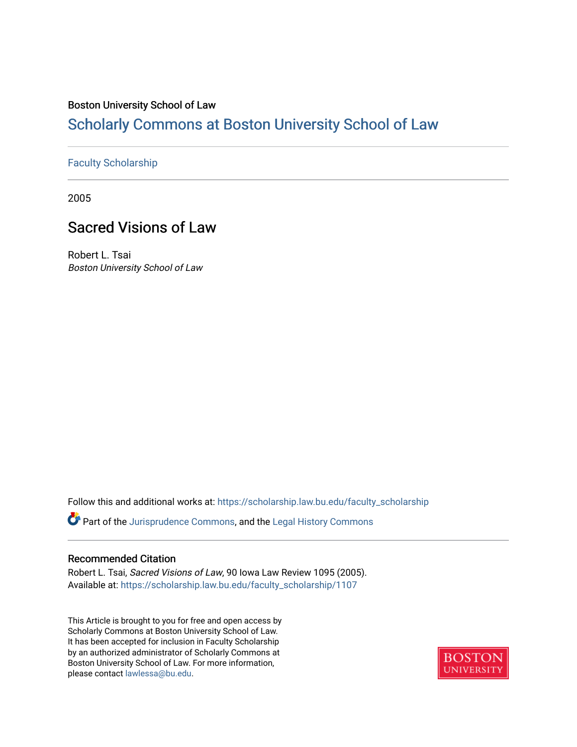Boston University School of Law

# Scholarly Commons at Boston University School of Law

Faculty Scholarship

2005

## Sacred Visions of Law

Robert L. Tsai
*Boston University School of Law*

Follow this and additional works at: https://scholarship.law.bu.edu/faculty_scholarship

Part of the Jurisprudence Commons, and the Legal History Commons

### Recommended Citation

Robert L. Tsai, *Sacred Visions of Law*, 90 Iowa Law Review 1095 (2005).
Available at: https://scholarship.law.bu.edu/faculty_scholarship/1107

This Article is brought to you for free and open access by Scholarly Commons at Boston University School of Law. It has been accepted for inclusion in Faculty Scholarship by an authorized administrator of Scholarly Commons at Boston University School of Law. For more information, please contact lawlessa@bu.edu.

BOSTON UNIVERSITY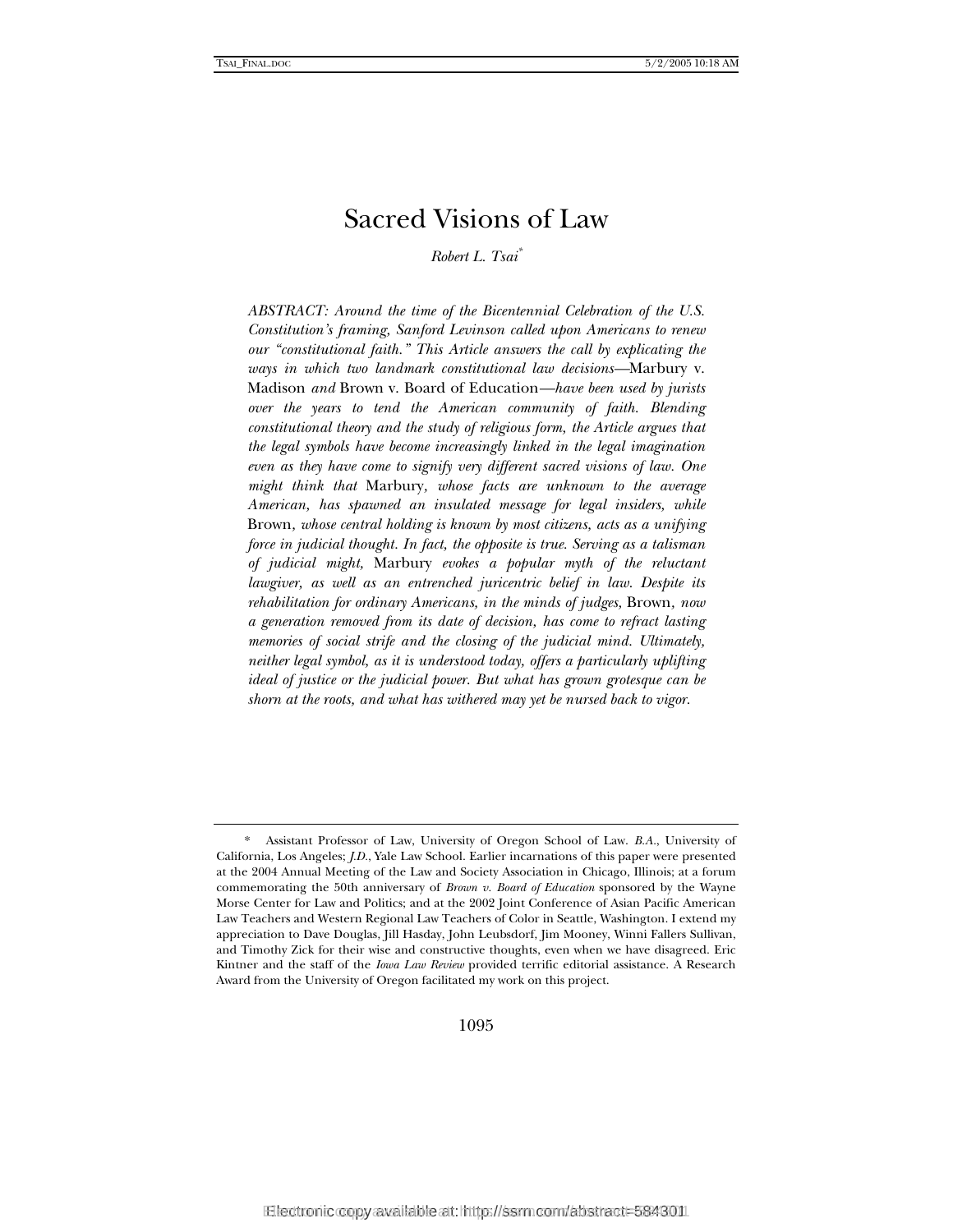# Sacred Visions of Law

*Robert L. Tsai*[*]

*ABSTRACT: Around the time of the Bicentennial Celebration of the U.S. Constitution's framing, Sanford Levinson called upon Americans to renew our "constitutional faith." This Article answers the call by explicating the ways in which two landmark constitutional law decisions—*Marbury v. Madison *and* Brown v. Board of Education*—have been used by jurists over the years to tend the American community of faith. Blending constitutional theory and the study of religious form, the Article argues that the legal symbols have become increasingly linked in the legal imagination even as they have come to signify very different sacred visions of law. One might think that* Marbury*, whose facts are unknown to the average American, has spawned an insulated message for legal insiders, while* Brown*, whose central holding is known by most citizens, acts as a unifying force in judicial thought. In fact, the opposite is true. Serving as a talisman of judicial might,* Marbury *evokes a popular myth of the reluctant lawgiver, as well as an entrenched juricentric belief in law. Despite its rehabilitation for ordinary Americans, in the minds of judges,* Brown*, now a generation removed from its date of decision, has come to refract lasting memories of social strife and the closing of the judicial mind. Ultimately, neither legal symbol, as it is understood today, offers a particularly uplifting ideal of justice or the judicial power. But what has grown grotesque can be shorn at the roots, and what has withered may yet be nursed back to vigor.*

---

[*] Assistant Professor of Law, University of Oregon School of Law. *B.A.*, University of California, Los Angeles; *J.D.*, Yale Law School. Earlier incarnations of this paper were presented at the 2004 Annual Meeting of the Law and Society Association in Chicago, Illinois; at a forum commemorating the 50th anniversary of *Brown v. Board of Education* sponsored by the Wayne Morse Center for Law and Politics; and at the 2002 Joint Conference of Asian Pacific American Law Teachers and Western Regional Law Teachers of Color in Seattle, Washington. I extend my appreciation to Dave Douglas, Jill Hasday, John Leubsdorf, Jim Mooney, Winni Fallers Sullivan, and Timothy Zick for their wise and constructive thoughts, even when we have disagreed. Eric Kintner and the staff of the *Iowa Law Review* provided terrific editorial assistance. A Research Award from the University of Oregon facilitated my work on this project.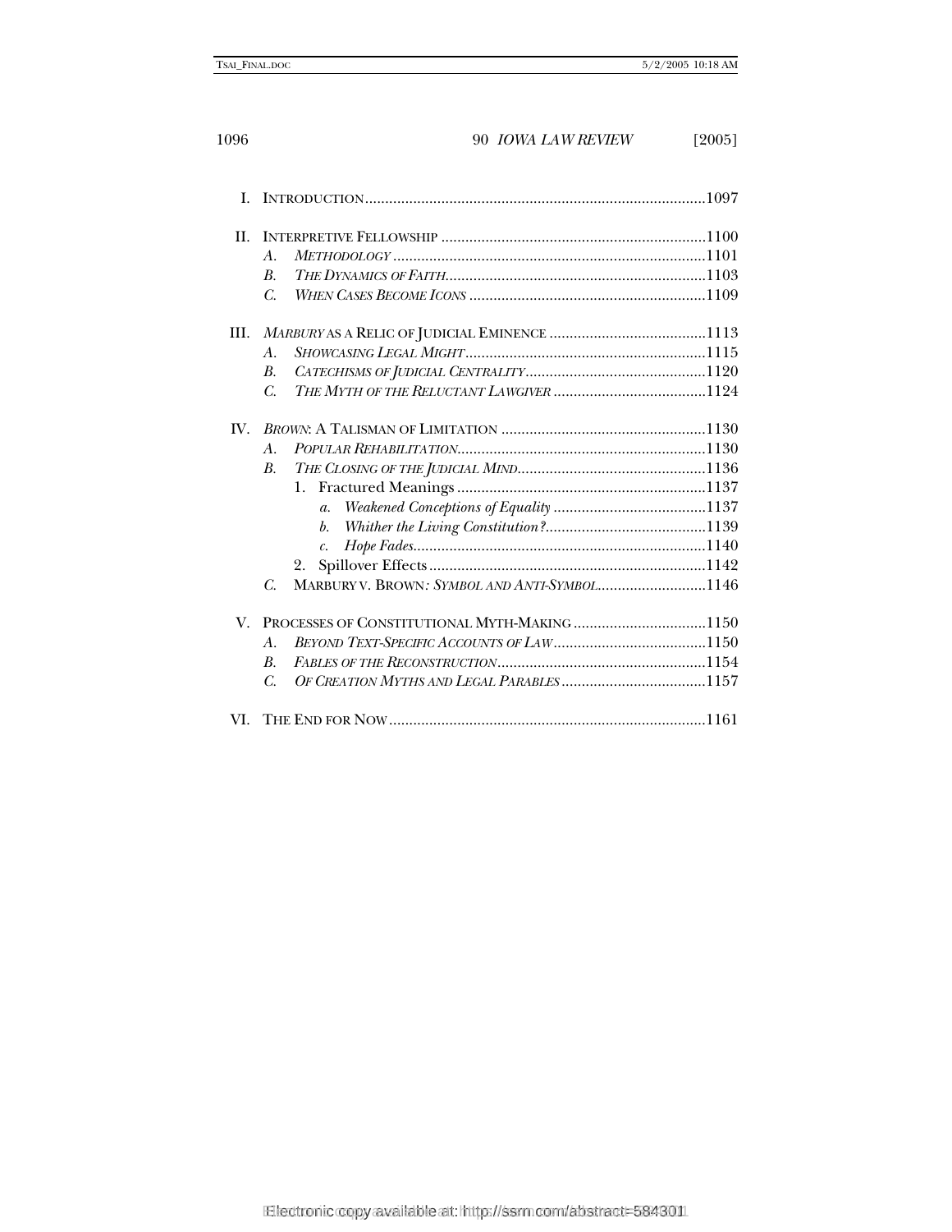I. INTRODUCTION ....................................................................................1097

II. INTERPRETIVE FELLOWSHIP ..................................................................1100
- A. *METHODOLOGY* ..............................................................................1101
- B. *THE DYNAMICS OF FAITH*.................................................................1103
- C. *WHEN CASES BECOME ICONS* ...........................................................1109

III. *MARBURY* AS A RELIC OF JUDICIAL EMINENCE .......................................1113
- A. *SHOWCASING LEGAL MIGHT* ............................................................1115
- B. *CATECHISMS OF JUDICIAL CENTRALITY*.............................................1120
- C. *THE MYTH OF THE RELUCTANT LAWGIVER* ......................................1124

IV. *BROWN*: A TALISMAN OF LIMITATION ...................................................1130
- A. *POPULAR REHABILITATION*..............................................................1130
- B. *THE CLOSING OF THE JUDICIAL MIND*...............................................1136
  1. Fractured Meanings ..............................................................1137
     - a. *Weakened Conceptions of Equality* ......................................1137
     - b. *Whither the Living Constitution?*........................................1139
     - c. *Hope Fades*.........................................................................1140
  2. Spillover Effects .....................................................................1142
- C. MARBURY V. BROWN*: SYMBOL AND ANTI-SYMBOL*...........................1146

V. PROCESSES OF CONSTITUTIONAL MYTH-MAKING .................................1150
- A. *BEYOND TEXT-SPECIFIC ACCOUNTS OF LAW*......................................1150
- B. *FABLES OF THE RECONSTRUCTION*....................................................1154
- C. *OF CREATION MYTHS AND LEGAL PARABLES* ....................................1157

VI. THE END FOR NOW ...............................................................................1161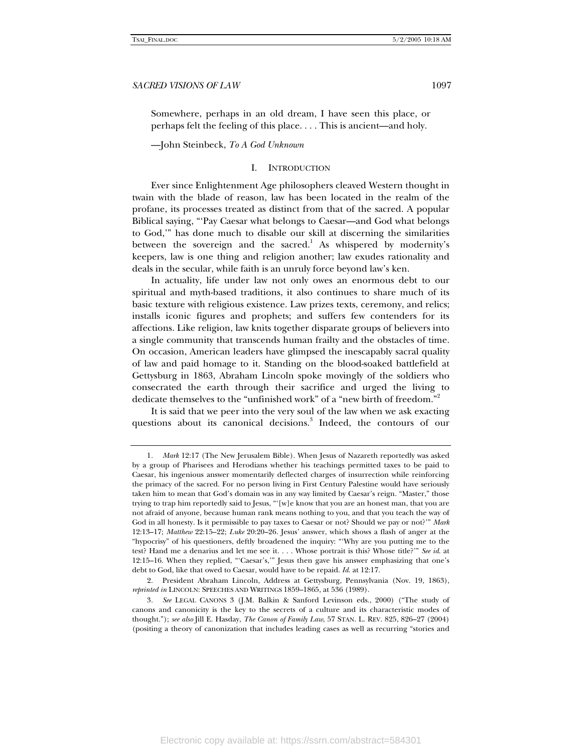Somewhere, perhaps in an old dream, I have seen this place, or perhaps felt the feeling of this place. . . . This is ancient—and holy.

—John Steinbeck, *To A God Unknown*

## I. INTRODUCTION

Ever since Enlightenment Age philosophers cleaved Western thought in twain with the blade of reason, law has been located in the realm of the profane, its processes treated as distinct from that of the sacred. A popular Biblical saying, "'Pay Caesar what belongs to Caesar—and God what belongs to God,'" has done much to disable our skill at discerning the similarities between the sovereign and the sacred.[1] As whispered by modernity's keepers, law is one thing and religion another; law exudes rationality and deals in the secular, while faith is an unruly force beyond law's ken.

In actuality, life under law not only owes an enormous debt to our spiritual and myth-based traditions, it also continues to share much of its basic texture with religious existence. Law prizes texts, ceremony, and relics; installs iconic figures and prophets; and suffers few contenders for its affections. Like religion, law knits together disparate groups of believers into a single community that transcends human frailty and the obstacles of time. On occasion, American leaders have glimpsed the inescapably sacral quality of law and paid homage to it. Standing on the blood-soaked battlefield at Gettysburg in 1863, Abraham Lincoln spoke movingly of the soldiers who consecrated the earth through their sacrifice and urged the living to dedicate themselves to the "unfinished work" of a "new birth of freedom."[2]

It is said that we peer into the very soul of the law when we ask exacting questions about its canonical decisions.[3] Indeed, the contours of our

---

1. *Mark* 12:17 (The New Jerusalem Bible). When Jesus of Nazareth reportedly was asked by a group of Pharisees and Herodians whether his teachings permitted taxes to be paid to Caesar, his ingenious answer momentarily deflected charges of insurrection while reinforcing the primacy of the sacred. For no person living in First Century Palestine would have seriously taken him to mean that God's domain was in any way limited by Caesar's reign. "Master," those trying to trap him reportedly said to Jesus, "'[w]e know that you are an honest man, that you are not afraid of anyone, because human rank means nothing to you, and that you teach the way of God in all honesty. Is it permissible to pay taxes to Caesar or not? Should we pay or not?'" *Mark* 12:13–17; *Matthew* 22:15–22; *Luke* 20:20–26. Jesus' answer, which shows a flash of anger at the "hypocrisy" of his questioners, deftly broadened the inquiry: "'Why are you putting me to the test? Hand me a denarius and let me see it. . . . Whose portrait is this? Whose title?'" *See id.* at 12:15–16. When they replied, "'Caesar's,'" Jesus then gave his answer emphasizing that one's debt to God, like that owed to Caesar, would have to be repaid. *Id.* at 12:17.

2. President Abraham Lincoln, Address at Gettysburg, Pennsylvania (Nov. 19, 1863), *reprinted in* LINCOLN: SPEECHES AND WRITINGS 1859–1865, at 536 (1989).

3. *See* LEGAL CANONS 3 (J.M. Balkin & Sanford Levinson eds., 2000) ("The study of canons and canonicity is the key to the secrets of a culture and its characteristic modes of thought."); *see also* Jill E. Hasday, *The Canon of Family Law*, 57 STAN. L. REV. 825, 826–27 (2004) (positing a theory of canonization that includes leading cases as well as recurring "stories and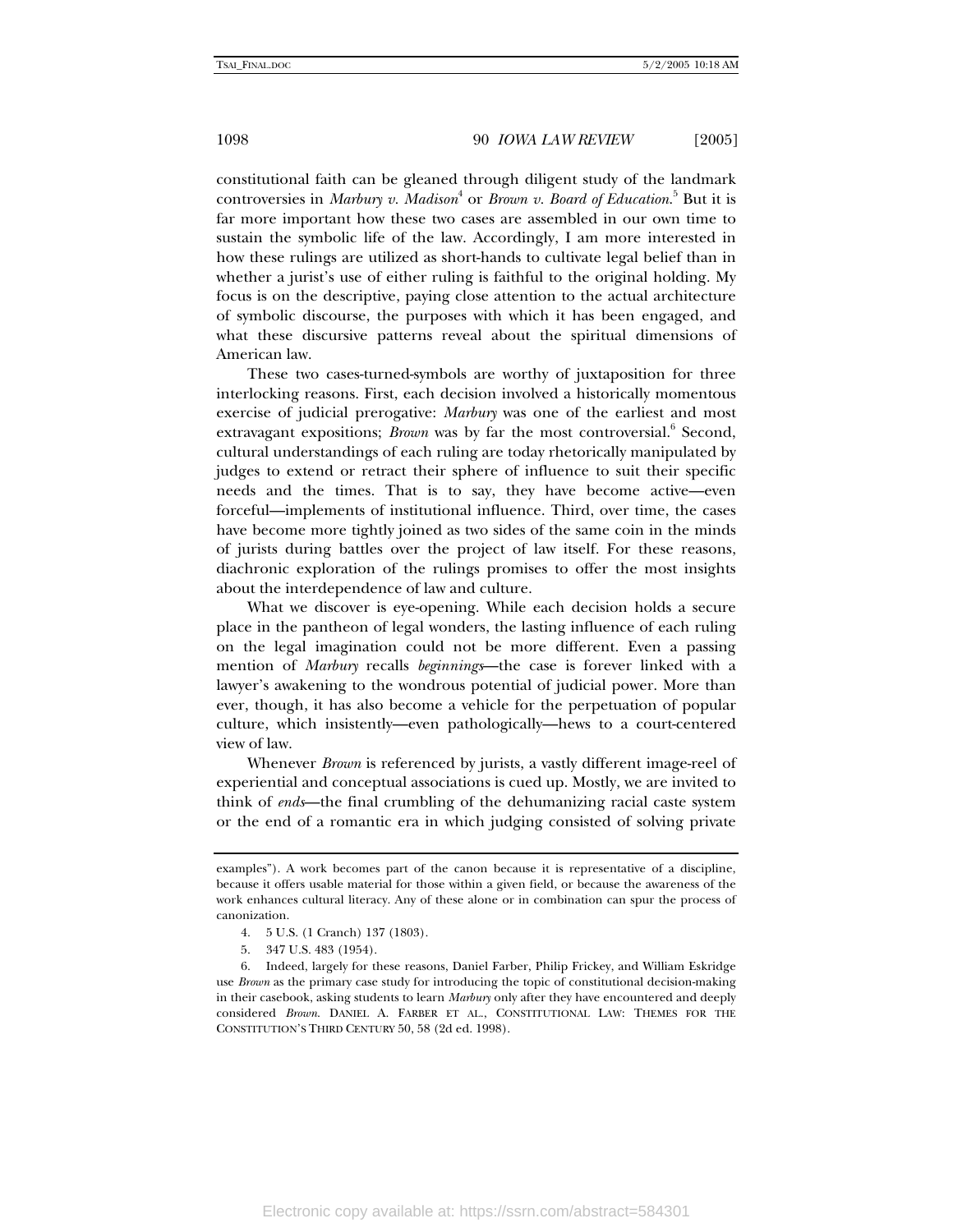constitutional faith can be gleaned through diligent study of the landmark controversies in *Marbury v. Madison*[4] or *Brown v. Board of Education*.[5] But it is far more important how these two cases are assembled in our own time to sustain the symbolic life of the law. Accordingly, I am more interested in how these rulings are utilized as short-hands to cultivate legal belief than in whether a jurist's use of either ruling is faithful to the original holding. My focus is on the descriptive, paying close attention to the actual architecture of symbolic discourse, the purposes with which it has been engaged, and what these discursive patterns reveal about the spiritual dimensions of American law.

These two cases-turned-symbols are worthy of juxtaposition for three interlocking reasons. First, each decision involved a historically momentous exercise of judicial prerogative: *Marbury* was one of the earliest and most extravagant expositions; *Brown* was by far the most controversial.[6] Second, cultural understandings of each ruling are today rhetorically manipulated by judges to extend or retract their sphere of influence to suit their specific needs and the times. That is to say, they have become active—even forceful—implements of institutional influence. Third, over time, the cases have become more tightly joined as two sides of the same coin in the minds of jurists during battles over the project of law itself. For these reasons, diachronic exploration of the rulings promises to offer the most insights about the interdependence of law and culture.

What we discover is eye-opening. While each decision holds a secure place in the pantheon of legal wonders, the lasting influence of each ruling on the legal imagination could not be more different. Even a passing mention of *Marbury* recalls *beginnings*—the case is forever linked with a lawyer's awakening to the wondrous potential of judicial power. More than ever, though, it has also become a vehicle for the perpetuation of popular culture, which insistently—even pathologically—hews to a court-centered view of law.

Whenever *Brown* is referenced by jurists, a vastly different image-reel of experiential and conceptual associations is cued up. Mostly, we are invited to think of *ends*—the final crumbling of the dehumanizing racial caste system or the end of a romantic era in which judging consisted of solving private

---

examples"). A work becomes part of the canon because it is representative of a discipline, because it offers usable material for those within a given field, or because the awareness of the work enhances cultural literacy. Any of these alone or in combination can spur the process of canonization.

4. 5 U.S. (1 Cranch) 137 (1803).

5. 347 U.S. 483 (1954).

6. Indeed, largely for these reasons, Daniel Farber, Philip Frickey, and William Eskridge use *Brown* as the primary case study for introducing the topic of constitutional decision-making in their casebook, asking students to learn *Marbury* only after they have encountered and deeply considered *Brown*. DANIEL A. FARBER ET AL., CONSTITUTIONAL LAW: THEMES FOR THE CONSTITUTION'S THIRD CENTURY 50, 58 (2d ed. 1998).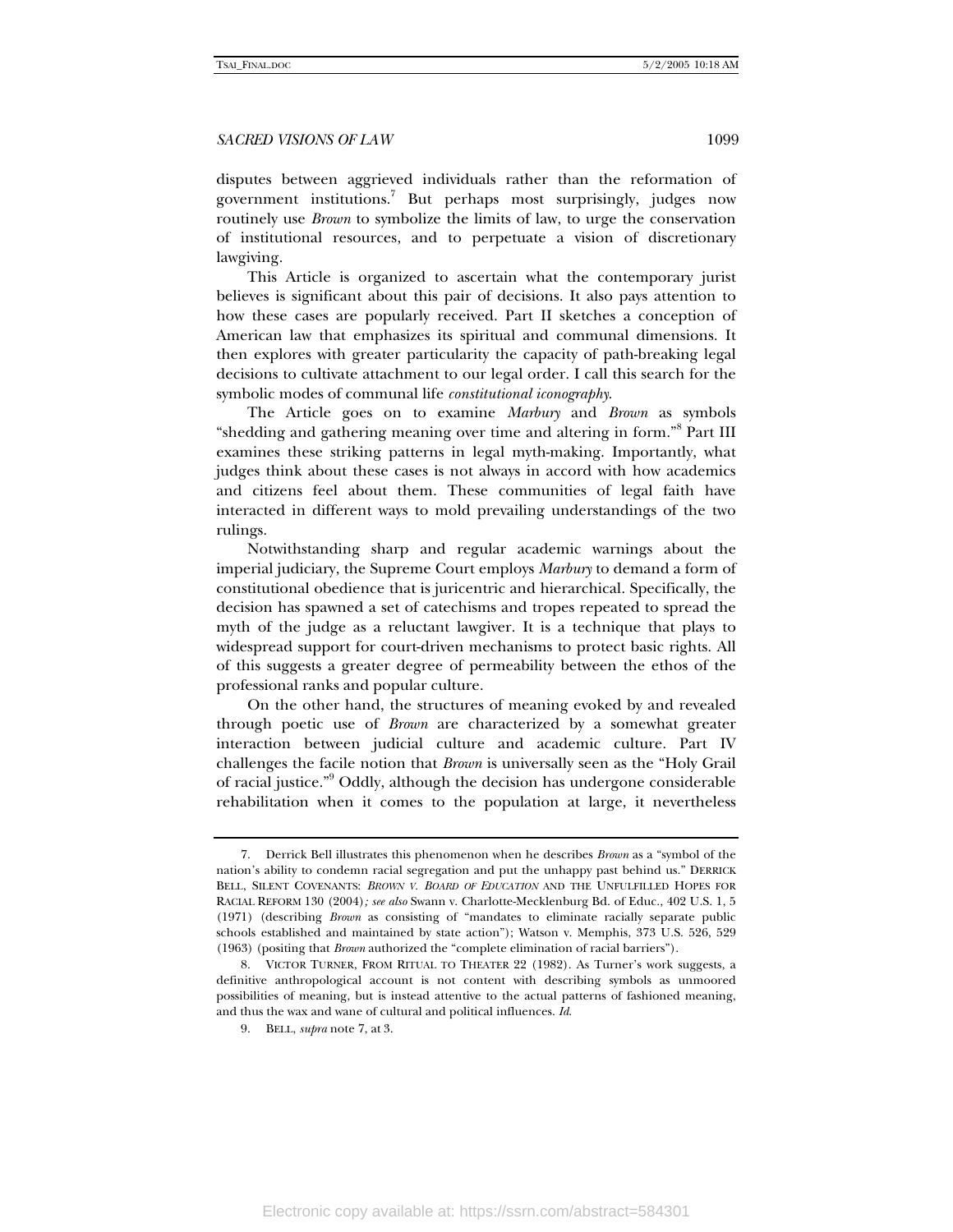disputes between aggrieved individuals rather than the reformation of government institutions.[7] But perhaps most surprisingly, judges now routinely use *Brown* to symbolize the limits of law, to urge the conservation of institutional resources, and to perpetuate a vision of discretionary lawgiving.

This Article is organized to ascertain what the contemporary jurist believes is significant about this pair of decisions. It also pays attention to how these cases are popularly received. Part II sketches a conception of American law that emphasizes its spiritual and communal dimensions. It then explores with greater particularity the capacity of path-breaking legal decisions to cultivate attachment to our legal order. I call this search for the symbolic modes of communal life *constitutional iconography*.

The Article goes on to examine *Marbury* and *Brown* as symbols "shedding and gathering meaning over time and altering in form."[8] Part III examines these striking patterns in legal myth-making. Importantly, what judges think about these cases is not always in accord with how academics and citizens feel about them. These communities of legal faith have interacted in different ways to mold prevailing understandings of the two rulings.

Notwithstanding sharp and regular academic warnings about the imperial judiciary, the Supreme Court employs *Marbury* to demand a form of constitutional obedience that is juricentric and hierarchical. Specifically, the decision has spawned a set of catechisms and tropes repeated to spread the myth of the judge as a reluctant lawgiver. It is a technique that plays to widespread support for court-driven mechanisms to protect basic rights. All of this suggests a greater degree of permeability between the ethos of the professional ranks and popular culture.

On the other hand, the structures of meaning evoked by and revealed through poetic use of *Brown* are characterized by a somewhat greater interaction between judicial culture and academic culture. Part IV challenges the facile notion that *Brown* is universally seen as the "Holy Grail of racial justice."[9] Oddly, although the decision has undergone considerable rehabilitation when it comes to the population at large, it nevertheless

---

7. Derrick Bell illustrates this phenomenon when he describes *Brown* as a "symbol of the nation's ability to condemn racial segregation and put the unhappy past behind us." DERRICK BELL, SILENT COVENANTS: *BROWN V. BOARD OF EDUCATION* AND THE UNFULFILLED HOPES FOR RACIAL REFORM 130 (2004); *see also* Swann v. Charlotte-Mecklenburg Bd. of Educ., 402 U.S. 1, 5 (1971) (describing *Brown* as consisting of "mandates to eliminate racially separate public schools established and maintained by state action"); Watson v. Memphis, 373 U.S. 526, 529 (1963) (positing that *Brown* authorized the "complete elimination of racial barriers").

8. VICTOR TURNER, FROM RITUAL TO THEATER 22 (1982). As Turner's work suggests, a definitive anthropological account is not content with describing symbols as unmoored possibilities of meaning, but is instead attentive to the actual patterns of fashioned meaning, and thus the wax and wane of cultural and political influences. *Id.*

9. BELL, *supra* note 7, at 3.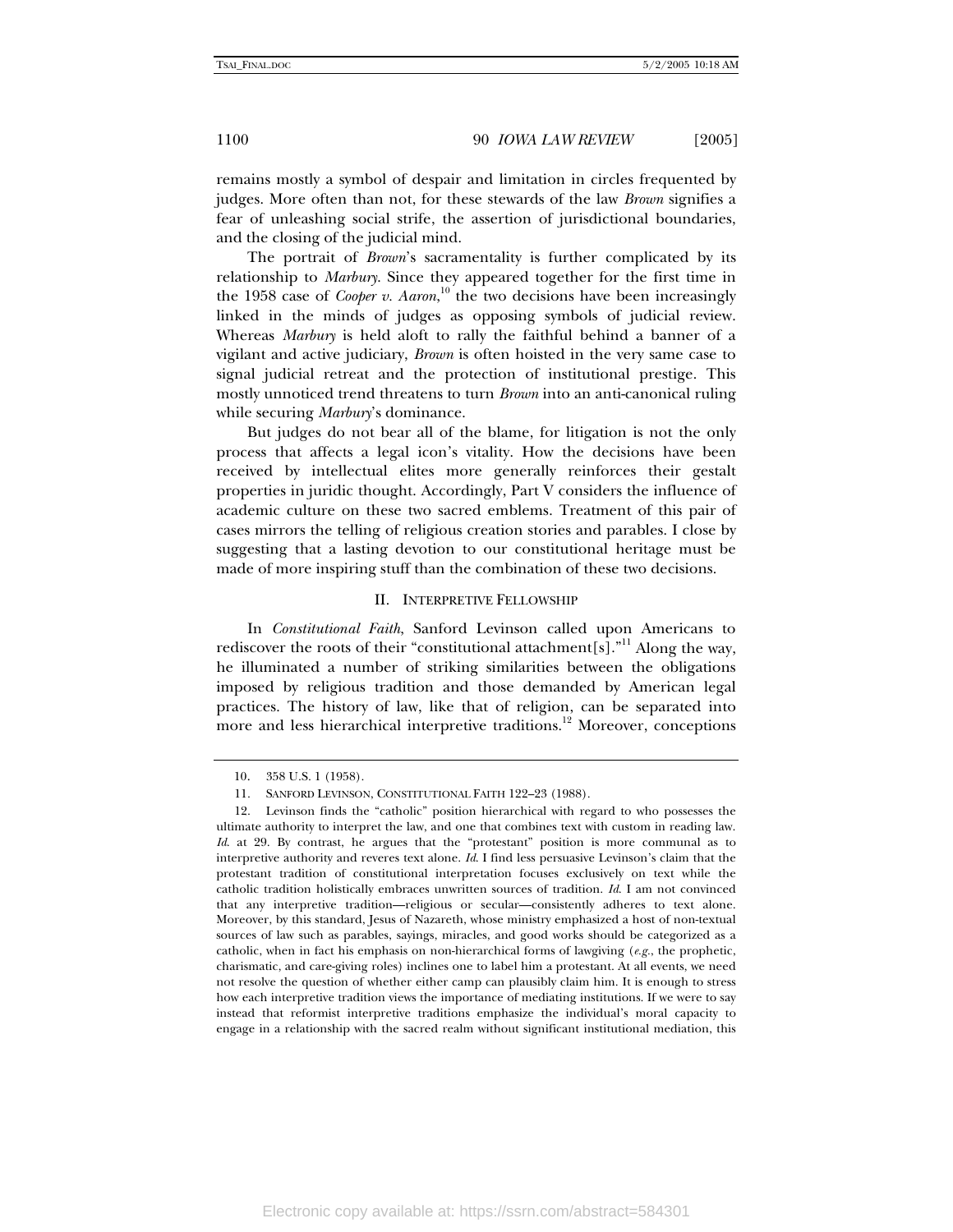remains mostly a symbol of despair and limitation in circles frequented by judges. More often than not, for these stewards of the law *Brown* signifies a fear of unleashing social strife, the assertion of jurisdictional boundaries, and the closing of the judicial mind.

The portrait of *Brown*'s sacramentality is further complicated by its relationship to *Marbury*. Since they appeared together for the first time in the 1958 case of *Cooper v. Aaron*,[10] the two decisions have been increasingly linked in the minds of judges as opposing symbols of judicial review. Whereas *Marbury* is held aloft to rally the faithful behind a banner of a vigilant and active judiciary, *Brown* is often hoisted in the very same case to signal judicial retreat and the protection of institutional prestige. This mostly unnoticed trend threatens to turn *Brown* into an anti-canonical ruling while securing *Marbury*'s dominance.

But judges do not bear all of the blame, for litigation is not the only process that affects a legal icon's vitality. How the decisions have been received by intellectual elites more generally reinforces their gestalt properties in juridic thought. Accordingly, Part V considers the influence of academic culture on these two sacred emblems. Treatment of this pair of cases mirrors the telling of religious creation stories and parables. I close by suggesting that a lasting devotion to our constitutional heritage must be made of more inspiring stuff than the combination of these two decisions.

## II. Interpretive Fellowship

In *Constitutional Faith*, Sanford Levinson called upon Americans to rediscover the roots of their "constitutional attachment[s]."[11] Along the way, he illuminated a number of striking similarities between the obligations imposed by religious tradition and those demanded by American legal practices. The history of law, like that of religion, can be separated into more and less hierarchical interpretive traditions.[12] Moreover, conceptions

---

10. 358 U.S. 1 (1958).

11. Sanford Levinson, Constitutional Faith 122–23 (1988).

12. Levinson finds the "catholic" position hierarchical with regard to who possesses the ultimate authority to interpret the law, and one that combines text with custom in reading law. *Id.* at 29. By contrast, he argues that the "protestant" position is more communal as to interpretive authority and reveres text alone. *Id.* I find less persuasive Levinson's claim that the protestant tradition of constitutional interpretation focuses exclusively on text while the catholic tradition holistically embraces unwritten sources of tradition. *Id.* I am not convinced that any interpretive tradition—religious or secular—consistently adheres to text alone. Moreover, by this standard, Jesus of Nazareth, whose ministry emphasized a host of non-textual sources of law such as parables, sayings, miracles, and good works should be categorized as a catholic, when in fact his emphasis on non-hierarchical forms of lawgiving (*e.g.*, the prophetic, charismatic, and care-giving roles) inclines one to label him a protestant. At all events, we need not resolve the question of whether either camp can plausibly claim him. It is enough to stress how each interpretive tradition views the importance of mediating institutions. If we were to say instead that reformist interpretive traditions emphasize the individual's moral capacity to engage in a relationship with the sacred realm without significant institutional mediation, this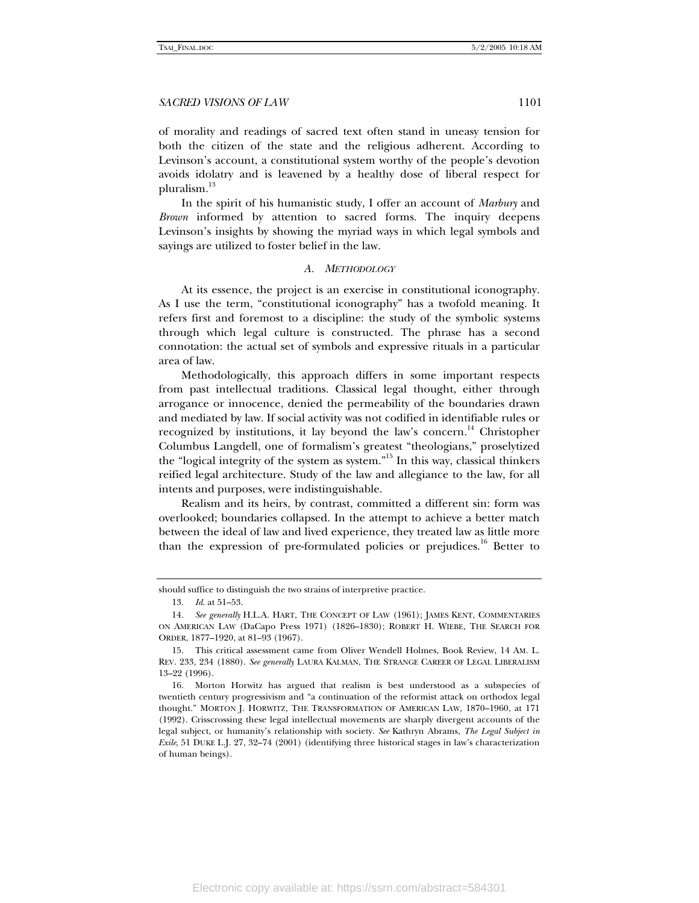of morality and readings of sacred text often stand in uneasy tension for both the citizen of the state and the religious adherent. According to Levinson's account, a constitutional system worthy of the people's devotion avoids idolatry and is leavened by a healthy dose of liberal respect for pluralism.[13]

In the spirit of his humanistic study, I offer an account of *Marbury* and *Brown* informed by attention to sacred forms. The inquiry deepens Levinson's insights by showing the myriad ways in which legal symbols and sayings are utilized to foster belief in the law.

### *A. Methodology*

At its essence, the project is an exercise in constitutional iconography. As I use the term, "constitutional iconography" has a twofold meaning. It refers first and foremost to a discipline: the study of the symbolic systems through which legal culture is constructed. The phrase has a second connotation: the actual set of symbols and expressive rituals in a particular area of law.

Methodologically, this approach differs in some important respects from past intellectual traditions. Classical legal thought, either through arrogance or innocence, denied the permeability of the boundaries drawn and mediated by law. If social activity was not codified in identifiable rules or recognized by institutions, it lay beyond the law's concern.[14] Christopher Columbus Langdell, one of formalism's greatest "theologians," proselytized the "logical integrity of the system as system."[15] In this way, classical thinkers reified legal architecture. Study of the law and allegiance to the law, for all intents and purposes, were indistinguishable.

Realism and its heirs, by contrast, committed a different sin: form was overlooked; boundaries collapsed. In the attempt to achieve a better match between the ideal of law and lived experience, they treated law as little more than the expression of pre-formulated policies or prejudices.[16] Better to

---

should suffice to distinguish the two strains of interpretive practice.

13. *Id.* at 51–53.

14. *See generally* H.L.A. HART, THE CONCEPT OF LAW (1961); JAMES KENT, COMMENTARIES ON AMERICAN LAW (DaCapo Press 1971) (1826–1830); ROBERT H. WIEBE, THE SEARCH FOR ORDER, 1877–1920, at 81–93 (1967).

15. This critical assessment came from Oliver Wendell Holmes, Book Review, 14 AM. L. REV. 233, 234 (1880). *See generally* LAURA KALMAN, THE STRANGE CAREER OF LEGAL LIBERALISM 13–22 (1996).

16. Morton Horwitz has argued that realism is best understood as a subspecies of twentieth century progressivism and "a continuation of the reformist attack on orthodox legal thought." MORTON J. HORWITZ, THE TRANSFORMATION OF AMERICAN LAW, 1870–1960, at 171 (1992). Crisscrossing these legal intellectual movements are sharply divergent accounts of the legal subject, or humanity's relationship with society. *See* Kathryn Abrams, *The Legal Subject in Exile*, 51 DUKE L.J. 27, 32–74 (2001) (identifying three historical stages in law's characterization of human beings).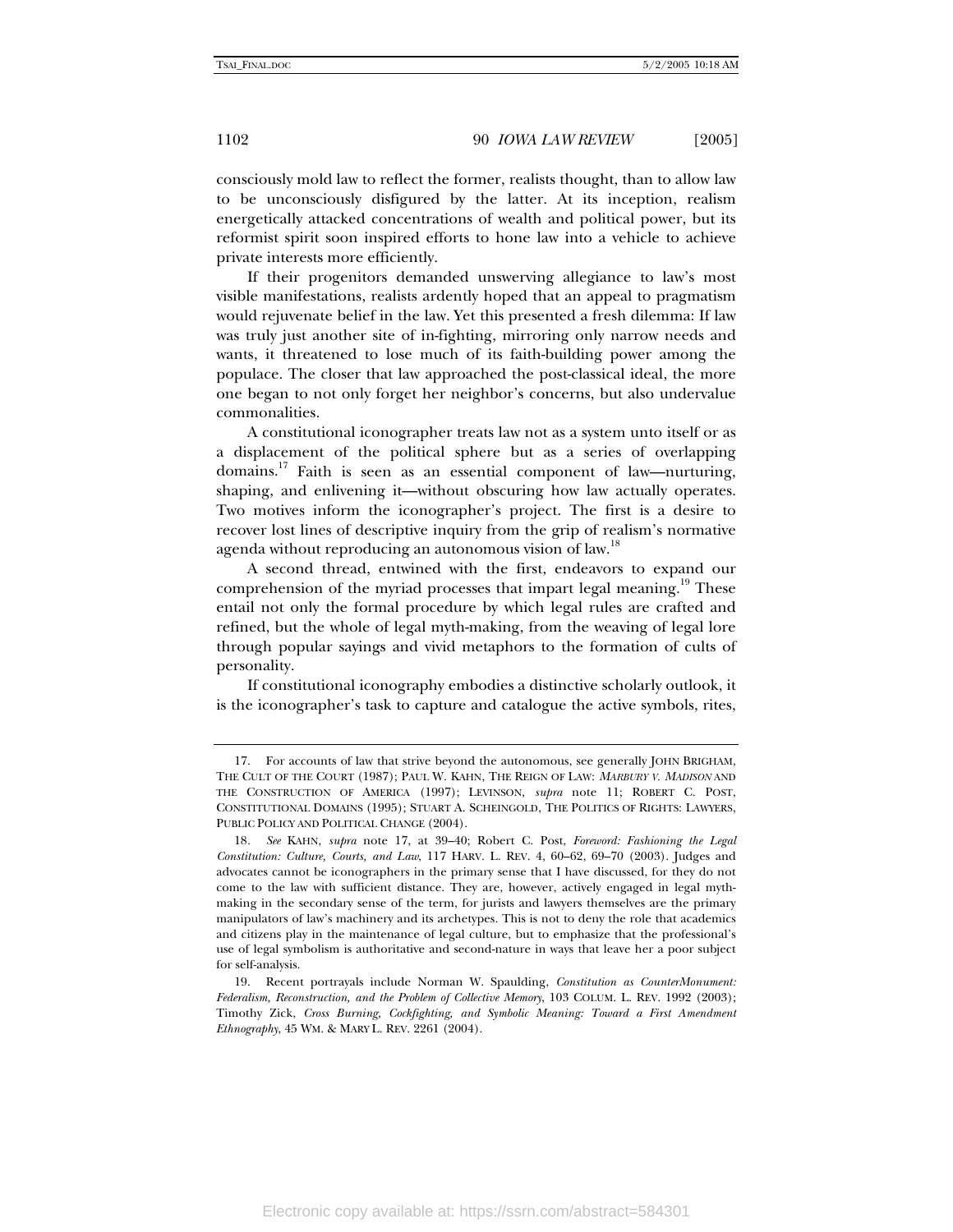consciously mold law to reflect the former, realists thought, than to allow law to be unconsciously disfigured by the latter. At its inception, realism energetically attacked concentrations of wealth and political power, but its reformist spirit soon inspired efforts to hone law into a vehicle to achieve private interests more efficiently.

If their progenitors demanded unswerving allegiance to law's most visible manifestations, realists ardently hoped that an appeal to pragmatism would rejuvenate belief in the law. Yet this presented a fresh dilemma: If law was truly just another site of in-fighting, mirroring only narrow needs and wants, it threatened to lose much of its faith-building power among the populace. The closer that law approached the post-classical ideal, the more one began to not only forget her neighbor's concerns, but also undervalue commonalities.

A constitutional iconographer treats law not as a system unto itself or as a displacement of the political sphere but as a series of overlapping domains.[17] Faith is seen as an essential component of law—nurturing, shaping, and enlivening it—without obscuring how law actually operates. Two motives inform the iconographer's project. The first is a desire to recover lost lines of descriptive inquiry from the grip of realism's normative agenda without reproducing an autonomous vision of law.[18]

A second thread, entwined with the first, endeavors to expand our comprehension of the myriad processes that impart legal meaning.[19] These entail not only the formal procedure by which legal rules are crafted and refined, but the whole of legal myth-making, from the weaving of legal lore through popular sayings and vivid metaphors to the formation of cults of personality.

If constitutional iconography embodies a distinctive scholarly outlook, it is the iconographer's task to capture and catalogue the active symbols, rites,

---

17. For accounts of law that strive beyond the autonomous, see generally JOHN BRIGHAM, THE CULT OF THE COURT (1987); PAUL W. KAHN, THE REIGN OF LAW: *MARBURY V. MADISON* AND THE CONSTRUCTION OF AMERICA (1997); LEVINSON, *supra* note 11; ROBERT C. POST, CONSTITUTIONAL DOMAINS (1995); STUART A. SCHEINGOLD, THE POLITICS OF RIGHTS: LAWYERS, PUBLIC POLICY AND POLITICAL CHANGE (2004).

18. *See* KAHN, *supra* note 17, at 39–40; Robert C. Post, *Foreword: Fashioning the Legal Constitution: Culture, Courts, and Law*, 117 HARV. L. REV. 4, 60–62, 69–70 (2003). Judges and advocates cannot be iconographers in the primary sense that I have discussed, for they do not come to the law with sufficient distance. They are, however, actively engaged in legal myth-making in the secondary sense of the term, for jurists and lawyers themselves are the primary manipulators of law's machinery and its archetypes. This is not to deny the role that academics and citizens play in the maintenance of legal culture, but to emphasize that the professional's use of legal symbolism is authoritative and second-nature in ways that leave her a poor subject for self-analysis.

19. Recent portrayals include Norman W. Spaulding, *Constitution as CounterMonument: Federalism, Reconstruction, and the Problem of Collective Memory*, 103 COLUM. L. REV. 1992 (2003); Timothy Zick, *Cross Burning, Cockfighting, and Symbolic Meaning: Toward a First Amendment Ethnography*, 45 WM. & MARY L. REV. 2261 (2004).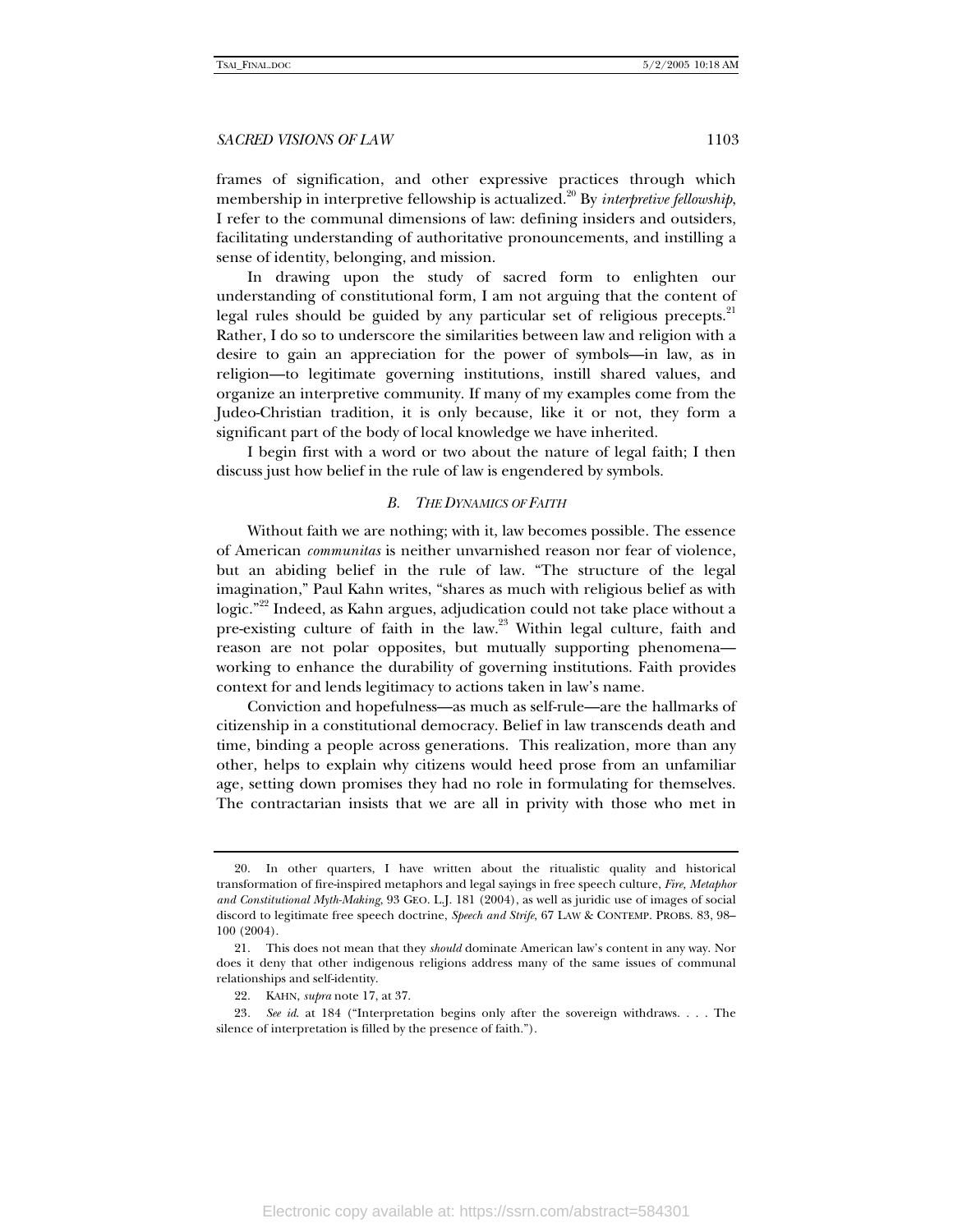frames of signification, and other expressive practices through which membership in interpretive fellowship is actualized.[20] By *interpretive fellowship*, I refer to the communal dimensions of law: defining insiders and outsiders, facilitating understanding of authoritative pronouncements, and instilling a sense of identity, belonging, and mission.

In drawing upon the study of sacred form to enlighten our understanding of constitutional form, I am not arguing that the content of legal rules should be guided by any particular set of religious precepts.[21] Rather, I do so to underscore the similarities between law and religion with a desire to gain an appreciation for the power of symbols—in law, as in religion—to legitimate governing institutions, instill shared values, and organize an interpretive community. If many of my examples come from the Judeo-Christian tradition, it is only because, like it or not, they form a significant part of the body of local knowledge we have inherited.

I begin first with a word or two about the nature of legal faith; I then discuss just how belief in the rule of law is engendered by symbols.

### *B. The Dynamics of Faith*

Without faith we are nothing; with it, law becomes possible. The essence of American *communitas* is neither unvarnished reason nor fear of violence, but an abiding belief in the rule of law. "The structure of the legal imagination," Paul Kahn writes, "shares as much with religious belief as with logic."[22] Indeed, as Kahn argues, adjudication could not take place without a pre-existing culture of faith in the law.[23] Within legal culture, faith and reason are not polar opposites, but mutually supporting phenomena—working to enhance the durability of governing institutions. Faith provides context for and lends legitimacy to actions taken in law's name.

Conviction and hopefulness—as much as self-rule—are the hallmarks of citizenship in a constitutional democracy. Belief in law transcends death and time, binding a people across generations. This realization, more than any other, helps to explain why citizens would heed prose from an unfamiliar age, setting down promises they had no role in formulating for themselves. The contractarian insists that we are all in privity with those who met in

---

20. In other quarters, I have written about the ritualistic quality and historical transformation of fire-inspired metaphors and legal sayings in free speech culture, *Fire, Metaphor and Constitutional Myth-Making*, 93 GEO. L.J. 181 (2004), as well as juridic use of images of social discord to legitimate free speech doctrine, *Speech and Strife*, 67 LAW & CONTEMP. PROBS. 83, 98–100 (2004).

21. This does not mean that they *should* dominate American law's content in any way. Nor does it deny that other indigenous religions address many of the same issues of communal relationships and self-identity.

22. KAHN, *supra* note 17, at 37.

23. *See id.* at 184 ("Interpretation begins only after the sovereign withdraws. . . . The silence of interpretation is filled by the presence of faith.").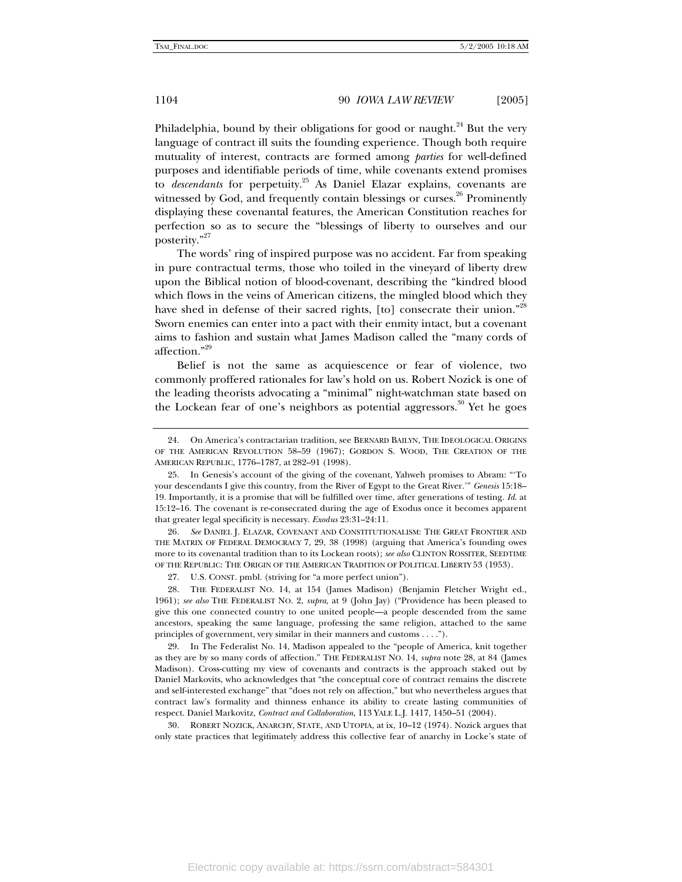Philadelphia, bound by their obligations for good or naught.[24] But the very language of contract ill suits the founding experience. Though both require mutuality of interest, contracts are formed among *parties* for well-defined purposes and identifiable periods of time, while covenants extend promises to *descendants* for perpetuity.[25] As Daniel Elazar explains, covenants are witnessed by God, and frequently contain blessings or curses.[26] Prominently displaying these covenantal features, the American Constitution reaches for perfection so as to secure the "blessings of liberty to ourselves and our posterity."[27]

The words' ring of inspired purpose was no accident. Far from speaking in pure contractual terms, those who toiled in the vineyard of liberty drew upon the Biblical notion of blood-covenant, describing the "kindred blood which flows in the veins of American citizens, the mingled blood which they have shed in defense of their sacred rights, [to] consecrate their union."[28] Sworn enemies can enter into a pact with their enmity intact, but a covenant aims to fashion and sustain what James Madison called the "many cords of affection."[29]

Belief is not the same as acquiescence or fear of violence, two commonly proffered rationales for law's hold on us. Robert Nozick is one of the leading theorists advocating a "minimal" night-watchman state based on the Lockean fear of one's neighbors as potential aggressors.[30] Yet he goes

---

24. On America's contractarian tradition, see BERNARD BAILYN, THE IDEOLOGICAL ORIGINS OF THE AMERICAN REVOLUTION 58–59 (1967); GORDON S. WOOD, THE CREATION OF THE AMERICAN REPUBLIC, 1776–1787, at 282–91 (1998).

25. In Genesis's account of the giving of the covenant, Yahweh promises to Abram: "'To your descendants I give this country, from the River of Egypt to the Great River.'" *Genesis* 15:18–19. Importantly, it is a promise that will be fulfilled over time, after generations of testing. *Id.* at 15:12–16. The covenant is re-consecrated during the age of Exodus once it becomes apparent that greater legal specificity is necessary. *Exodus* 23:31–24:11.

26. *See* DANIEL J. ELAZAR, COVENANT AND CONSTITUTIONALISM: THE GREAT FRONTIER AND THE MATRIX OF FEDERAL DEMOCRACY 7, 29, 38 (1998) (arguing that America's founding owes more to its covenantal tradition than to its Lockean roots); *see also* CLINTON ROSSITER, SEEDTIME OF THE REPUBLIC: THE ORIGIN OF THE AMERICAN TRADITION OF POLITICAL LIBERTY 53 (1953).

27. U.S. CONST. pmbl. (striving for "a more perfect union").

28. THE FEDERALIST NO. 14, at 154 (James Madison) (Benjamin Fletcher Wright ed., 1961); *see also* THE FEDERALIST NO. 2, *supra*, at 9 (John Jay) ("Providence has been pleased to give this one connected country to one united people—a people descended from the same ancestors, speaking the same language, professing the same religion, attached to the same principles of government, very similar in their manners and customs . . . .").

29. In The Federalist No. 14, Madison appealed to the "people of America, knit together as they are by so many cords of affection." THE FEDERALIST NO. 14, *supra* note 28, at 84 (James Madison). Cross-cutting my view of covenants and contracts is the approach staked out by Daniel Markovits, who acknowledges that "the conceptual core of contract remains the discrete and self-interested exchange" that "does not rely on affection," but who nevertheless argues that contract law's formality and thinness enhance its ability to create lasting communities of respect. Daniel Markovitz, *Contract and Collaboration*, 113 YALE L.J. 1417, 1450–51 (2004).

30. ROBERT NOZICK, ANARCHY, STATE, AND UTOPIA, at ix, 10–12 (1974). Nozick argues that only state practices that legitimately address this collective fear of anarchy in Locke's state of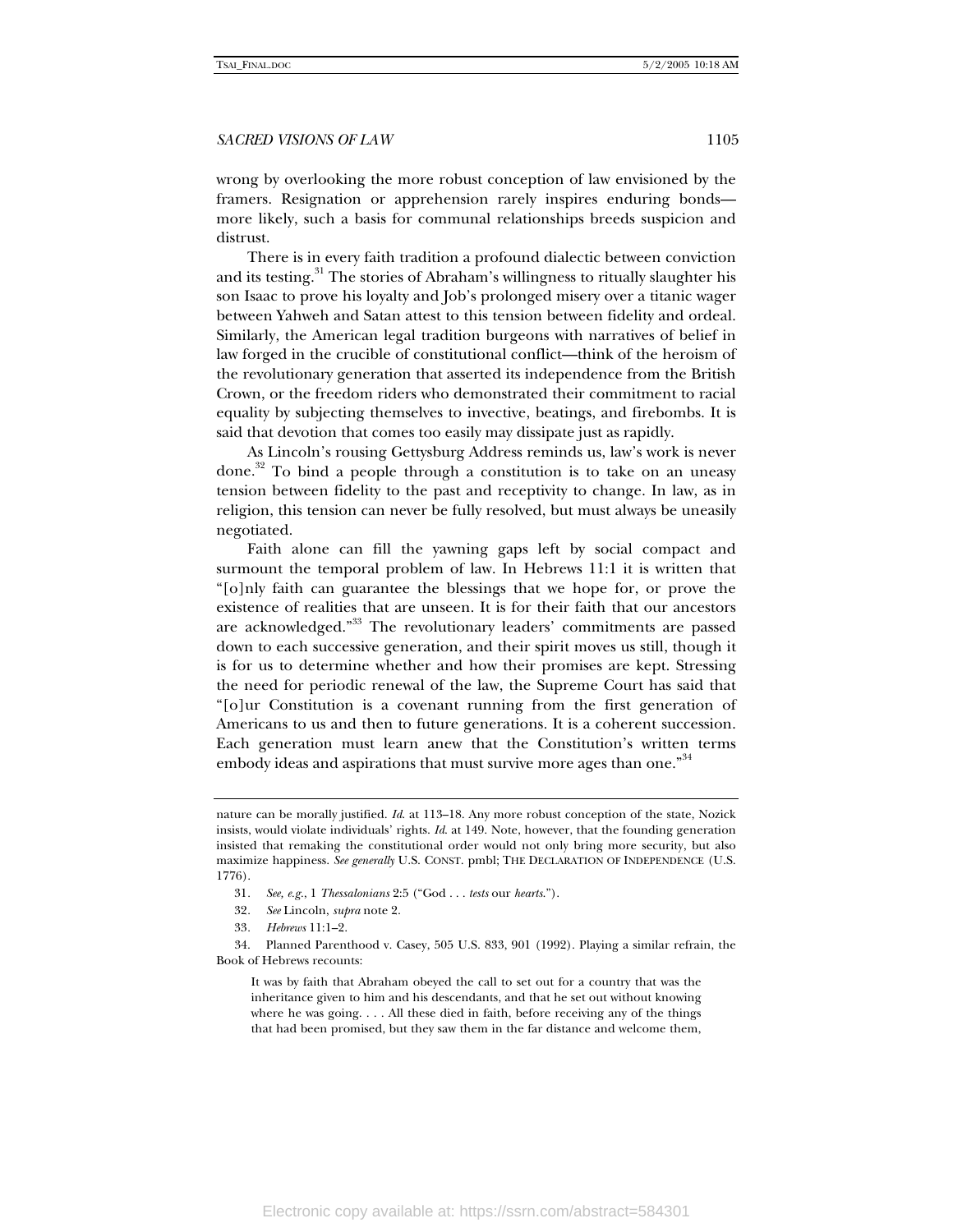wrong by overlooking the more robust conception of law envisioned by the framers. Resignation or apprehension rarely inspires enduring bonds—more likely, such a basis for communal relationships breeds suspicion and distrust.

There is in every faith tradition a profound dialectic between conviction and its testing.[31] The stories of Abraham's willingness to ritually slaughter his son Isaac to prove his loyalty and Job's prolonged misery over a titanic wager between Yahweh and Satan attest to this tension between fidelity and ordeal. Similarly, the American legal tradition burgeons with narratives of belief in law forged in the crucible of constitutional conflict—think of the heroism of the revolutionary generation that asserted its independence from the British Crown, or the freedom riders who demonstrated their commitment to racial equality by subjecting themselves to invective, beatings, and firebombs. It is said that devotion that comes too easily may dissipate just as rapidly.

As Lincoln's rousing Gettysburg Address reminds us, law's work is never done.[32] To bind a people through a constitution is to take on an uneasy tension between fidelity to the past and receptivity to change. In law, as in religion, this tension can never be fully resolved, but must always be uneasily negotiated.

Faith alone can fill the yawning gaps left by social compact and surmount the temporal problem of law. In Hebrews 11:1 it is written that "[o]nly faith can guarantee the blessings that we hope for, or prove the existence of realities that are unseen. It is for their faith that our ancestors are acknowledged."[33] The revolutionary leaders' commitments are passed down to each successive generation, and their spirit moves us still, though it is for us to determine whether and how their promises are kept. Stressing the need for periodic renewal of the law, the Supreme Court has said that "[o]ur Constitution is a covenant running from the first generation of Americans to us and then to future generations. It is a coherent succession. Each generation must learn anew that the Constitution's written terms embody ideas and aspirations that must survive more ages than one."[34]

---

nature can be morally justified. *Id.* at 113–18. Any more robust conception of the state, Nozick insists, would violate individuals' rights. *Id.* at 149. Note, however, that the founding generation insisted that remaking the constitutional order would not only bring more security, but also maximize happiness. *See generally* U.S. CONST. pmbl; THE DECLARATION OF INDEPENDENCE (U.S. 1776).

31. *See, e.g.*, 1 *Thessalonians* 2:5 ("God . . . *tests* our *hearts*.").

32. *See* Lincoln, *supra* note 2.

33. *Hebrews* 11:1–2.

34. Planned Parenthood v. Casey, 505 U.S. 833, 901 (1992). Playing a similar refrain, the Book of Hebrews recounts:

> It was by faith that Abraham obeyed the call to set out for a country that was the inheritance given to him and his descendants, and that he set out without knowing where he was going. . . . All these died in faith, before receiving any of the things that had been promised, but they saw them in the far distance and welcome them,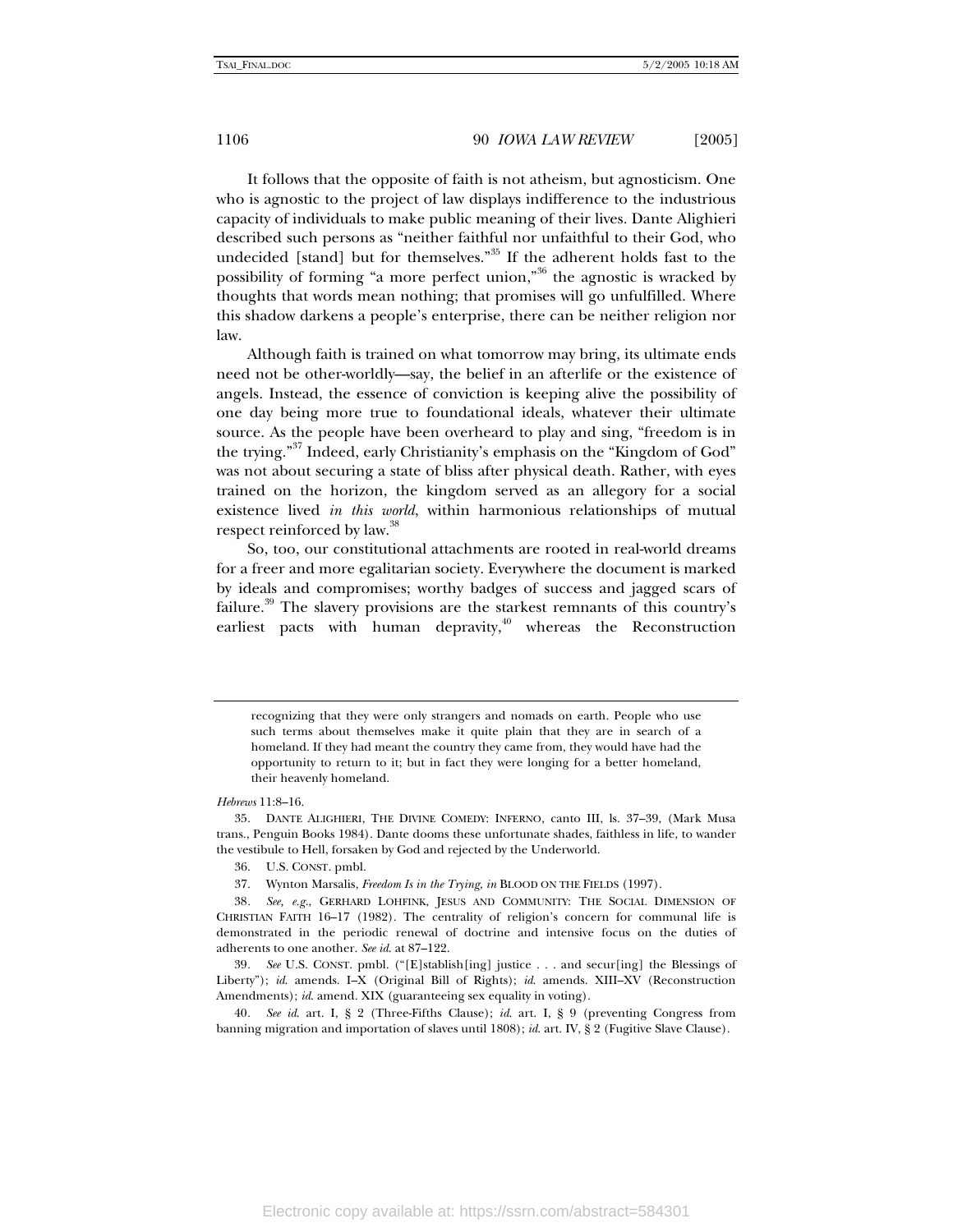It follows that the opposite of faith is not atheism, but agnosticism. One who is agnostic to the project of law displays indifference to the industrious capacity of individuals to make public meaning of their lives. Dante Alighieri described such persons as "neither faithful nor unfaithful to their God, who undecided [stand] but for themselves."[35] If the adherent holds fast to the possibility of forming "a more perfect union,"[36] the agnostic is wracked by thoughts that words mean nothing; that promises will go unfulfilled. Where this shadow darkens a people's enterprise, there can be neither religion nor law.

Although faith is trained on what tomorrow may bring, its ultimate ends need not be other-worldly—say, the belief in an afterlife or the existence of angels. Instead, the essence of conviction is keeping alive the possibility of one day being more true to foundational ideals, whatever their ultimate source. As the people have been overheard to play and sing, "freedom is in the trying."[37] Indeed, early Christianity's emphasis on the "Kingdom of God" was not about securing a state of bliss after physical death. Rather, with eyes trained on the horizon, the kingdom served as an allegory for a social existence lived *in this world*, within harmonious relationships of mutual respect reinforced by law.[38]

So, too, our constitutional attachments are rooted in real-world dreams for a freer and more egalitarian society. Everywhere the document is marked by ideals and compromises; worthy badges of success and jagged scars of failure.[39] The slavery provisions are the starkest remnants of this country's earliest pacts with human depravity,[40] whereas the Reconstruction

---

> recognizing that they were only strangers and nomads on earth. People who use such terms about themselves make it quite plain that they are in search of a homeland. If they had meant the country they came from, they would have had the opportunity to return to it; but in fact they were longing for a better homeland, their heavenly homeland.

*Hebrews* 11:8–16.

35. DANTE ALIGHIERI, THE DIVINE COMEDY: INFERNO, canto III, ls. 37–39, (Mark Musa trans., Penguin Books 1984). Dante dooms these unfortunate shades, faithless in life, to wander the vestibule to Hell, forsaken by God and rejected by the Underworld.

36. U.S. CONST. pmbl.

37. Wynton Marsalis, *Freedom Is in the Trying*, *in* BLOOD ON THE FIELDS (1997).

38. *See, e.g.*, GERHARD LOHFINK, JESUS AND COMMUNITY: THE SOCIAL DIMENSION OF CHRISTIAN FAITH 16–17 (1982). The centrality of religion's concern for communal life is demonstrated in the periodic renewal of doctrine and intensive focus on the duties of adherents to one another. *See id.* at 87–122.

39. *See* U.S. CONST. pmbl. ("[E]stablish[ing] justice . . . and secur[ing] the Blessings of Liberty"); *id.* amends. I–X (Original Bill of Rights); *id.* amends. XIII–XV (Reconstruction Amendments); *id.* amend. XIX (guaranteeing sex equality in voting).

40. *See id.* art. I, § 2 (Three-Fifths Clause); *id.* art. I, § 9 (preventing Congress from banning migration and importation of slaves until 1808); *id.* art. IV, § 2 (Fugitive Slave Clause).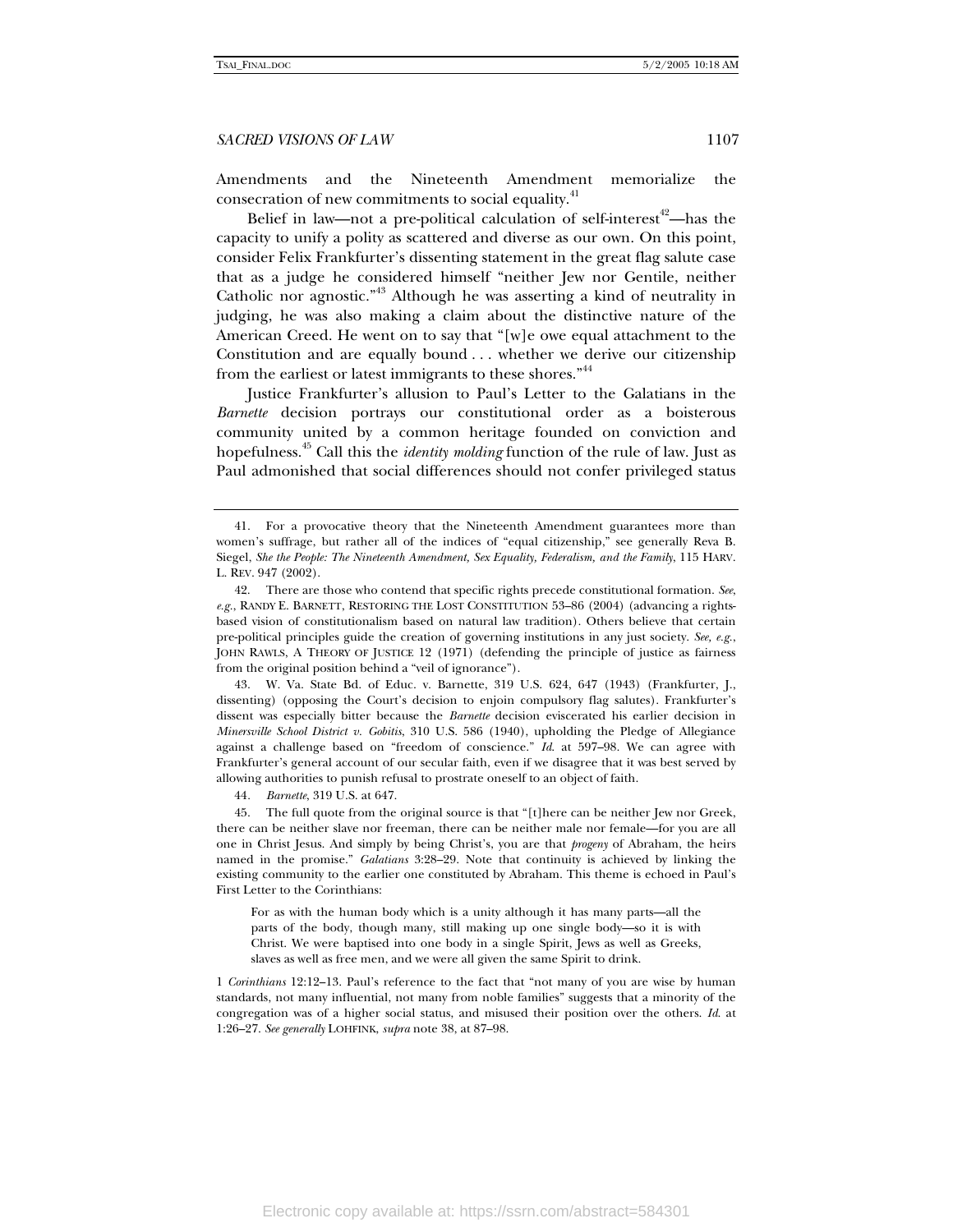Amendments and the Nineteenth Amendment memorialize the consecration of new commitments to social equality.[41]

Belief in law—not a pre-political calculation of self-interest[42]—has the capacity to unify a polity as scattered and diverse as our own. On this point, consider Felix Frankfurter's dissenting statement in the great flag salute case that as a judge he considered himself "neither Jew nor Gentile, neither Catholic nor agnostic."[43] Although he was asserting a kind of neutrality in judging, he was also making a claim about the distinctive nature of the American Creed. He went on to say that "[w]e owe equal attachment to the Constitution and are equally bound . . . whether we derive our citizenship from the earliest or latest immigrants to these shores."[44]

Justice Frankfurter's allusion to Paul's Letter to the Galatians in the *Barnette* decision portrays our constitutional order as a boisterous community united by a common heritage founded on conviction and hopefulness.[45] Call this the *identity molding* function of the rule of law. Just as Paul admonished that social differences should not confer privileged status

---

41. For a provocative theory that the Nineteenth Amendment guarantees more than women's suffrage, but rather all of the indices of "equal citizenship," see generally Reva B. Siegel, *She the People: The Nineteenth Amendment, Sex Equality, Federalism, and the Family*, 115 HARV. L. REV. 947 (2002).

42. There are those who contend that specific rights precede constitutional formation. *See, e.g.*, RANDY E. BARNETT, RESTORING THE LOST CONSTITUTION 53–86 (2004) (advancing a rights-based vision of constitutionalism based on natural law tradition). Others believe that certain pre-political principles guide the creation of governing institutions in any just society. *See, e.g.*, JOHN RAWLS, A THEORY OF JUSTICE 12 (1971) (defending the principle of justice as fairness from the original position behind a "veil of ignorance").

43. W. Va. State Bd. of Educ. v. Barnette, 319 U.S. 624, 647 (1943) (Frankfurter, J., dissenting) (opposing the Court's decision to enjoin compulsory flag salutes). Frankfurter's dissent was especially bitter because the *Barnette* decision eviscerated his earlier decision in *Minersville School District v. Gobitis*, 310 U.S. 586 (1940), upholding the Pledge of Allegiance against a challenge based on "freedom of conscience." *Id.* at 597–98. We can agree with Frankfurter's general account of our secular faith, even if we disagree that it was best served by allowing authorities to punish refusal to prostrate oneself to an object of faith.

44. *Barnette*, 319 U.S. at 647.

45. The full quote from the original source is that "[t]here can be neither Jew nor Greek, there can be neither slave nor freeman, there can be neither male nor female—for you are all one in Christ Jesus. And simply by being Christ's, you are that *progeny* of Abraham, the heirs named in the promise." *Galatians* 3:28–29. Note that continuity is achieved by linking the existing community to the earlier one constituted by Abraham. This theme is echoed in Paul's First Letter to the Corinthians:

> For as with the human body which is a unity although it has many parts—all the parts of the body, though many, still making up one single body—so it is with Christ. We were baptised into one body in a single Spirit, Jews as well as Greeks, slaves as well as free men, and we were all given the same Spirit to drink.

1 *Corinthians* 12:12–13. Paul's reference to the fact that "not many of you are wise by human standards, not many influential, not many from noble families" suggests that a minority of the congregation was of a higher social status, and misused their position over the others. *Id.* at 1:26–27. *See generally* LOHFINK, *supra* note 38, at 87–98.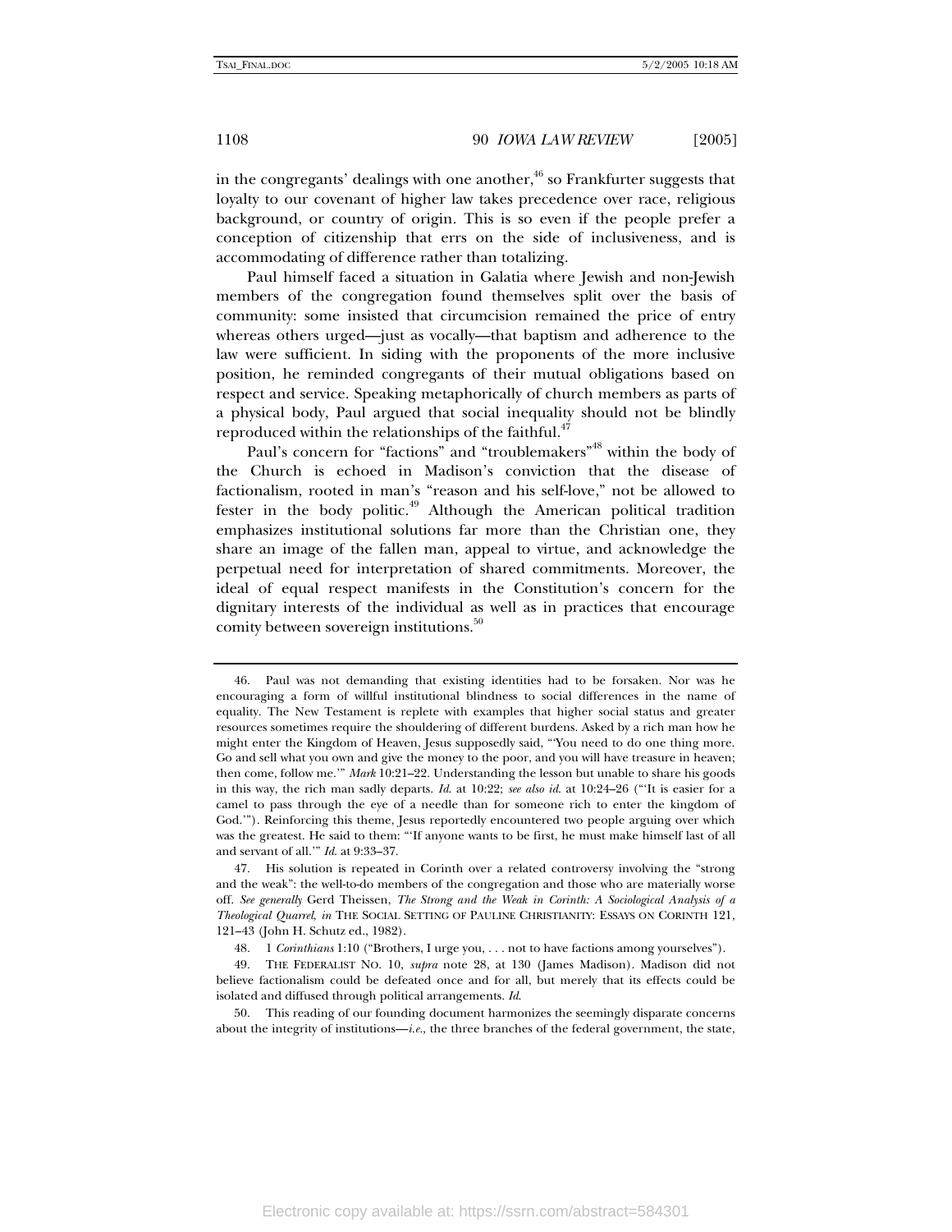in the congregants' dealings with one another,[46] so Frankfurter suggests that loyalty to our covenant of higher law takes precedence over race, religious background, or country of origin. This is so even if the people prefer a conception of citizenship that errs on the side of inclusiveness, and is accommodating of difference rather than totalizing.

Paul himself faced a situation in Galatia where Jewish and non-Jewish members of the congregation found themselves split over the basis of community: some insisted that circumcision remained the price of entry whereas others urged—just as vocally—that baptism and adherence to the law were sufficient. In siding with the proponents of the more inclusive position, he reminded congregants of their mutual obligations based on respect and service. Speaking metaphorically of church members as parts of a physical body, Paul argued that social inequality should not be blindly reproduced within the relationships of the faithful.[47]

Paul's concern for "factions" and "troublemakers"[48] within the body of the Church is echoed in Madison's conviction that the disease of factionalism, rooted in man's "reason and his self-love," not be allowed to fester in the body politic.[49] Although the American political tradition emphasizes institutional solutions far more than the Christian one, they share an image of the fallen man, appeal to virtue, and acknowledge the perpetual need for interpretation of shared commitments. Moreover, the ideal of equal respect manifests in the Constitution's concern for the dignitary interests of the individual as well as in practices that encourage comity between sovereign institutions.[50]

---

46. Paul was not demanding that existing identities had to be forsaken. Nor was he encouraging a form of willful institutional blindness to social differences in the name of equality. The New Testament is replete with examples that higher social status and greater resources sometimes require the shouldering of different burdens. Asked by a rich man how he might enter the Kingdom of Heaven, Jesus supposedly said, "'You need to do one thing more. Go and sell what you own and give the money to the poor, and you will have treasure in heaven; then come, follow me.'" *Mark* 10:21–22. Understanding the lesson but unable to share his goods in this way, the rich man sadly departs. *Id.* at 10:22; *see also id.* at 10:24–26 ("'It is easier for a camel to pass through the eye of a needle than for someone rich to enter the kingdom of God.'"). Reinforcing this theme, Jesus reportedly encountered two people arguing over which was the greatest. He said to them: "'If anyone wants to be first, he must make himself last of all and servant of all.'" *Id.* at 9:33–37.

47. His solution is repeated in Corinth over a related controversy involving the "strong and the weak": the well-to-do members of the congregation and those who are materially worse off. *See generally* Gerd Theissen, *The Strong and the Weak in Corinth: A Sociological Analysis of a Theological Quarrel*, *in* THE SOCIAL SETTING OF PAULINE CHRISTIANITY: ESSAYS ON CORINTH 121, 121–43 (John H. Schutz ed., 1982).

48. 1 *Corinthians* 1:10 ("Brothers, I urge you, . . . not to have factions among yourselves").

49. THE FEDERALIST NO. 10, *supra* note 28, at 130 (James Madison). Madison did not believe factionalism could be defeated once and for all, but merely that its effects could be isolated and diffused through political arrangements. *Id.*

50. This reading of our founding document harmonizes the seemingly disparate concerns about the integrity of institutions—*i.e.*, the three branches of the federal government, the state,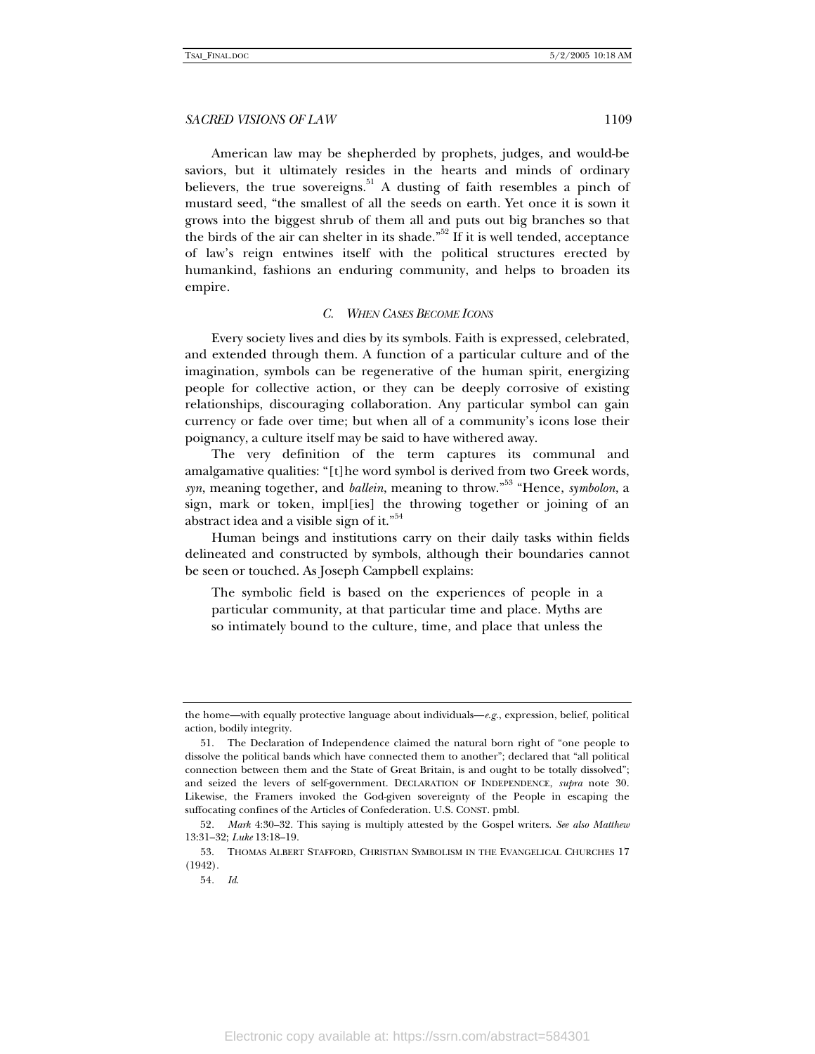American law may be shepherded by prophets, judges, and would-be saviors, but it ultimately resides in the hearts and minds of ordinary believers, the true sovereigns.[51] A dusting of faith resembles a pinch of mustard seed, "the smallest of all the seeds on earth. Yet once it is sown it grows into the biggest shrub of them all and puts out big branches so that the birds of the air can shelter in its shade."[52] If it is well tended, acceptance of law's reign entwines itself with the political structures erected by humankind, fashions an enduring community, and helps to broaden its empire.

### C. *When Cases Become Icons*

Every society lives and dies by its symbols. Faith is expressed, celebrated, and extended through them. A function of a particular culture and of the imagination, symbols can be regenerative of the human spirit, energizing people for collective action, or they can be deeply corrosive of existing relationships, discouraging collaboration. Any particular symbol can gain currency or fade over time; but when all of a community's icons lose their poignancy, a culture itself may be said to have withered away.

The very definition of the term captures its communal and amalgamative qualities: "[t]he word symbol is derived from two Greek words, *syn*, meaning together, and *ballein*, meaning to throw."[53] "Hence, *symbolon*, a sign, mark or token, impl[ies] the throwing together or joining of an abstract idea and a visible sign of it."[54]

Human beings and institutions carry on their daily tasks within fields delineated and constructed by symbols, although their boundaries cannot be seen or touched. As Joseph Campbell explains:

> The symbolic field is based on the experiences of people in a particular community, at that particular time and place. Myths are so intimately bound to the culture, time, and place that unless the

---

the home—with equally protective language about individuals—*e.g.*, expression, belief, political action, bodily integrity.

51. The Declaration of Independence claimed the natural born right of "one people to dissolve the political bands which have connected them to another"; declared that "all political connection between them and the State of Great Britain, is and ought to be totally dissolved"; and seized the levers of self-government. DECLARATION OF INDEPENDENCE, *supra* note 30. Likewise, the Framers invoked the God-given sovereignty of the People in escaping the suffocating confines of the Articles of Confederation. U.S. CONST. pmbl.

52. *Mark* 4:30–32. This saying is multiply attested by the Gospel writers. *See also Matthew* 13:31–32; *Luke* 13:18–19.

53. THOMAS ALBERT STAFFORD, CHRISTIAN SYMBOLISM IN THE EVANGELICAL CHURCHES 17 (1942).

54. *Id.*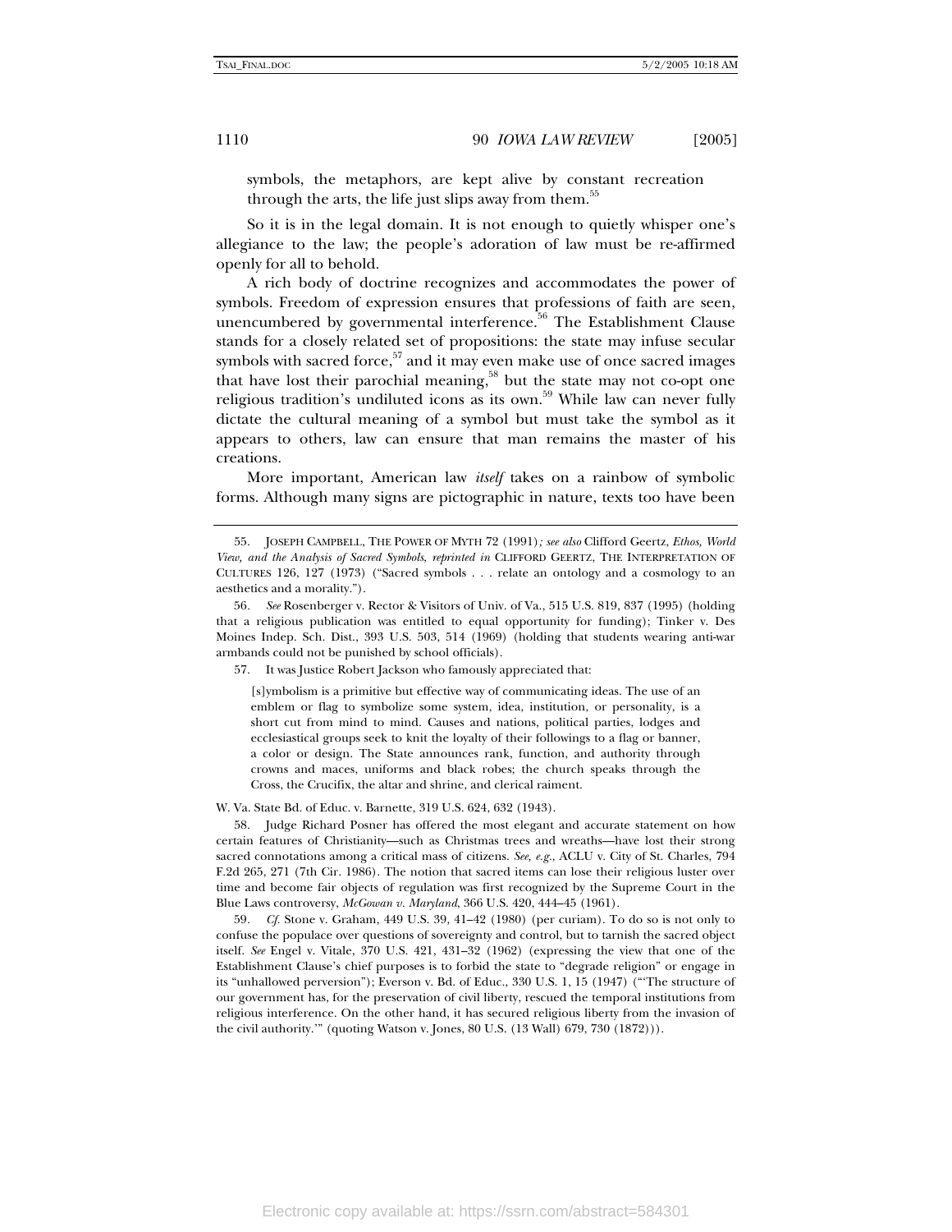symbols, the metaphors, are kept alive by constant recreation through the arts, the life just slips away from them.[55]

So it is in the legal domain. It is not enough to quietly whisper one's allegiance to the law; the people's adoration of law must be re-affirmed openly for all to behold.

A rich body of doctrine recognizes and accommodates the power of symbols. Freedom of expression ensures that professions of faith are seen, unencumbered by governmental interference.[56] The Establishment Clause stands for a closely related set of propositions: the state may infuse secular symbols with sacred force,[57] and it may even make use of once sacred images that have lost their parochial meaning,[58] but the state may not co-opt one religious tradition's undiluted icons as its own.[59] While law can never fully dictate the cultural meaning of a symbol but must take the symbol as it appears to others, law can ensure that man remains the master of his creations.

More important, American law *itself* takes on a rainbow of symbolic forms. Although many signs are pictographic in nature, texts too have been

---

55. JOSEPH CAMPBELL, THE POWER OF MYTH 72 (1991)*; see also* Clifford Geertz, *Ethos, World View, and the Analysis of Sacred Symbols*, *reprinted in* CLIFFORD GEERTZ, THE INTERPRETATION OF CULTURES 126, 127 (1973) ("Sacred symbols . . . relate an ontology and a cosmology to an aesthetics and a morality.").

56. *See* Rosenberger v. Rector & Visitors of Univ. of Va., 515 U.S. 819, 837 (1995) (holding that a religious publication was entitled to equal opportunity for funding); Tinker v. Des Moines Indep. Sch. Dist., 393 U.S. 503, 514 (1969) (holding that students wearing anti-war armbands could not be punished by school officials).

57. It was Justice Robert Jackson who famously appreciated that:

> [s]ymbolism is a primitive but effective way of communicating ideas. The use of an emblem or flag to symbolize some system, idea, institution, or personality, is a short cut from mind to mind. Causes and nations, political parties, lodges and ecclesiastical groups seek to knit the loyalty of their followings to a flag or banner, a color or design. The State announces rank, function, and authority through crowns and maces, uniforms and black robes; the church speaks through the Cross, the Crucifix, the altar and shrine, and clerical raiment.

W. Va. State Bd. of Educ. v. Barnette, 319 U.S. 624, 632 (1943).

58. Judge Richard Posner has offered the most elegant and accurate statement on how certain features of Christianity—such as Christmas trees and wreaths—have lost their strong sacred connotations among a critical mass of citizens. *See, e.g.*, ACLU v. City of St. Charles, 794 F.2d 265, 271 (7th Cir. 1986). The notion that sacred items can lose their religious luster over time and become fair objects of regulation was first recognized by the Supreme Court in the Blue Laws controversy, *McGowan v. Maryland*, 366 U.S. 420, 444–45 (1961).

59. *Cf.* Stone v. Graham, 449 U.S. 39, 41–42 (1980) (per curiam). To do so is not only to confuse the populace over questions of sovereignty and control, but to tarnish the sacred object itself. *See* Engel v. Vitale, 370 U.S. 421, 431–32 (1962) (expressing the view that one of the Establishment Clause's chief purposes is to forbid the state to "degrade religion" or engage in its "unhallowed perversion"); Everson v. Bd. of Educ., 330 U.S. 1, 15 (1947) ("'The structure of our government has, for the preservation of civil liberty, rescued the temporal institutions from religious interference. On the other hand, it has secured religious liberty from the invasion of the civil authority.'" (quoting Watson v. Jones, 80 U.S. (13 Wall) 679, 730 (1872))).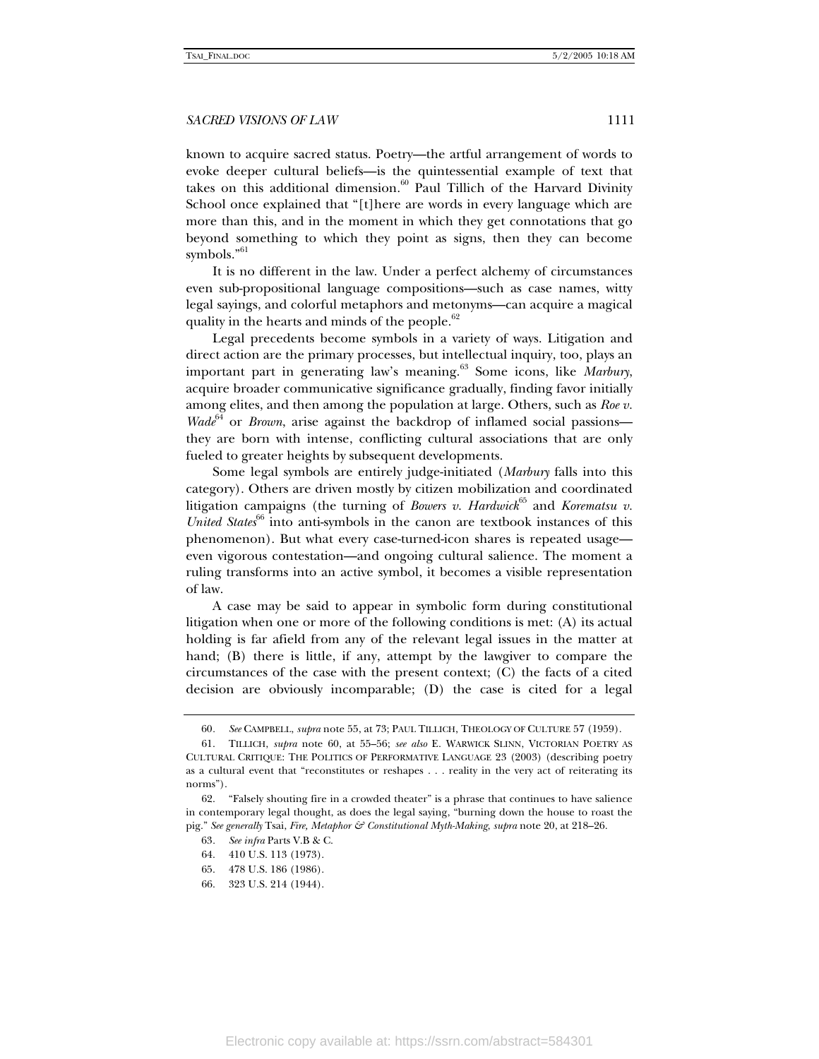known to acquire sacred status. Poetry—the artful arrangement of words to evoke deeper cultural beliefs—is the quintessential example of text that takes on this additional dimension.[60] Paul Tillich of the Harvard Divinity School once explained that "[t]here are words in every language which are more than this, and in the moment in which they get connotations that go beyond something to which they point as signs, then they can become symbols."[61]

It is no different in the law. Under a perfect alchemy of circumstances even sub-propositional language compositions—such as case names, witty legal sayings, and colorful metaphors and metonyms—can acquire a magical quality in the hearts and minds of the people.[62]

Legal precedents become symbols in a variety of ways. Litigation and direct action are the primary processes, but intellectual inquiry, too, plays an important part in generating law's meaning.[63] Some icons, like *Marbury*, acquire broader communicative significance gradually, finding favor initially among elites, and then among the population at large. Others, such as *Roe v. Wade*[64] or *Brown*, arise against the backdrop of inflamed social passions—they are born with intense, conflicting cultural associations that are only fueled to greater heights by subsequent developments.

Some legal symbols are entirely judge-initiated (*Marbury* falls into this category). Others are driven mostly by citizen mobilization and coordinated litigation campaigns (the turning of *Bowers v. Hardwick*[65] and *Korematsu v. United States*[66] into anti-symbols in the canon are textbook instances of this phenomenon). But what every case-turned-icon shares is repeated usage—even vigorous contestation—and ongoing cultural salience. The moment a ruling transforms into an active symbol, it becomes a visible representation of law.

A case may be said to appear in symbolic form during constitutional litigation when one or more of the following conditions is met: (A) its actual holding is far afield from any of the relevant legal issues in the matter at hand; (B) there is little, if any, attempt by the lawgiver to compare the circumstances of the case with the present context; (C) the facts of a cited decision are obviously incomparable; (D) the case is cited for a legal

---

60. *See* CAMPBELL, *supra* note 55, at 73; PAUL TILLICH, THEOLOGY OF CULTURE 57 (1959).

61. TILLICH, *supra* note 60, at 55–56; *see also* E. WARWICK SLINN, VICTORIAN POETRY AS CULTURAL CRITIQUE: THE POLITICS OF PERFORMATIVE LANGUAGE 23 (2003) (describing poetry as a cultural event that "reconstitutes or reshapes . . . reality in the very act of reiterating its norms").

62. "Falsely shouting fire in a crowded theater" is a phrase that continues to have salience in contemporary legal thought, as does the legal saying, "burning down the house to roast the pig." *See generally* Tsai, *Fire, Metaphor & Constitutional Myth-Making*, *supra* note 20, at 218–26.

63. *See infra* Parts V.B & C.

64. 410 U.S. 113 (1973).

65. 478 U.S. 186 (1986).

66. 323 U.S. 214 (1944).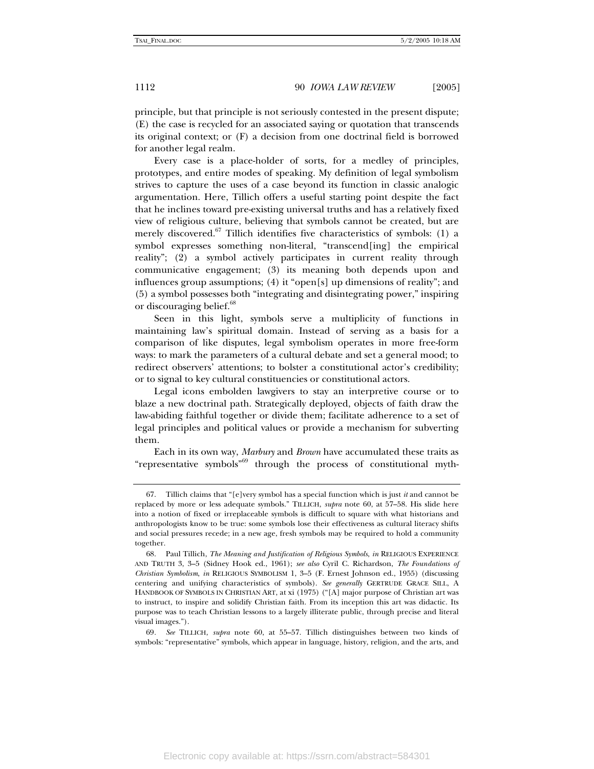principle, but that principle is not seriously contested in the present dispute; (E) the case is recycled for an associated saying or quotation that transcends its original context; or (F) a decision from one doctrinal field is borrowed for another legal realm.

Every case is a place-holder of sorts, for a medley of principles, prototypes, and entire modes of speaking. My definition of legal symbolism strives to capture the uses of a case beyond its function in classic analogic argumentation. Here, Tillich offers a useful starting point despite the fact that he inclines toward pre-existing universal truths and has a relatively fixed view of religious culture, believing that symbols cannot be created, but are merely discovered.[67] Tillich identifies five characteristics of symbols: (1) a symbol expresses something non-literal, "transcend[ing] the empirical reality"; (2) a symbol actively participates in current reality through communicative engagement; (3) its meaning both depends upon and influences group assumptions; (4) it "open[s] up dimensions of reality"; and (5) a symbol possesses both "integrating and disintegrating power," inspiring or discouraging belief.[68]

Seen in this light, symbols serve a multiplicity of functions in maintaining law's spiritual domain. Instead of serving as a basis for a comparison of like disputes, legal symbolism operates in more free-form ways: to mark the parameters of a cultural debate and set a general mood; to redirect observers' attentions; to bolster a constitutional actor's credibility; or to signal to key cultural constituencies or constitutional actors.

Legal icons embolden lawgivers to stay an interpretive course or to blaze a new doctrinal path. Strategically deployed, objects of faith draw the law-abiding faithful together or divide them; facilitate adherence to a set of legal principles and political values or provide a mechanism for subverting them.

Each in its own way, *Marbury* and *Brown* have accumulated these traits as "representative symbols"[69] through the process of constitutional myth-

---

67. Tillich claims that "[e]very symbol has a special function which is just *it* and cannot be replaced by more or less adequate symbols." TILLICH, *supra* note 60, at 57–58. His slide here into a notion of fixed or irreplaceable symbols is difficult to square with what historians and anthropologists know to be true: some symbols lose their effectiveness as cultural literacy shifts and social pressures recede; in a new age, fresh symbols may be required to hold a community together.

68. Paul Tillich, *The Meaning and Justification of Religious Symbols*, *in* RELIGIOUS EXPERIENCE AND TRUTH 3, 3–5 (Sidney Hook ed., 1961); *see also* Cyril C. Richardson, *The Foundations of Christian Symbolism*, *in* RELIGIOUS SYMBOLISM 1, 3–5 (F. Ernest Johnson ed., 1955) (discussing centering and unifying characteristics of symbols). *See generally* GERTRUDE GRACE SILL, A HANDBOOK OF SYMBOLS IN CHRISTIAN ART, at xi (1975) ("[A] major purpose of Christian art was to instruct, to inspire and solidify Christian faith. From its inception this art was didactic. Its purpose was to teach Christian lessons to a largely illiterate public, through precise and literal visual images.").

69. *See* TILLICH, *supra* note 60, at 55–57. Tillich distinguishes between two kinds of symbols: "representative" symbols, which appear in language, history, religion, and the arts, and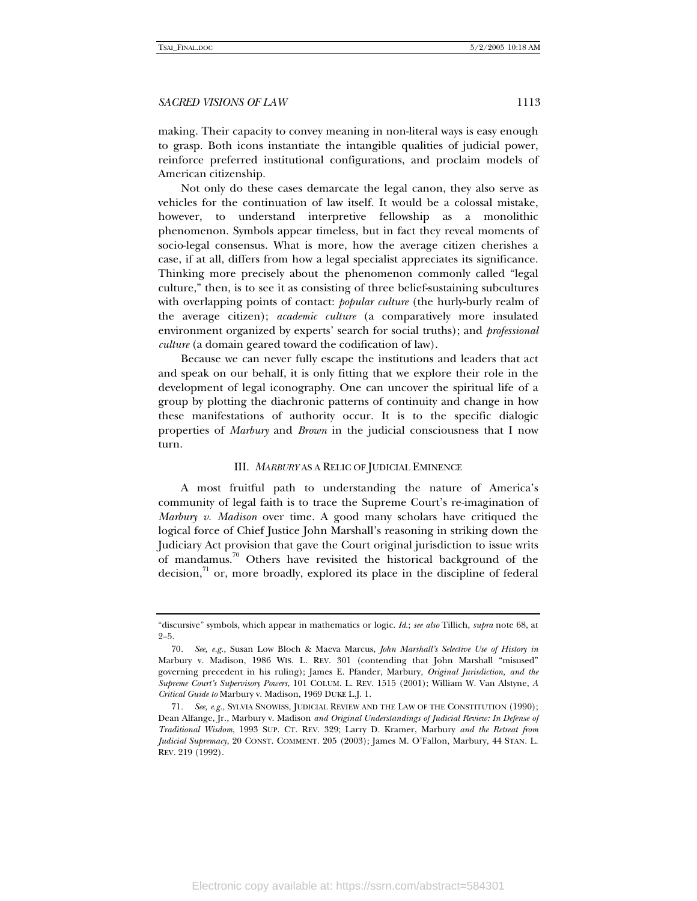making. Their capacity to convey meaning in non-literal ways is easy enough to grasp. Both icons instantiate the intangible qualities of judicial power, reinforce preferred institutional configurations, and proclaim models of American citizenship.

Not only do these cases demarcate the legal canon, they also serve as vehicles for the continuation of law itself. It would be a colossal mistake, however, to understand interpretive fellowship as a monolithic phenomenon. Symbols appear timeless, but in fact they reveal moments of socio-legal consensus. What is more, how the average citizen cherishes a case, if at all, differs from how a legal specialist appreciates its significance. Thinking more precisely about the phenomenon commonly called "legal culture," then, is to see it as consisting of three belief-sustaining subcultures with overlapping points of contact: *popular culture* (the hurly-burly realm of the average citizen); *academic culture* (a comparatively more insulated environment organized by experts' search for social truths); and *professional culture* (a domain geared toward the codification of law).

Because we can never fully escape the institutions and leaders that act and speak on our behalf, it is only fitting that we explore their role in the development of legal iconography. One can uncover the spiritual life of a group by plotting the diachronic patterns of continuity and change in how these manifestations of authority occur. It is to the specific dialogic properties of *Marbury* and *Brown* in the judicial consciousness that I now turn.

## III. *MARBURY* AS A RELIC OF JUDICIAL EMINENCE

A most fruitful path to understanding the nature of America's community of legal faith is to trace the Supreme Court's re-imagination of *Marbury v. Madison* over time. A good many scholars have critiqued the logical force of Chief Justice John Marshall's reasoning in striking down the Judiciary Act provision that gave the Court original jurisdiction to issue writs of mandamus.[70] Others have revisited the historical background of the decision,[71] or, more broadly, explored its place in the discipline of federal

---

"discursive" symbols, which appear in mathematics or logic. *Id.*; *see also* Tillich, *supra* note 68, at 2–5.

70. *See, e.g.*, Susan Low Bloch & Maeva Marcus, *John Marshall's Selective Use of History in* Marbury v. Madison, 1986 WIS. L. REV. 301 (contending that John Marshall "misused" governing precedent in his ruling); James E. Pfander, Marbury, *Original Jurisdiction, and the Supreme Court's Supervisory Powers,* 101 COLUM. L. REV. 1515 (2001); William W. Van Alstyne, *A Critical Guide to* Marbury v. Madison, 1969 DUKE L.J. 1.

71. *See, e.g.*, SYLVIA SNOWISS, JUDICIAL REVIEW AND THE LAW OF THE CONSTITUTION (1990); Dean Alfange, Jr., Marbury v. Madison *and Original Understandings of Judicial Review: In Defense of Traditional Wisdom*, 1993 SUP. CT. REV. 329; Larry D. Kramer, Marbury *and the Retreat from Judicial Supremacy*, 20 CONST. COMMENT. 205 (2003); James M. O'Fallon, Marbury, 44 STAN. L. REV. 219 (1992).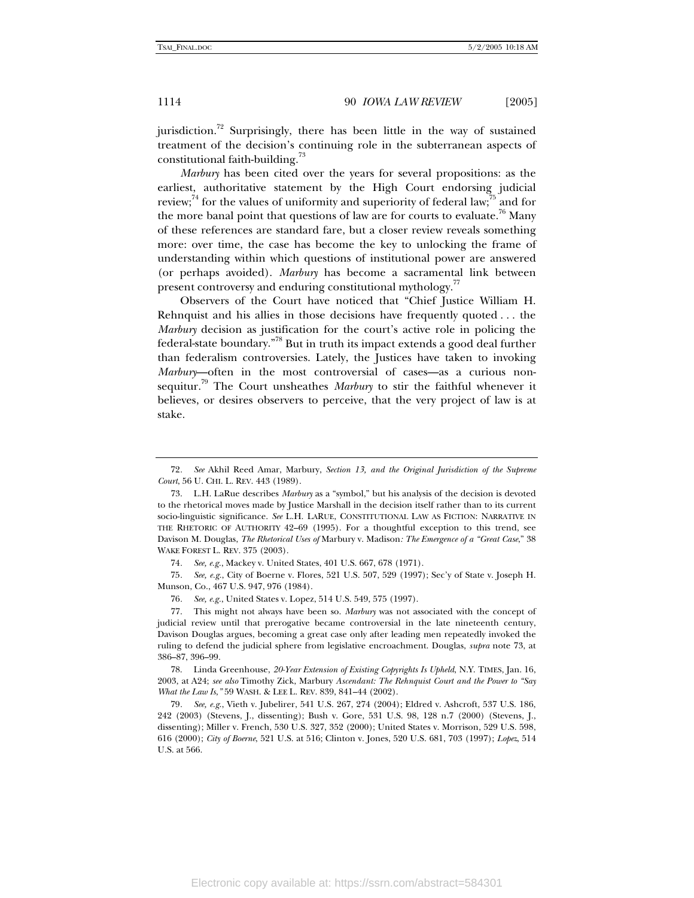jurisdiction.[72] Surprisingly, there has been little in the way of sustained treatment of the decision's continuing role in the subterranean aspects of constitutional faith-building.[73]

*Marbury* has been cited over the years for several propositions: as the earliest, authoritative statement by the High Court endorsing judicial review;[74] for the values of uniformity and superiority of federal law;[75] and for the more banal point that questions of law are for courts to evaluate.[76] Many of these references are standard fare, but a closer review reveals something more: over time, the case has become the key to unlocking the frame of understanding within which questions of institutional power are answered (or perhaps avoided). *Marbury* has become a sacramental link between present controversy and enduring constitutional mythology.[77]

Observers of the Court have noticed that "Chief Justice William H. Rehnquist and his allies in those decisions have frequently quoted . . . the *Marbury* decision as justification for the court's active role in policing the federal-state boundary."[78] But in truth its impact extends a good deal further than federalism controversies. Lately, the Justices have taken to invoking *Marbury*—often in the most controversial of cases—as a curious non-sequitur.[79] The Court unsheathes *Marbury* to stir the faithful whenever it believes, or desires observers to perceive, that the very project of law is at stake.

---

72. *See* Akhil Reed Amar, Marbury, *Section 13, and the Original Jurisdiction of the Supreme Court*, 56 U. CHI. L. REV. 443 (1989).

73. L.H. LaRue describes *Marbury* as a "symbol," but his analysis of the decision is devoted to the rhetorical moves made by Justice Marshall in the decision itself rather than to its current socio-linguistic significance. *See* L.H. LARUE, CONSTITUTIONAL LAW AS FICTION: NARRATIVE IN THE RHETORIC OF AUTHORITY 42–69 (1995). For a thoughtful exception to this trend, see Davison M. Douglas, *The Rhetorical Uses of* Marbury v. Madison*: The Emergence of a "Great Case*," 38 WAKE FOREST L. REV. 375 (2003).

74. *See, e.g.*, Mackey v. United States, 401 U.S. 667, 678 (1971).

75. *See, e.g.*, City of Boerne v. Flores, 521 U.S. 507, 529 (1997); Sec'y of State v. Joseph H. Munson, Co., 467 U.S. 947, 976 (1984).

76. *See, e.g.*, United States v. Lopez, 514 U.S. 549, 575 (1997).

77. This might not always have been so. *Marbury* was not associated with the concept of judicial review until that prerogative became controversial in the late nineteenth century, Davison Douglas argues, becoming a great case only after leading men repeatedly invoked the ruling to defend the judicial sphere from legislative encroachment. Douglas, *supra* note 73, at 386–87, 396–99.

78. Linda Greenhouse, *20-Year Extension of Existing Copyrights Is Upheld*, N.Y. TIMES, Jan. 16, 2003, at A24; *see also* Timothy Zick, Marbury *Ascendant: The Rehnquist Court and the Power to "Say What the Law Is*,*"* 59 WASH. & LEE L. REV. 839, 841–44 (2002).

79. *See, e.g.*, Vieth v. Jubelirer, 541 U.S. 267, 274 (2004); Eldred v. Ashcroft, 537 U.S. 186, 242 (2003) (Stevens, J., dissenting); Bush v. Gore, 531 U.S. 98, 128 n.7 (2000) (Stevens, J., dissenting); Miller v. French, 530 U.S. 327, 352 (2000); United States v. Morrison, 529 U.S. 598, 616 (2000); *City of Boerne*, 521 U.S. at 516; Clinton v. Jones, 520 U.S. 681, 703 (1997); *Lopez*, 514 U.S. at 566.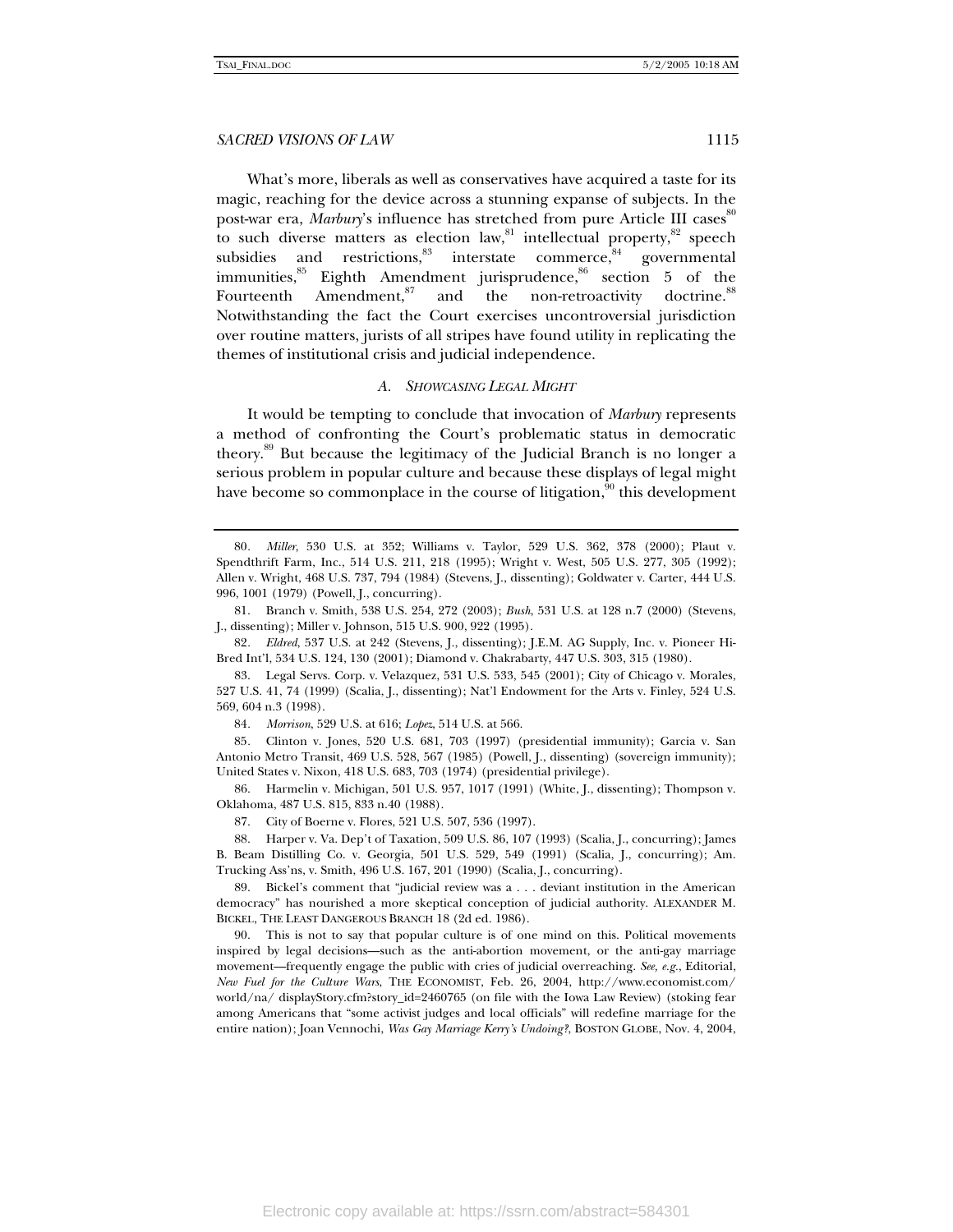What's more, liberals as well as conservatives have acquired a taste for its magic, reaching for the device across a stunning expanse of subjects. In the post-war era, *Marbury*'s influence has stretched from pure Article III cases[80] to such diverse matters as election law,[81] intellectual property,[82] speech subsidies and restrictions,[83] interstate commerce,[84] governmental immunities,[85] Eighth Amendment jurisprudence,[86] section 5 of the Fourteenth Amendment,[87] and the non-retroactivity doctrine.[88] Notwithstanding the fact the Court exercises uncontroversial jurisdiction over routine matters, jurists of all stripes have found utility in replicating the themes of institutional crisis and judicial independence.

### A. *Showcasing Legal Might*

It would be tempting to conclude that invocation of *Marbury* represents a method of confronting the Court's problematic status in democratic theory.[89] But because the legitimacy of the Judicial Branch is no longer a serious problem in popular culture and because these displays of legal might have become so commonplace in the course of litigation,[90] this development

---

80. *Miller*, 530 U.S. at 352; Williams v. Taylor, 529 U.S. 362, 378 (2000); Plaut v. Spendthrift Farm, Inc., 514 U.S. 211, 218 (1995); Wright v. West, 505 U.S. 277, 305 (1992); Allen v. Wright, 468 U.S. 737, 794 (1984) (Stevens, J., dissenting); Goldwater v. Carter, 444 U.S. 996, 1001 (1979) (Powell, J., concurring).

81. Branch v. Smith, 538 U.S. 254, 272 (2003); *Bush*, 531 U.S. at 128 n.7 (2000) (Stevens, J., dissenting); Miller v. Johnson, 515 U.S. 900, 922 (1995).

82. *Eldred*, 537 U.S. at 242 (Stevens, J., dissenting); J.E.M. AG Supply, Inc. v. Pioneer Hi-Bred Int'l, 534 U.S. 124, 130 (2001); Diamond v. Chakrabarty, 447 U.S. 303, 315 (1980).

83. Legal Servs. Corp. v. Velazquez, 531 U.S. 533, 545 (2001); City of Chicago v. Morales, 527 U.S. 41, 74 (1999) (Scalia, J., dissenting); Nat'l Endowment for the Arts v. Finley, 524 U.S. 569, 604 n.3 (1998).

84. *Morrison*, 529 U.S. at 616; *Lopez*, 514 U.S. at 566.

85. Clinton v. Jones, 520 U.S. 681, 703 (1997) (presidential immunity); Garcia v. San Antonio Metro Transit, 469 U.S. 528, 567 (1985) (Powell, J., dissenting) (sovereign immunity); United States v. Nixon, 418 U.S. 683, 703 (1974) (presidential privilege).

86. Harmelin v. Michigan, 501 U.S. 957, 1017 (1991) (White, J., dissenting); Thompson v. Oklahoma, 487 U.S. 815, 833 n.40 (1988).

87. City of Boerne v. Flores, 521 U.S. 507, 536 (1997).

88. Harper v. Va. Dep't of Taxation, 509 U.S. 86, 107 (1993) (Scalia, J., concurring); James B. Beam Distilling Co. v. Georgia, 501 U.S. 529, 549 (1991) (Scalia, J., concurring); Am. Trucking Ass'ns, v. Smith, 496 U.S. 167, 201 (1990) (Scalia, J., concurring).

89. Bickel's comment that "judicial review was a . . . deviant institution in the American democracy" has nourished a more skeptical conception of judicial authority. ALEXANDER M. BICKEL, THE LEAST DANGEROUS BRANCH 18 (2d ed. 1986).

90. This is not to say that popular culture is of one mind on this. Political movements inspired by legal decisions—such as the anti-abortion movement, or the anti-gay marriage movement—frequently engage the public with cries of judicial overreaching. *See, e.g.*, Editorial, *New Fuel for the Culture Wars*, THE ECONOMIST, Feb. 26, 2004, http://www.economist.com/world/na/ displayStory.cfm?story_id=2460765 (on file with the Iowa Law Review) (stoking fear among Americans that "some activist judges and local officials" will redefine marriage for the entire nation); Joan Vennochi, *Was Gay Marriage Kerry's Undoing?*, BOSTON GLOBE, Nov. 4, 2004,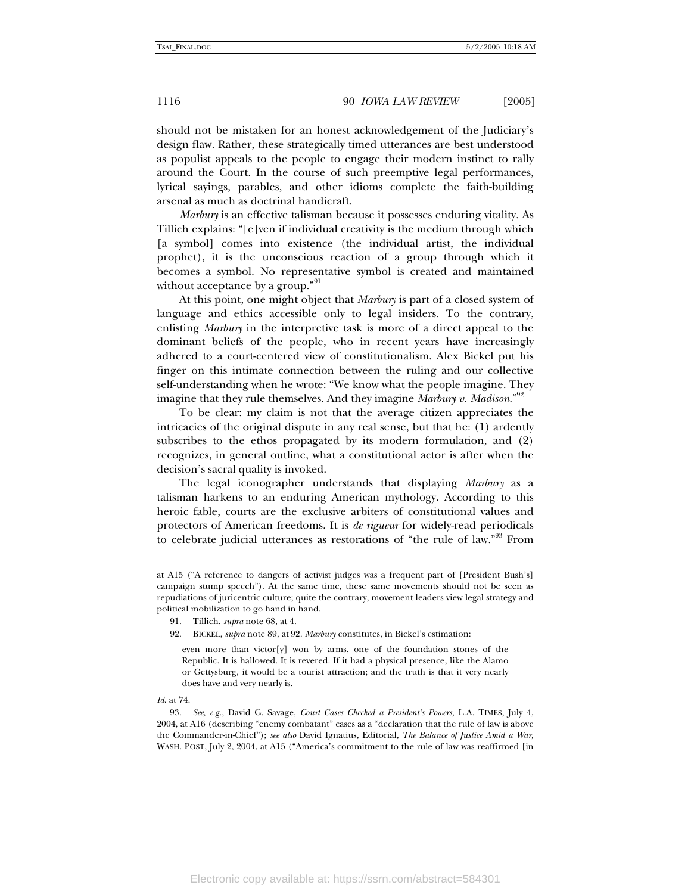should not be mistaken for an honest acknowledgement of the Judiciary's design flaw. Rather, these strategically timed utterances are best understood as populist appeals to the people to engage their modern instinct to rally around the Court. In the course of such preemptive legal performances, lyrical sayings, parables, and other idioms complete the faith-building arsenal as much as doctrinal handicraft.

*Marbury* is an effective talisman because it possesses enduring vitality. As Tillich explains: "[e]ven if individual creativity is the medium through which [a symbol] comes into existence (the individual artist, the individual prophet), it is the unconscious reaction of a group through which it becomes a symbol. No representative symbol is created and maintained without acceptance by a group."[91]

At this point, one might object that *Marbury* is part of a closed system of language and ethics accessible only to legal insiders. To the contrary, enlisting *Marbury* in the interpretive task is more of a direct appeal to the dominant beliefs of the people, who in recent years have increasingly adhered to a court-centered view of constitutionalism. Alex Bickel put his finger on this intimate connection between the ruling and our collective self-understanding when he wrote: "We know what the people imagine. They imagine that they rule themselves. And they imagine *Marbury v. Madison*."[92]

To be clear: my claim is not that the average citizen appreciates the intricacies of the original dispute in any real sense, but that he: (1) ardently subscribes to the ethos propagated by its modern formulation, and (2) recognizes, in general outline, what a constitutional actor is after when the decision's sacral quality is invoked.

The legal iconographer understands that displaying *Marbury* as a talisman harkens to an enduring American mythology. According to this heroic fable, courts are the exclusive arbiters of constitutional values and protectors of American freedoms. It is *de rigueur* for widely-read periodicals to celebrate judicial utterances as restorations of "the rule of law."[93] From

---

at A15 ("A reference to dangers of activist judges was a frequent part of [President Bush's] campaign stump speech"). At the same time, these same movements should not be seen as repudiations of juricentric culture; quite the contrary, movement leaders view legal strategy and political mobilization to go hand in hand.

91. Tillich, *supra* note 68, at 4.

92. BICKEL, *supra* note 89, at 92. *Marbury* constitutes, in Bickel's estimation:

> even more than victor[y] won by arms, one of the foundation stones of the Republic. It is hallowed. It is revered. If it had a physical presence, like the Alamo or Gettysburg, it would be a tourist attraction; and the truth is that it very nearly does have and very nearly is.

*Id.* at 74.

93. *See, e.g.*, David G. Savage, *Court Cases Checked a President's Powers*, L.A. TIMES, July 4, 2004, at A16 (describing "enemy combatant" cases as a "declaration that the rule of law is above the Commander-in-Chief"); *see also* David Ignatius, Editorial, *The Balance of Justice Amid a War*, WASH. POST, July 2, 2004, at A15 ("America's commitment to the rule of law was reaffirmed [in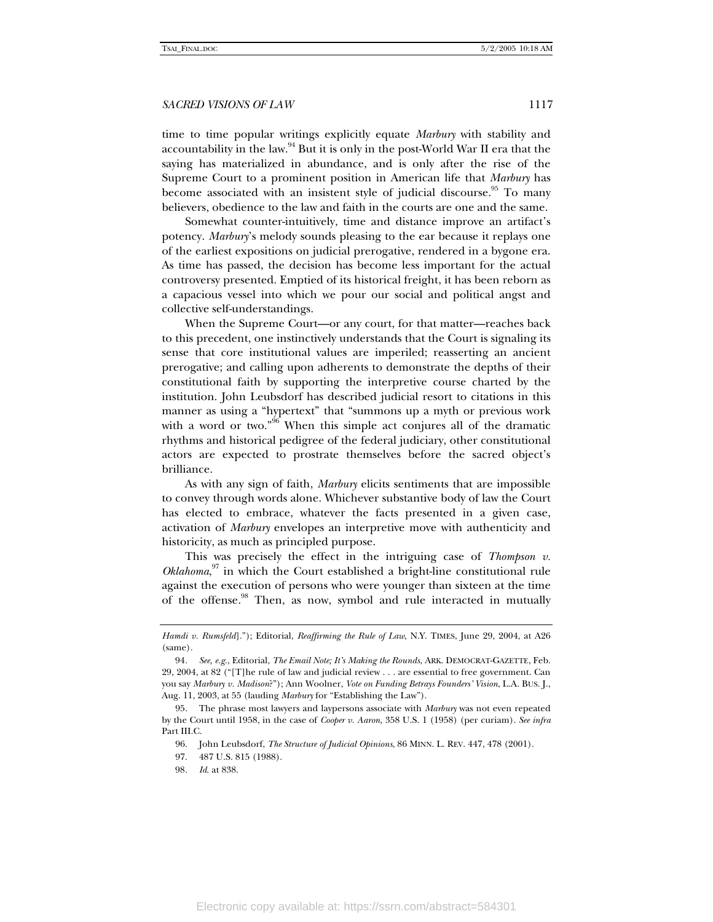time to time popular writings explicitly equate *Marbury* with stability and accountability in the law.[94] But it is only in the post-World War II era that the saying has materialized in abundance, and is only after the rise of the Supreme Court to a prominent position in American life that *Marbury* has become associated with an insistent style of judicial discourse.[95] To many believers, obedience to the law and faith in the courts are one and the same.

Somewhat counter-intuitively, time and distance improve an artifact's potency. *Marbury*'s melody sounds pleasing to the ear because it replays one of the earliest expositions on judicial prerogative, rendered in a bygone era. As time has passed, the decision has become less important for the actual controversy presented. Emptied of its historical freight, it has been reborn as a capacious vessel into which we pour our social and political angst and collective self-understandings.

When the Supreme Court—or any court, for that matter—reaches back to this precedent, one instinctively understands that the Court is signaling its sense that core institutional values are imperiled; reasserting an ancient prerogative; and calling upon adherents to demonstrate the depths of their constitutional faith by supporting the interpretive course charted by the institution. John Leubsdorf has described judicial resort to citations in this manner as using a "hypertext" that "summons up a myth or previous work with a word or two."[96] When this simple act conjures all of the dramatic rhythms and historical pedigree of the federal judiciary, other constitutional actors are expected to prostrate themselves before the sacred object's brilliance.

As with any sign of faith, *Marbury* elicits sentiments that are impossible to convey through words alone. Whichever substantive body of law the Court has elected to embrace, whatever the facts presented in a given case, activation of *Marbury* envelopes an interpretive move with authenticity and historicity, as much as principled purpose.

This was precisely the effect in the intriguing case of *Thompson v. Oklahoma*,[97] in which the Court established a bright-line constitutional rule against the execution of persons who were younger than sixteen at the time of the offense.[98] Then, as now, symbol and rule interacted in mutually

---

*Hamdi v. Rumsfeld*]."); Editorial, *Reaffirming the Rule of Law*, N.Y. TIMES, June 29, 2004, at A26 (same).

94. *See, e.g.*, Editorial, *The Email Note; It's Making the Rounds*, ARK. DEMOCRAT-GAZETTE, Feb. 29, 2004, at 82 ("[T]he rule of law and judicial review . . . are essential to free government. Can you say *Marbury v. Madison*?"); Ann Woolner, *Vote on Funding Betrays Founders' Vision*, L.A. BUS. J., Aug. 11, 2003, at 55 (lauding *Marbury* for "Establishing the Law").

95. The phrase most lawyers and laypersons associate with *Marbury* was not even repeated by the Court until 1958, in the case of *Cooper v. Aaron*, 358 U.S. 1 (1958) (per curiam). *See infra* Part III.C.

96. John Leubsdorf, *The Structure of Judicial Opinions*, 86 MINN. L. REV. 447, 478 (2001).

97. 487 U.S. 815 (1988).

98. *Id.* at 838.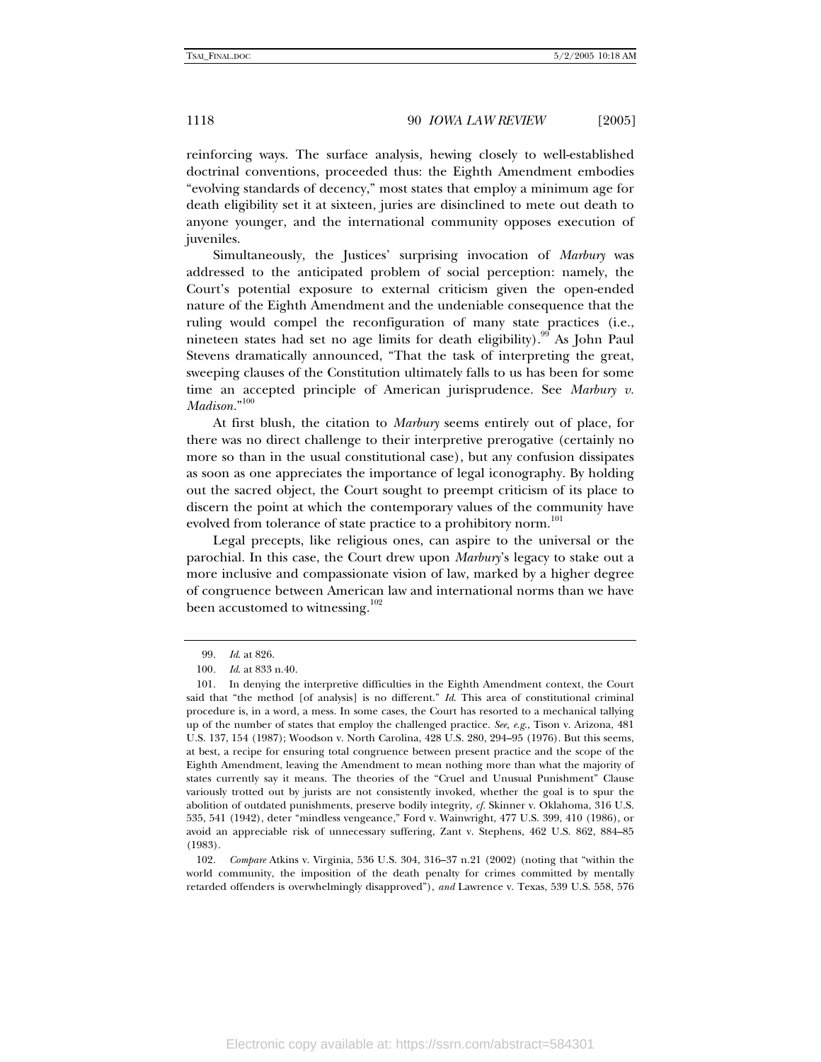reinforcing ways. The surface analysis, hewing closely to well-established doctrinal conventions, proceeded thus: the Eighth Amendment embodies "evolving standards of decency," most states that employ a minimum age for death eligibility set it at sixteen, juries are disinclined to mete out death to anyone younger, and the international community opposes execution of juveniles.

Simultaneously, the Justices' surprising invocation of *Marbury* was addressed to the anticipated problem of social perception: namely, the Court's potential exposure to external criticism given the open-ended nature of the Eighth Amendment and the undeniable consequence that the ruling would compel the reconfiguration of many state practices (i.e., nineteen states had set no age limits for death eligibility).[99] As John Paul Stevens dramatically announced, "That the task of interpreting the great, sweeping clauses of the Constitution ultimately falls to us has been for some time an accepted principle of American jurisprudence. See *Marbury v. Madison*."[100]

At first blush, the citation to *Marbury* seems entirely out of place, for there was no direct challenge to their interpretive prerogative (certainly no more so than in the usual constitutional case), but any confusion dissipates as soon as one appreciates the importance of legal iconography. By holding out the sacred object, the Court sought to preempt criticism of its place to discern the point at which the contemporary values of the community have evolved from tolerance of state practice to a prohibitory norm.[101]

Legal precepts, like religious ones, can aspire to the universal or the parochial. In this case, the Court drew upon *Marbury*'s legacy to stake out a more inclusive and compassionate vision of law, marked by a higher degree of congruence between American law and international norms than we have been accustomed to witnessing.[102]

---

99. *Id.* at 826.

100. *Id.* at 833 n.40.

101. In denying the interpretive difficulties in the Eighth Amendment context, the Court said that "the method [of analysis] is no different." *Id.* This area of constitutional criminal procedure is, in a word, a mess. In some cases, the Court has resorted to a mechanical tallying up of the number of states that employ the challenged practice. *See, e.g.*, Tison v. Arizona, 481 U.S. 137, 154 (1987); Woodson v. North Carolina, 428 U.S. 280, 294–95 (1976). But this seems, at best, a recipe for ensuring total congruence between present practice and the scope of the Eighth Amendment, leaving the Amendment to mean nothing more than what the majority of states currently say it means. The theories of the "Cruel and Unusual Punishment" Clause variously trotted out by jurists are not consistently invoked, whether the goal is to spur the abolition of outdated punishments, preserve bodily integrity, *cf.* Skinner v. Oklahoma, 316 U.S. 535, 541 (1942), deter "mindless vengeance," Ford v. Wainwright, 477 U.S. 399, 410 (1986), or avoid an appreciable risk of unnecessary suffering, Zant v. Stephens, 462 U.S. 862, 884–85 (1983).

102. *Compare* Atkins v. Virginia, 536 U.S. 304, 316–37 n.21 (2002) (noting that "within the world community, the imposition of the death penalty for crimes committed by mentally retarded offenders is overwhelmingly disapproved"), *and* Lawrence v. Texas, 539 U.S. 558, 576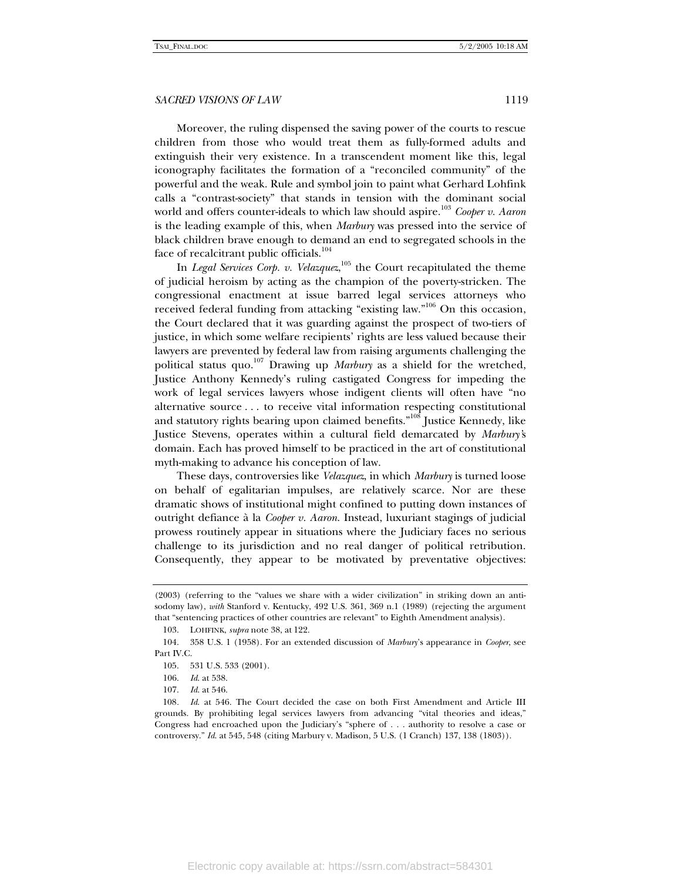Moreover, the ruling dispensed the saving power of the courts to rescue children from those who would treat them as fully-formed adults and extinguish their very existence. In a transcendent moment like this, legal iconography facilitates the formation of a "reconciled community" of the powerful and the weak. Rule and symbol join to paint what Gerhard Lohfink calls a "contrast-society" that stands in tension with the dominant social world and offers counter-ideals to which law should aspire.[103] *Cooper v. Aaron* is the leading example of this, when *Marbury* was pressed into the service of black children brave enough to demand an end to segregated schools in the face of recalcitrant public officials.[104]

In *Legal Services Corp. v. Velazquez*,[105] the Court recapitulated the theme of judicial heroism by acting as the champion of the poverty-stricken. The congressional enactment at issue barred legal services attorneys who received federal funding from attacking "existing law."[106] On this occasion, the Court declared that it was guarding against the prospect of two-tiers of justice, in which some welfare recipients' rights are less valued because their lawyers are prevented by federal law from raising arguments challenging the political status quo.[107] Drawing up *Marbury* as a shield for the wretched, Justice Anthony Kennedy's ruling castigated Congress for impeding the work of legal services lawyers whose indigent clients will often have "no alternative source . . . to receive vital information respecting constitutional and statutory rights bearing upon claimed benefits."[108] Justice Kennedy, like Justice Stevens, operates within a cultural field demarcated by *Marbury's* domain. Each has proved himself to be practiced in the art of constitutional myth-making to advance his conception of law.

These days, controversies like *Velazquez*, in which *Marbury* is turned loose on behalf of egalitarian impulses, are relatively scarce. Nor are these dramatic shows of institutional might confined to putting down instances of outright defiance à la *Cooper v. Aaron*. Instead, luxuriant stagings of judicial prowess routinely appear in situations where the Judiciary faces no serious challenge to its jurisdiction and no real danger of political retribution. Consequently, they appear to be motivated by preventative objectives:

---

(2003) (referring to the "values we share with a wider civilization" in striking down an anti-sodomy law), *with* Stanford v. Kentucky, 492 U.S. 361, 369 n.1 (1989) (rejecting the argument that "sentencing practices of other countries are relevant" to Eighth Amendment analysis).

103. LOHFINK, *supra* note 38, at 122.

104. 358 U.S. 1 (1958). For an extended discussion of *Marbury*'s appearance in *Cooper*, see Part IV.C.

105. 531 U.S. 533 (2001).

106. *Id.* at 538.

107. *Id.* at 546.

108. *Id.* at 546. The Court decided the case on both First Amendment and Article III grounds. By prohibiting legal services lawyers from advancing "vital theories and ideas," Congress had encroached upon the Judiciary's "sphere of . . . authority to resolve a case or controversy." *Id.* at 545, 548 (citing Marbury v. Madison, 5 U.S. (1 Cranch) 137, 138 (1803)).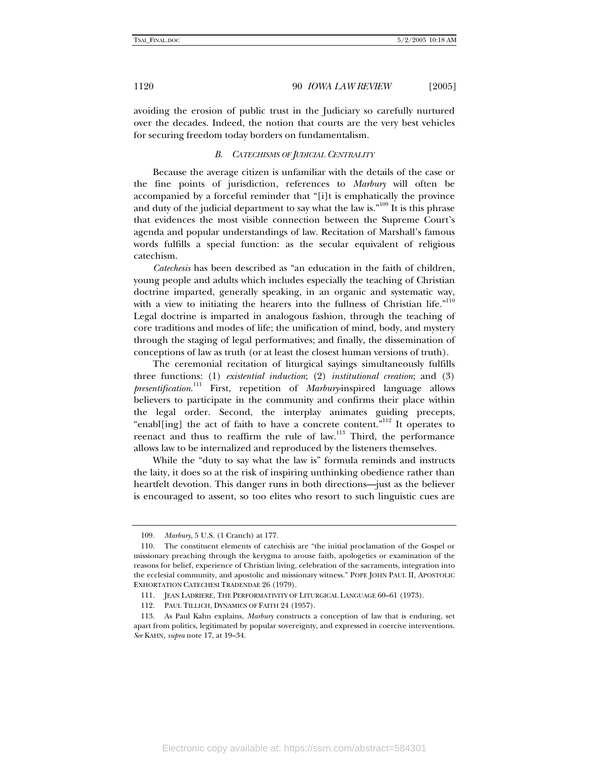avoiding the erosion of public trust in the Judiciary so carefully nurtured over the decades. Indeed, the notion that courts are the very best vehicles for securing freedom today borders on fundamentalism.

### *B. CATECHISMS OF JUDICIAL CENTRALITY*

Because the average citizen is unfamiliar with the details of the case or the fine points of jurisdiction, references to *Marbury* will often be accompanied by a forceful reminder that "[i]t is emphatically the province and duty of the judicial department to say what the law is."[109] It is this phrase that evidences the most visible connection between the Supreme Court's agenda and popular understandings of law. Recitation of Marshall's famous words fulfills a special function: as the secular equivalent of religious catechism.

*Catechesis* has been described as "an education in the faith of children, young people and adults which includes especially the teaching of Christian doctrine imparted, generally speaking, in an organic and systematic way, with a view to initiating the hearers into the fullness of Christian life."[110] Legal doctrine is imparted in analogous fashion, through the teaching of core traditions and modes of life; the unification of mind, body, and mystery through the staging of legal performatives; and finally, the dissemination of conceptions of law as truth (or at least the closest human versions of truth).

The ceremonial recitation of liturgical sayings simultaneously fulfills three functions: (1) *existential induction*; (2) *institutional creation*; and (3) *presentification*.[111] First, repetition of *Marbury*-inspired language allows believers to participate in the community and confirms their place within the legal order. Second, the interplay animates guiding precepts, "enabl[ing] the act of faith to have a concrete content."[112] It operates to reenact and thus to reaffirm the rule of law.[113] Third, the performance allows law to be internalized and reproduced by the listeners themselves.

While the "duty to say what the law is" formula reminds and instructs the laity, it does so at the risk of inspiring unthinking obedience rather than heartfelt devotion. This danger runs in both directions—just as the believer is encouraged to assent, so too elites who resort to such linguistic cues are

---

109. *Marbury*, 5 U.S. (1 Cranch) at 177.

110. The constituent elements of catechisis are "the initial proclamation of the Gospel or missionary preaching through the kerygma to arouse faith, apologetics or examination of the reasons for belief, experience of Christian living, celebration of the sacraments, integration into the ecclesial community, and apostolic and missionary witness." POPE JOHN PAUL II, APOSTOLIC EXHORTATION CATECHESI TRADENDAE 26 (1979).

111. JEAN LADRIERE, THE PERFORMATIVITY OF LITURGICAL LANGUAGE 60–61 (1973).

112. PAUL TILLICH, DYNAMICS OF FAITH 24 (1957).

113. As Paul Kahn explains, *Marbury* constructs a conception of law that is enduring, set apart from politics, legitimated by popular sovereignty, and expressed in coercive interventions. *See* KAHN, *supra* note 17, at 19–34.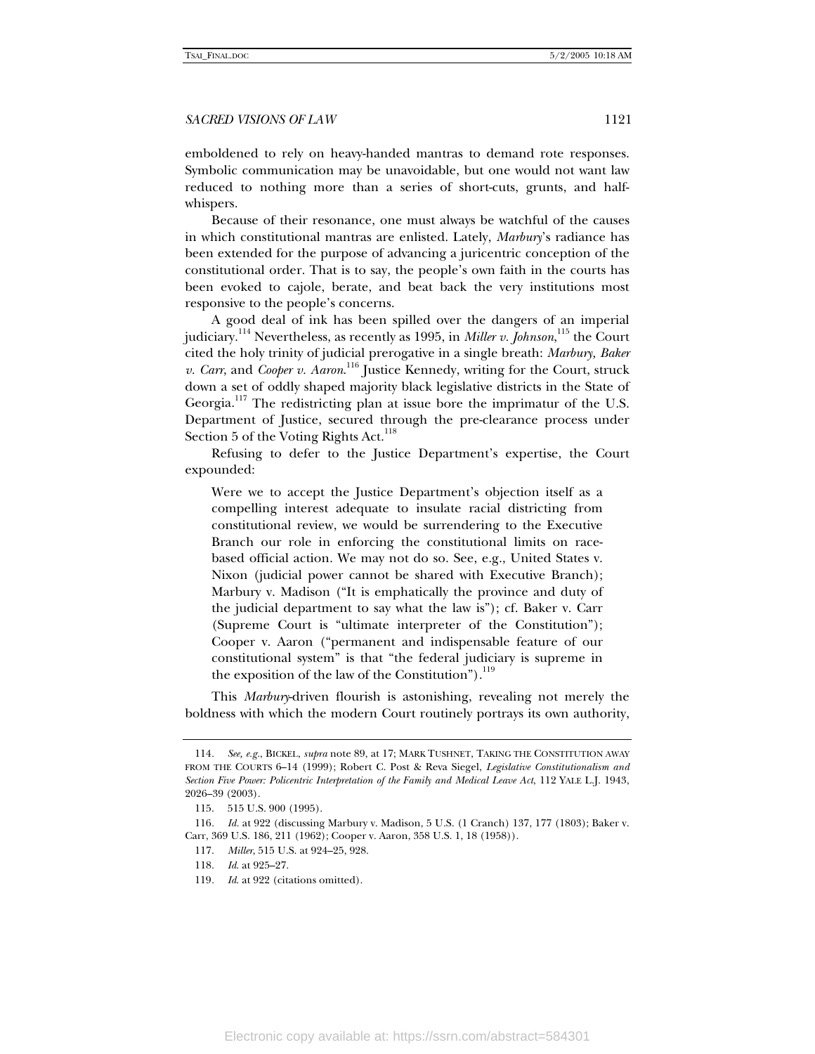emboldened to rely on heavy-handed mantras to demand rote responses. Symbolic communication may be unavoidable, but one would not want law reduced to nothing more than a series of short-cuts, grunts, and half-whispers.

Because of their resonance, one must always be watchful of the causes in which constitutional mantras are enlisted. Lately, *Marbury*'s radiance has been extended for the purpose of advancing a juricentric conception of the constitutional order. That is to say, the people's own faith in the courts has been evoked to cajole, berate, and beat back the very institutions most responsive to the people's concerns.

A good deal of ink has been spilled over the dangers of an imperial judiciary.[114] Nevertheless, as recently as 1995, in *Miller v. Johnson*,[115] the Court cited the holy trinity of judicial prerogative in a single breath: *Marbury, Baker v. Carr*, and *Cooper v. Aaron*.[116] Justice Kennedy, writing for the Court, struck down a set of oddly shaped majority black legislative districts in the State of Georgia.[117] The redistricting plan at issue bore the imprimatur of the U.S. Department of Justice, secured through the pre-clearance process under Section 5 of the Voting Rights Act.[118]

Refusing to defer to the Justice Department's expertise, the Court expounded:

> Were we to accept the Justice Department's objection itself as a compelling interest adequate to insulate racial districting from constitutional review, we would be surrendering to the Executive Branch our role in enforcing the constitutional limits on race-based official action. We may not do so. See, e.g., United States v. Nixon (judicial power cannot be shared with Executive Branch); Marbury v. Madison ("It is emphatically the province and duty of the judicial department to say what the law is"); cf. Baker v. Carr (Supreme Court is "ultimate interpreter of the Constitution"); Cooper v. Aaron ("permanent and indispensable feature of our constitutional system" is that "the federal judiciary is supreme in the exposition of the law of the Constitution").[119]

This *Marbury*-driven flourish is astonishing, revealing not merely the boldness with which the modern Court routinely portrays its own authority,

---

114. *See, e.g.*, BICKEL, *supra* note 89, at 17; MARK TUSHNET, TAKING THE CONSTITUTION AWAY FROM THE COURTS 6–14 (1999); Robert C. Post & Reva Siegel, *Legislative Constitutionalism and Section Five Power: Policentric Interpretation of the Family and Medical Leave Act*, 112 YALE L.J. 1943, 2026–39 (2003).

115. 515 U.S. 900 (1995).

116. *Id.* at 922 (discussing Marbury v. Madison, 5 U.S. (1 Cranch) 137, 177 (1803); Baker v. Carr, 369 U.S. 186, 211 (1962); Cooper v. Aaron, 358 U.S. 1, 18 (1958)).

117. *Miller*, 515 U.S. at 924–25, 928.

118. *Id.* at 925–27.

119. *Id.* at 922 (citations omitted).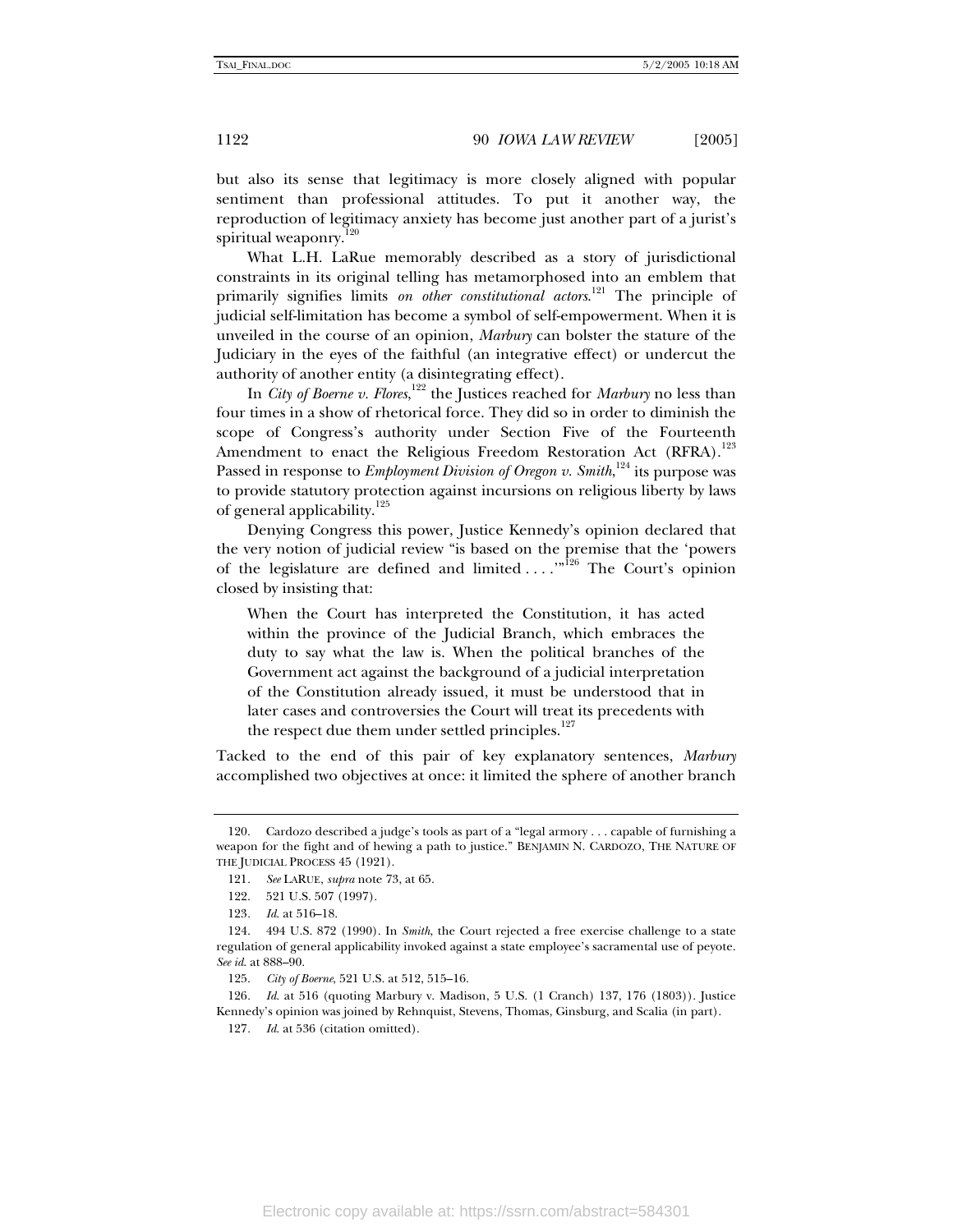but also its sense that legitimacy is more closely aligned with popular sentiment than professional attitudes. To put it another way, the reproduction of legitimacy anxiety has become just another part of a jurist's spiritual weaponry.[120]

What L.H. LaRue memorably described as a story of jurisdictional constraints in its original telling has metamorphosed into an emblem that primarily signifies limits *on other constitutional actors*.[121] The principle of judicial self-limitation has become a symbol of self-empowerment. When it is unveiled in the course of an opinion, *Marbury* can bolster the stature of the Judiciary in the eyes of the faithful (an integrative effect) or undercut the authority of another entity (a disintegrating effect).

In *City of Boerne v. Flores*,[122] the Justices reached for *Marbury* no less than four times in a show of rhetorical force. They did so in order to diminish the scope of Congress's authority under Section Five of the Fourteenth Amendment to enact the Religious Freedom Restoration Act (RFRA).[123] Passed in response to *Employment Division of Oregon v. Smith*,[124] its purpose was to provide statutory protection against incursions on religious liberty by laws of general applicability.[125]

Denying Congress this power, Justice Kennedy's opinion declared that the very notion of judicial review "is based on the premise that the 'powers of the legislature are defined and limited . . . .'"[126] The Court's opinion closed by insisting that:

> When the Court has interpreted the Constitution, it has acted within the province of the Judicial Branch, which embraces the duty to say what the law is. When the political branches of the Government act against the background of a judicial interpretation of the Constitution already issued, it must be understood that in later cases and controversies the Court will treat its precedents with the respect due them under settled principles.[127]

Tacked to the end of this pair of key explanatory sentences, *Marbury* accomplished two objectives at once: it limited the sphere of another branch

---

120. Cardozo described a judge's tools as part of a "legal armory . . . capable of furnishing a weapon for the fight and of hewing a path to justice." BENJAMIN N. CARDOZO, THE NATURE OF THE JUDICIAL PROCESS 45 (1921).

121. *See* LARUE, *supra* note 73, at 65.

122. 521 U.S. 507 (1997).

123. *Id.* at 516–18.

124. 494 U.S. 872 (1990). In *Smith*, the Court rejected a free exercise challenge to a state regulation of general applicability invoked against a state employee's sacramental use of peyote. *See id.* at 888–90.

125. *City of Boerne*, 521 U.S. at 512, 515–16.

126. *Id.* at 516 (quoting Marbury v. Madison, 5 U.S. (1 Cranch) 137, 176 (1803)). Justice Kennedy's opinion was joined by Rehnquist, Stevens, Thomas, Ginsburg, and Scalia (in part).

127. *Id.* at 536 (citation omitted).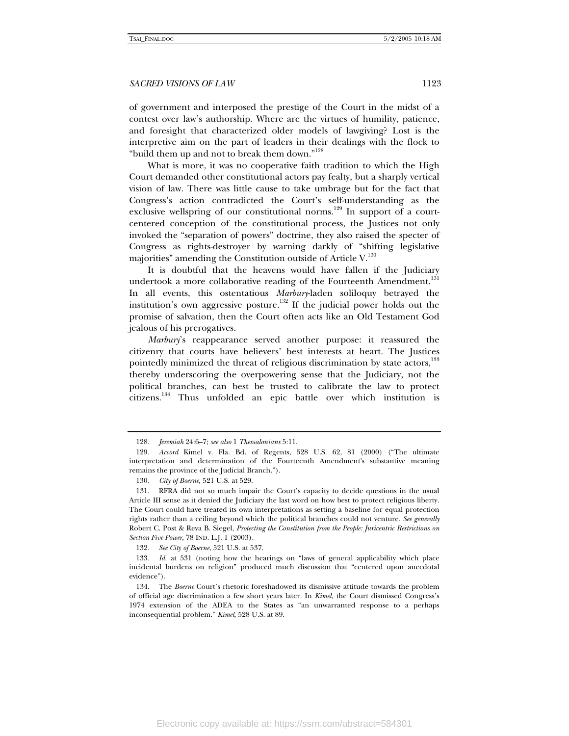of government and interposed the prestige of the Court in the midst of a contest over law's authorship. Where are the virtues of humility, patience, and foresight that characterized older models of lawgiving? Lost is the interpretive aim on the part of leaders in their dealings with the flock to "build them up and not to break them down."[128]

What is more, it was no cooperative faith tradition to which the High Court demanded other constitutional actors pay fealty, but a sharply vertical vision of law. There was little cause to take umbrage but for the fact that Congress's action contradicted the Court's self-understanding as the exclusive wellspring of our constitutional norms.[129] In support of a court-centered conception of the constitutional process, the Justices not only invoked the "separation of powers" doctrine, they also raised the specter of Congress as rights-destroyer by warning darkly of "shifting legislative majorities" amending the Constitution outside of Article V.[130]

It is doubtful that the heavens would have fallen if the Judiciary undertook a more collaborative reading of the Fourteenth Amendment.[131] In all events, this ostentatious *Marbury*-laden soliloquy betrayed the institution's own aggressive posture.[132] If the judicial power holds out the promise of salvation, then the Court often acts like an Old Testament God jealous of his prerogatives.

*Marbury*'s reappearance served another purpose: it reassured the citizenry that courts have believers' best interests at heart. The Justices pointedly minimized the threat of religious discrimination by state actors,[133] thereby underscoring the overpowering sense that the Judiciary, not the political branches, can best be trusted to calibrate the law to protect citizens.[134] Thus unfolded an epic battle over which institution is

---

128. *Jeremiah* 24:6–7; *see also* 1 *Thessalonians* 5:11.

129. *Accord* Kimel v. Fla. Bd. of Regents, 528 U.S. 62, 81 (2000) ("The ultimate interpretation and determination of the Fourteenth Amendment's substantive meaning remains the province of the Judicial Branch.").

130. *City of Boerne*, 521 U.S. at 529.

131. RFRA did not so much impair the Court's capacity to decide questions in the usual Article III sense as it denied the Judiciary the last word on how best to protect religious liberty. The Court could have treated its own interpretations as setting a baseline for equal protection rights rather than a ceiling beyond which the political branches could not venture. *See generally* Robert C. Post & Reva B. Siegel, *Protecting the Constitution from the People: Juricentric Restrictions on Section Five Power*, 78 IND. L.J. 1 (2003).

132. *See City of Boerne*, 521 U.S. at 537.

133. *Id.* at 531 (noting how the hearings on "laws of general applicability which place incidental burdens on religion" produced much discussion that "centered upon anecdotal evidence").

134. The *Boerne* Court's rhetoric foreshadowed its dismissive attitude towards the problem of official age discrimination a few short years later. In *Kimel*, the Court dismissed Congress's 1974 extension of the ADEA to the States as "an unwarranted response to a perhaps inconsequential problem." *Kimel*, 528 U.S. at 89.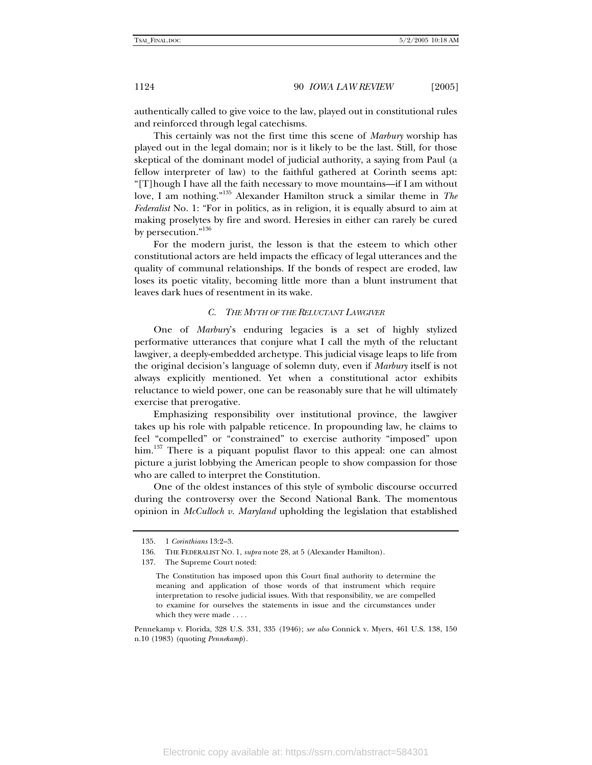authentically called to give voice to the law, played out in constitutional rules and reinforced through legal catechisms.

This certainly was not the first time this scene of *Marbury* worship has played out in the legal domain; nor is it likely to be the last. Still, for those skeptical of the dominant model of judicial authority, a saying from Paul (a fellow interpreter of law) to the faithful gathered at Corinth seems apt: "[T]hough I have all the faith necessary to move mountains—if I am without love, I am nothing."[135] Alexander Hamilton struck a similar theme in *The Federalist* No. 1: "For in politics, as in religion, it is equally absurd to aim at making proselytes by fire and sword. Heresies in either can rarely be cured by persecution."[136]

For the modern jurist, the lesson is that the esteem to which other constitutional actors are held impacts the efficacy of legal utterances and the quality of communal relationships. If the bonds of respect are eroded, law loses its poetic vitality, becoming little more than a blunt instrument that leaves dark hues of resentment in its wake.

### *C. The Myth of the Reluctant Lawgiver*

One of *Marbury*'s enduring legacies is a set of highly stylized performative utterances that conjure what I call the myth of the reluctant lawgiver, a deeply-embedded archetype. This judicial visage leaps to life from the original decision's language of solemn duty, even if *Marbury* itself is not always explicitly mentioned. Yet when a constitutional actor exhibits reluctance to wield power, one can be reasonably sure that he will ultimately exercise that prerogative.

Emphasizing responsibility over institutional province, the lawgiver takes up his role with palpable reticence. In propounding law, he claims to feel "compelled" or "constrained" to exercise authority "imposed" upon him.[137] There is a piquant populist flavor to this appeal: one can almost picture a jurist lobbying the American people to show compassion for those who are called to interpret the Constitution.

One of the oldest instances of this style of symbolic discourse occurred during the controversy over the Second National Bank. The momentous opinion in *McCulloch v. Maryland* upholding the legislation that established

---

135. 1 *Corinthians* 13:2–3.

136. THE FEDERALIST NO. 1, *supra* note 28, at 5 (Alexander Hamilton).

137. The Supreme Court noted:

> The Constitution has imposed upon this Court final authority to determine the meaning and application of those words of that instrument which require interpretation to resolve judicial issues. With that responsibility, we are compelled to examine for ourselves the statements in issue and the circumstances under which they were made . . . .

Pennekamp v. Florida, 328 U.S. 331, 335 (1946); *see also* Connick v. Myers, 461 U.S. 138, 150 n.10 (1983) (quoting *Pennekamp*).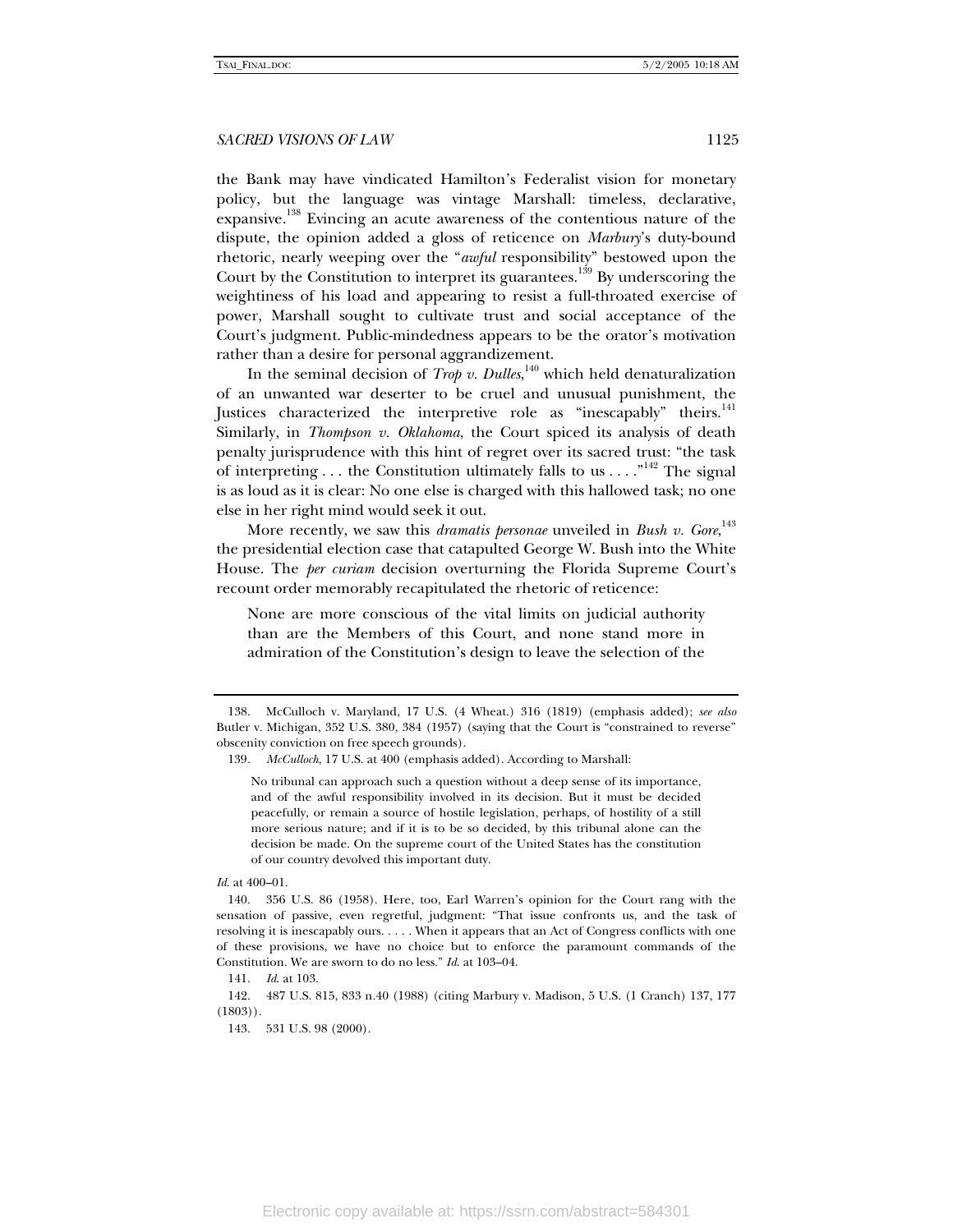the Bank may have vindicated Hamilton's Federalist vision for monetary policy, but the language was vintage Marshall: timeless, declarative, expansive.[138] Evincing an acute awareness of the contentious nature of the dispute, the opinion added a gloss of reticence on *Marbury*'s duty-bound rhetoric, nearly weeping over the "*awful* responsibility" bestowed upon the Court by the Constitution to interpret its guarantees.[139] By underscoring the weightiness of his load and appearing to resist a full-throated exercise of power, Marshall sought to cultivate trust and social acceptance of the Court's judgment. Public-mindedness appears to be the orator's motivation rather than a desire for personal aggrandizement.

In the seminal decision of *Trop v. Dulles*,[140] which held denaturalization of an unwanted war deserter to be cruel and unusual punishment, the Justices characterized the interpretive role as "inescapably" theirs.[141] Similarly, in *Thompson v. Oklahoma*, the Court spiced its analysis of death penalty jurisprudence with this hint of regret over its sacred trust: "the task of interpreting . . . the Constitution ultimately falls to us . . . ."[142] The signal is as loud as it is clear: No one else is charged with this hallowed task; no one else in her right mind would seek it out.

More recently, we saw this *dramatis personae* unveiled in *Bush v. Gore*,[143] the presidential election case that catapulted George W. Bush into the White House. The *per curiam* decision overturning the Florida Supreme Court's recount order memorably recapitulated the rhetoric of reticence:

> None are more conscious of the vital limits on judicial authority than are the Members of this Court, and none stand more in admiration of the Constitution's design to leave the selection of the

---

138. McCulloch v. Maryland, 17 U.S. (4 Wheat.) 316 (1819) (emphasis added); *see also* Butler v. Michigan, 352 U.S. 380, 384 (1957) (saying that the Court is "constrained to reverse" obscenity conviction on free speech grounds).

139. *McCulloch*, 17 U.S. at 400 (emphasis added). According to Marshall:

> No tribunal can approach such a question without a deep sense of its importance, and of the awful responsibility involved in its decision. But it must be decided peacefully, or remain a source of hostile legislation, perhaps, of hostility of a still more serious nature; and if it is to be so decided, by this tribunal alone can the decision be made. On the supreme court of the United States has the constitution of our country devolved this important duty.

*Id.* at 400–01.

140. 356 U.S. 86 (1958). Here, too, Earl Warren's opinion for the Court rang with the sensation of passive, even regretful, judgment: "That issue confronts us, and the task of resolving it is inescapably ours. . . . . When it appears that an Act of Congress conflicts with one of these provisions, we have no choice but to enforce the paramount commands of the Constitution. We are sworn to do no less." *Id.* at 103–04.

141. *Id.* at 103.

142. 487 U.S. 815, 833 n.40 (1988) (citing Marbury v. Madison, 5 U.S. (1 Cranch) 137, 177 (1803)).

143. 531 U.S. 98 (2000).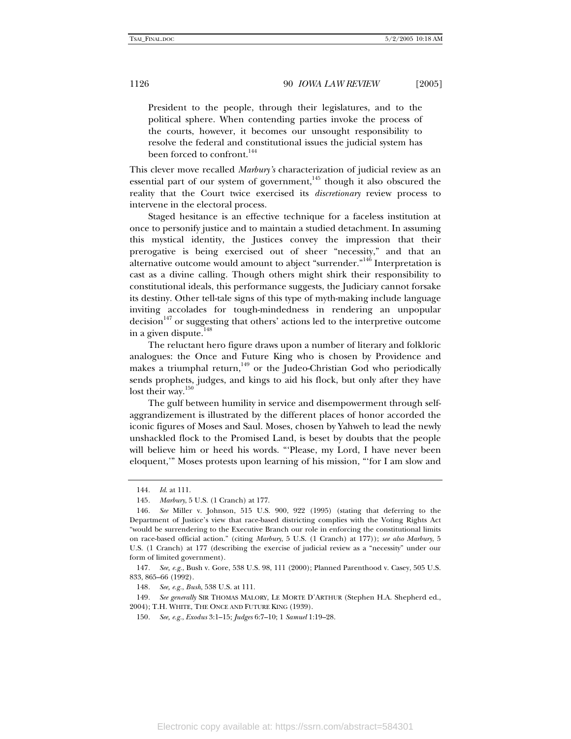President to the people, through their legislatures, and to the political sphere. When contending parties invoke the process of the courts, however, it becomes our unsought responsibility to resolve the federal and constitutional issues the judicial system has been forced to confront.[144]

This clever move recalled *Marbury's* characterization of judicial review as an essential part of our system of government,[145] though it also obscured the reality that the Court twice exercised its *discretionary* review process to intervene in the electoral process.

Staged hesitance is an effective technique for a faceless institution at once to personify justice and to maintain a studied detachment. In assuming this mystical identity, the Justices convey the impression that their prerogative is being exercised out of sheer "necessity," and that an alternative outcome would amount to abject "surrender."[146] Interpretation is cast as a divine calling. Though others might shirk their responsibility to constitutional ideals, this performance suggests, the Judiciary cannot forsake its destiny. Other tell-tale signs of this type of myth-making include language inviting accolades for tough-mindedness in rendering an unpopular decision[147] or suggesting that others' actions led to the interpretive outcome in a given dispute.[148]

The reluctant hero figure draws upon a number of literary and folkloric analogues: the Once and Future King who is chosen by Providence and makes a triumphal return,[149] or the Judeo-Christian God who periodically sends prophets, judges, and kings to aid his flock, but only after they have lost their way.[150]

The gulf between humility in service and disempowerment through self-aggrandizement is illustrated by the different places of honor accorded the iconic figures of Moses and Saul. Moses, chosen by Yahweh to lead the newly unshackled flock to the Promised Land, is beset by doubts that the people will believe him or heed his words. "'Please, my Lord, I have never been eloquent,'" Moses protests upon learning of his mission, "'for I am slow and

---

144. *Id.* at 111.

145. *Marbury*, 5 U.S. (1 Cranch) at 177.

146. *See* Miller v. Johnson, 515 U.S. 900, 922 (1995) (stating that deferring to the Department of Justice's view that race-based districting complies with the Voting Rights Act "would be surrendering to the Executive Branch our role in enforcing the constitutional limits on race-based official action." (citing *Marbury*, 5 U.S. (1 Cranch) at 177)); *see also Marbury*, 5 U.S. (1 Cranch) at 177 (describing the exercise of judicial review as a "necessity" under our form of limited government).

147. *See, e.g.*, Bush v. Gore, 538 U.S. 98, 111 (2000); Planned Parenthood v. Casey, 505 U.S. 833, 865–66 (1992).

148. *See, e.g.*, *Bush*, 538 U.S. at 111.

149. *See generally* SIR THOMAS MALORY, LE MORTE D'ARTHUR (Stephen H.A. Shepherd ed., 2004); T.H. WHITE, THE ONCE AND FUTURE KING (1939).

150. *See, e.g.*, *Exodus* 3:1–15; *Judges* 6:7–10; 1 *Samuel* 1:19–28.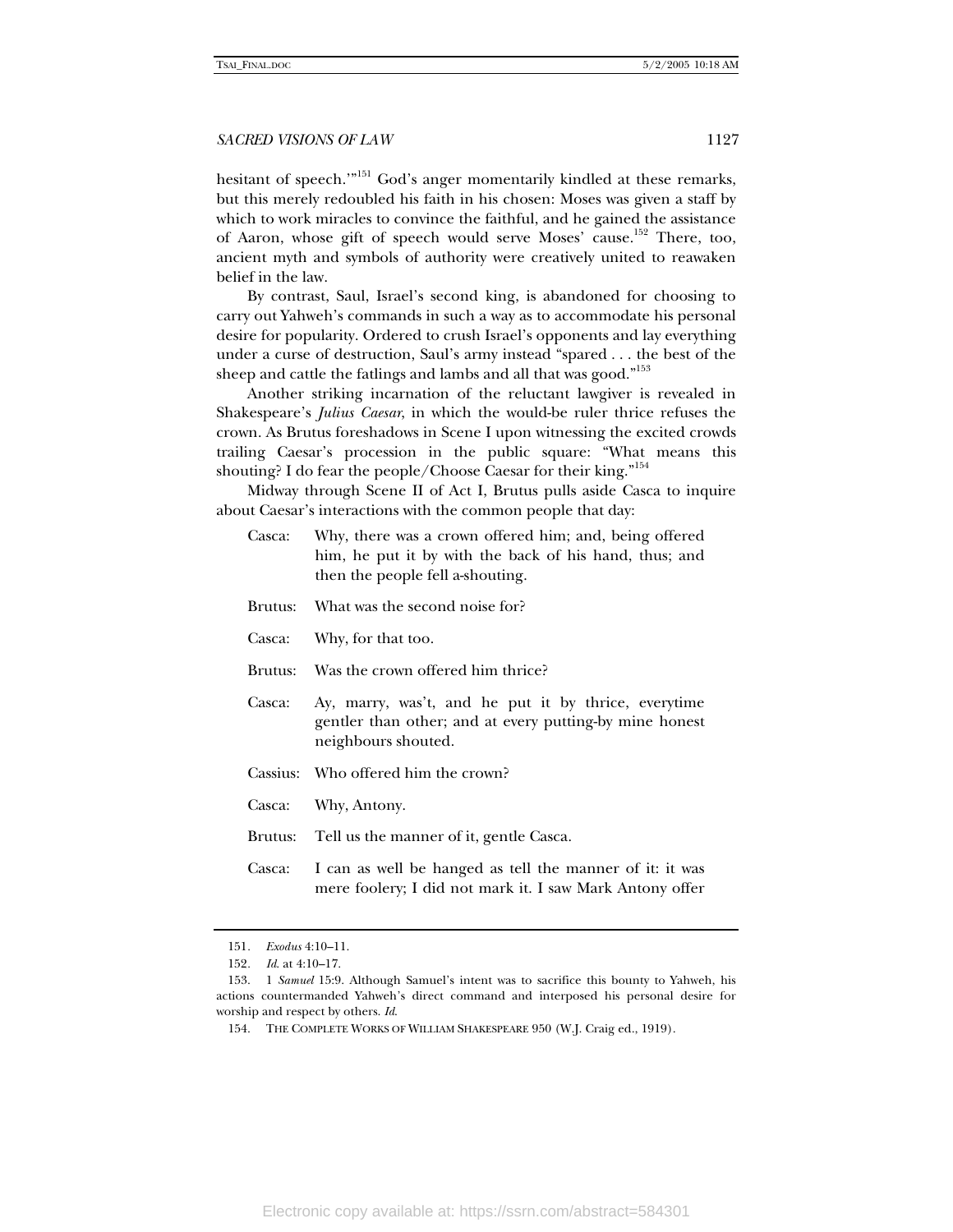hesitant of speech.'"[151] God's anger momentarily kindled at these remarks, but this merely redoubled his faith in his chosen: Moses was given a staff by which to work miracles to convince the faithful, and he gained the assistance of Aaron, whose gift of speech would serve Moses' cause.[152] There, too, ancient myth and symbols of authority were creatively united to reawaken belief in the law.

By contrast, Saul, Israel's second king, is abandoned for choosing to carry out Yahweh's commands in such a way as to accommodate his personal desire for popularity. Ordered to crush Israel's opponents and lay everything under a curse of destruction, Saul's army instead "spared . . . the best of the sheep and cattle the fatlings and lambs and all that was good."[153]

Another striking incarnation of the reluctant lawgiver is revealed in Shakespeare's *Julius Caesar*, in which the would-be ruler thrice refuses the crown. As Brutus foreshadows in Scene I upon witnessing the excited crowds trailing Caesar's procession in the public square: "What means this shouting? I do fear the people/Choose Caesar for their king."[154]

Midway through Scene II of Act I, Brutus pulls aside Casca to inquire about Caesar's interactions with the common people that day:

> Casca: Why, there was a crown offered him; and, being offered him, he put it by with the back of his hand, thus; and then the people fell a-shouting.
>
> Brutus: What was the second noise for?
>
> Casca: Why, for that too.
>
> Brutus: Was the crown offered him thrice?
>
> Casca: Ay, marry, was't, and he put it by thrice, everytime gentler than other; and at every putting-by mine honest neighbours shouted.
>
> Cassius: Who offered him the crown?
>
> Casca: Why, Antony.
>
> Brutus: Tell us the manner of it, gentle Casca.
>
> Casca: I can as well be hanged as tell the manner of it: it was mere foolery; I did not mark it. I saw Mark Antony offer

---

151. *Exodus* 4:10–11.

152. *Id.* at 4:10–17.

153. 1 *Samuel* 15:9. Although Samuel's intent was to sacrifice this bounty to Yahweh, his actions countermanded Yahweh's direct command and interposed his personal desire for worship and respect by others. *Id.*

154. THE COMPLETE WORKS OF WILLIAM SHAKESPEARE 950 (W.J. Craig ed., 1919).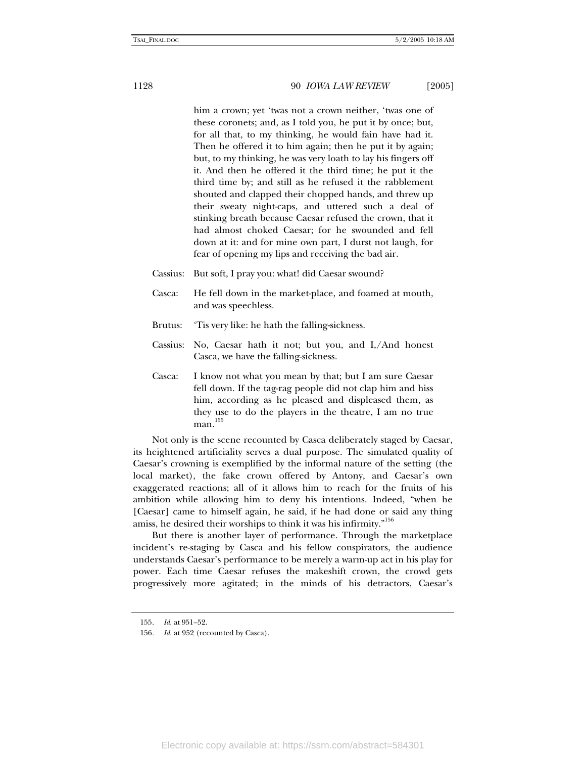> him a crown; yet 'twas not a crown neither, 'twas one of these coronets; and, as I told you, he put it by once; but, for all that, to my thinking, he would fain have had it. Then he offered it to him again; then he put it by again; but, to my thinking, he was very loath to lay his fingers off it. And then he offered it the third time; he put it the third time by; and still as he refused it the rabblement shouted and clapped their chopped hands, and threw up their sweaty night-caps, and uttered such a deal of stinking breath because Caesar refused the crown, that it had almost choked Caesar; for he swounded and fell down at it: and for mine own part, I durst not laugh, for fear of opening my lips and receiving the bad air.

Cassius: But soft, I pray you: what! did Caesar swound?

Casca: He fell down in the market-place, and foamed at mouth, and was speechless.

Brutus: 'Tis very like: he hath the falling-sickness.

Cassius: No, Caesar hath it not; but you, and I,/And honest Casca, we have the falling-sickness.

Casca: I know not what you mean by that; but I am sure Caesar fell down. If the tag-rag people did not clap him and hiss him, according as he pleased and displeased them, as they use to do the players in the theatre, I am no true man.[155]

Not only is the scene recounted by Casca deliberately staged by Caesar, its heightened artificiality serves a dual purpose. The simulated quality of Caesar's crowning is exemplified by the informal nature of the setting (the local market), the fake crown offered by Antony, and Caesar's own exaggerated reactions; all of it allows him to reach for the fruits of his ambition while allowing him to deny his intentions. Indeed, "when he [Caesar] came to himself again, he said, if he had done or said any thing amiss, he desired their worships to think it was his infirmity."[156]

But there is another layer of performance. Through the marketplace incident's re-staging by Casca and his fellow conspirators, the audience understands Caesar's performance to be merely a warm-up act in his play for power. Each time Caesar refuses the makeshift crown, the crowd gets progressively more agitated; in the minds of his detractors, Caesar's

---

155. *Id.* at 951–52.

156. *Id.* at 952 (recounted by Casca).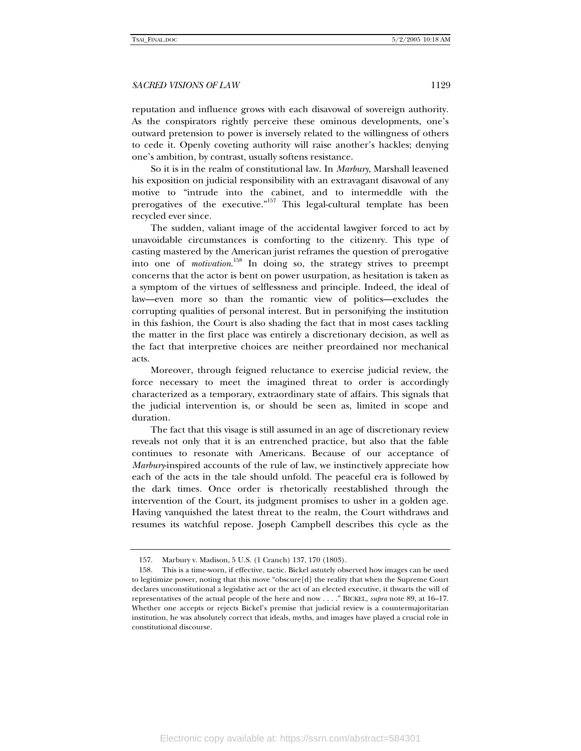reputation and influence grows with each disavowal of sovereign authority. As the conspirators rightly perceive these ominous developments, one's outward pretension to power is inversely related to the willingness of others to cede it. Openly coveting authority will raise another's hackles; denying one's ambition, by contrast, usually softens resistance.

So it is in the realm of constitutional law. In *Marbury*, Marshall leavened his exposition on judicial responsibility with an extravagant disavowal of any motive to "intrude into the cabinet, and to intermeddle with the prerogatives of the executive."[157] This legal-cultural template has been recycled ever since.

The sudden, valiant image of the accidental lawgiver forced to act by unavoidable circumstances is comforting to the citizenry. This type of casting mastered by the American jurist reframes the question of prerogative into one of *motivation*.[158] In doing so, the strategy strives to preempt concerns that the actor is bent on power usurpation, as hesitation is taken as a symptom of the virtues of selflessness and principle. Indeed, the ideal of law—even more so than the romantic view of politics—excludes the corrupting qualities of personal interest. But in personifying the institution in this fashion, the Court is also shading the fact that in most cases tackling the matter in the first place was entirely a discretionary decision, as well as the fact that interpretive choices are neither preordained nor mechanical acts.

Moreover, through feigned reluctance to exercise judicial review, the force necessary to meet the imagined threat to order is accordingly characterized as a temporary, extraordinary state of affairs. This signals that the judicial intervention is, or should be seen as, limited in scope and duration.

The fact that this visage is still assumed in an age of discretionary review reveals not only that it is an entrenched practice, but also that the fable continues to resonate with Americans. Because of our acceptance of *Marbury*-inspired accounts of the rule of law, we instinctively appreciate how each of the acts in the tale should unfold. The peaceful era is followed by the dark times. Once order is rhetorically reestablished through the intervention of the Court, its judgment promises to usher in a golden age. Having vanquished the latest threat to the realm, the Court withdraws and resumes its watchful repose. Joseph Campbell describes this cycle as the

---

157. Marbury v. Madison, 5 U.S. (1 Cranch) 137, 170 (1803).

158. This is a time-worn, if effective, tactic. Bickel astutely observed how images can be used to legitimize power, noting that this move "obscure[d] the reality that when the Supreme Court declares unconstitutional a legislative act or the act of an elected executive, it thwarts the will of representatives of the actual people of the here and now . . . ." BICKEL, *supra* note 89, at 16–17. Whether one accepts or rejects Bickel's premise that judicial review is a countermajoritarian institution, he was absolutely correct that ideals, myths, and images have played a crucial role in constitutional discourse.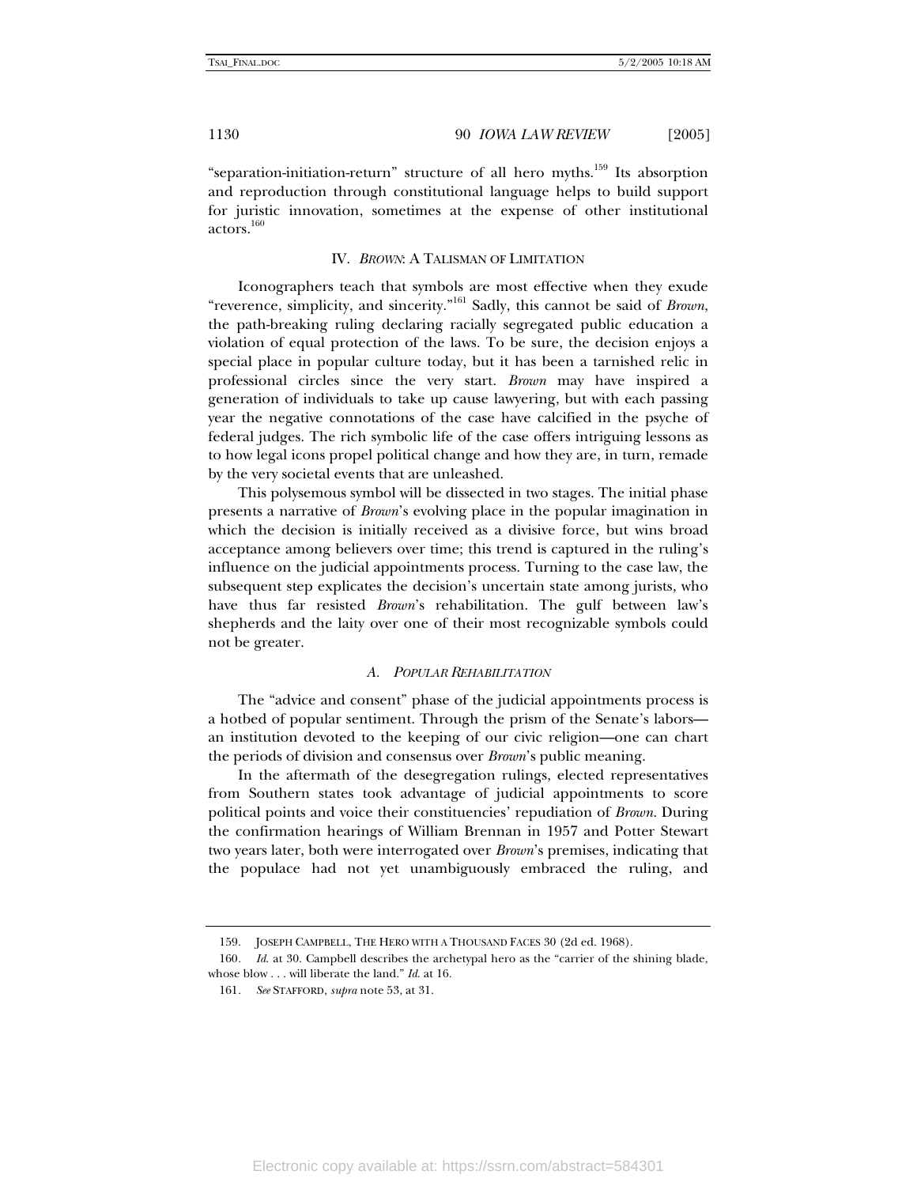"separation-initiation-return" structure of all hero myths.[159] Its absorption and reproduction through constitutional language helps to build support for juristic innovation, sometimes at the expense of other institutional actors.[160]

## IV. *BROWN*: A TALISMAN OF LIMITATION

Iconographers teach that symbols are most effective when they exude "reverence, simplicity, and sincerity."[161] Sadly, this cannot be said of *Brown*, the path-breaking ruling declaring racially segregated public education a violation of equal protection of the laws. To be sure, the decision enjoys a special place in popular culture today, but it has been a tarnished relic in professional circles since the very start. *Brown* may have inspired a generation of individuals to take up cause lawyering, but with each passing year the negative connotations of the case have calcified in the psyche of federal judges. The rich symbolic life of the case offers intriguing lessons as to how legal icons propel political change and how they are, in turn, remade by the very societal events that are unleashed.

This polysemous symbol will be dissected in two stages. The initial phase presents a narrative of *Brown*'s evolving place in the popular imagination in which the decision is initially received as a divisive force, but wins broad acceptance among believers over time; this trend is captured in the ruling's influence on the judicial appointments process. Turning to the case law, the subsequent step explicates the decision's uncertain state among jurists, who have thus far resisted *Brown*'s rehabilitation. The gulf between law's shepherds and the laity over one of their most recognizable symbols could not be greater.

### *A. POPULAR REHABILITATION*

The "advice and consent" phase of the judicial appointments process is a hotbed of popular sentiment. Through the prism of the Senate's labors—an institution devoted to the keeping of our civic religion—one can chart the periods of division and consensus over *Brown*'s public meaning.

In the aftermath of the desegregation rulings, elected representatives from Southern states took advantage of judicial appointments to score political points and voice their constituencies' repudiation of *Brown*. During the confirmation hearings of William Brennan in 1957 and Potter Stewart two years later, both were interrogated over *Brown*'s premises, indicating that the populace had not yet unambiguously embraced the ruling, and

---

159. JOSEPH CAMPBELL, THE HERO WITH A THOUSAND FACES 30 (2d ed. 1968).

160. *Id.* at 30. Campbell describes the archetypal hero as the "carrier of the shining blade, whose blow . . . will liberate the land." *Id.* at 16.

161. *See* STAFFORD, *supra* note 53, at 31.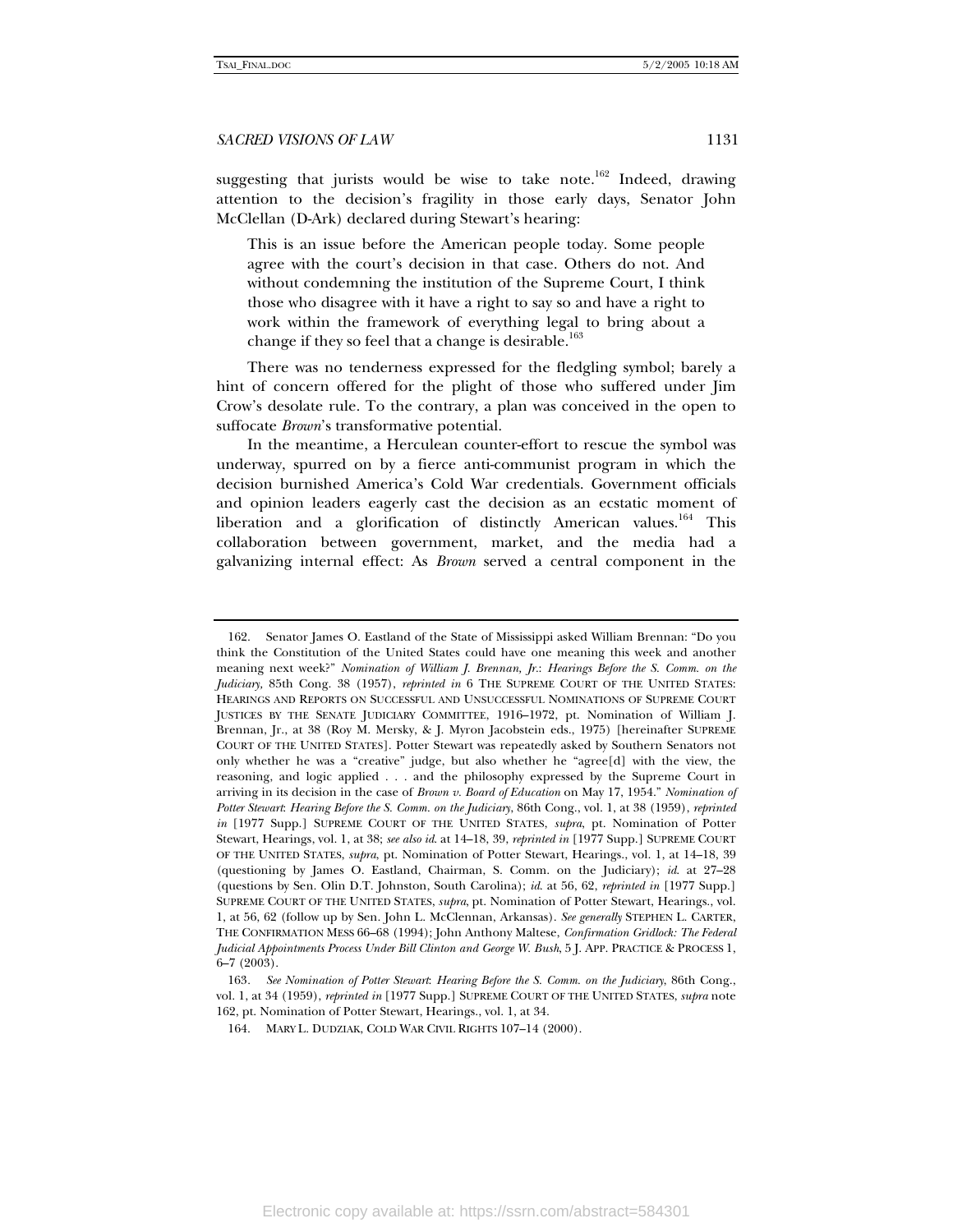suggesting that jurists would be wise to take note.[162] Indeed, drawing attention to the decision's fragility in those early days, Senator John McClellan (D-Ark) declared during Stewart's hearing:

> This is an issue before the American people today. Some people agree with the court's decision in that case. Others do not. And without condemning the institution of the Supreme Court, I think those who disagree with it have a right to say so and have a right to work within the framework of everything legal to bring about a change if they so feel that a change is desirable.[163]

There was no tenderness expressed for the fledgling symbol; barely a hint of concern offered for the plight of those who suffered under Jim Crow's desolate rule. To the contrary, a plan was conceived in the open to suffocate *Brown*'s transformative potential.

In the meantime, a Herculean counter-effort to rescue the symbol was underway, spurred on by a fierce anti-communist program in which the decision burnished America's Cold War credentials. Government officials and opinion leaders eagerly cast the decision as an ecstatic moment of liberation and a glorification of distinctly American values.[164] This collaboration between government, market, and the media had a galvanizing internal effect: As *Brown* served a central component in the

---

162. Senator James O. Eastland of the State of Mississippi asked William Brennan: "Do you think the Constitution of the United States could have one meaning this week and another meaning next week?" *Nomination of William J. Brennan, Jr.: Hearings Before the S. Comm. on the Judiciary*, 85th Cong. 38 (1957), *reprinted in* 6 THE SUPREME COURT OF THE UNITED STATES: HEARINGS AND REPORTS ON SUCCESSFUL AND UNSUCCESSFUL NOMINATIONS OF SUPREME COURT JUSTICES BY THE SENATE JUDICIARY COMMITTEE, 1916–1972, pt. Nomination of William J. Brennan, Jr., at 38 (Roy M. Mersky, & J. Myron Jacobstein eds., 1975) [hereinafter SUPREME COURT OF THE UNITED STATES]. Potter Stewart was repeatedly asked by Southern Senators not only whether he was a "creative" judge, but also whether he "agree[d] with the view, the reasoning, and logic applied . . . and the philosophy expressed by the Supreme Court in arriving in its decision in the case of *Brown v. Board of Education* on May 17, 1954." *Nomination of Potter Stewart: Hearing Before the S. Comm. on the Judiciary*, 86th Cong., vol. 1, at 38 (1959), *reprinted in* [1977 Supp.] SUPREME COURT OF THE UNITED STATES, *supra*, pt. Nomination of Potter Stewart, Hearings, vol. 1, at 38; *see also id*. at 14–18, 39, *reprinted in* [1977 Supp.] SUPREME COURT OF THE UNITED STATES, *supra*, pt. Nomination of Potter Stewart, Hearings., vol. 1, at 14–18, 39 (questioning by James O. Eastland, Chairman, S. Comm. on the Judiciary); *id*. at 27–28 (questions by Sen. Olin D.T. Johnston, South Carolina); *id*. at 56, 62, *reprinted in* [1977 Supp.] SUPREME COURT OF THE UNITED STATES, *supra*, pt. Nomination of Potter Stewart, Hearings., vol. 1, at 56, 62 (follow up by Sen. John L. McClennan, Arkansas). *See generally* STEPHEN L. CARTER, THE CONFIRMATION MESS 66–68 (1994); John Anthony Maltese, *Confirmation Gridlock: The Federal Judicial Appointments Process Under Bill Clinton and George W. Bush*, 5 J. APP. PRACTICE & PROCESS 1, 6–7 (2003).

163. *See Nomination of Potter Stewart: Hearing Before the S. Comm. on the Judiciary*, 86th Cong., vol. 1, at 34 (1959), *reprinted in* [1977 Supp.] SUPREME COURT OF THE UNITED STATES, *supra* note 162, pt. Nomination of Potter Stewart, Hearings., vol. 1, at 34.

164. MARY L. DUDZIAK, COLD WAR CIVIL RIGHTS 107–14 (2000).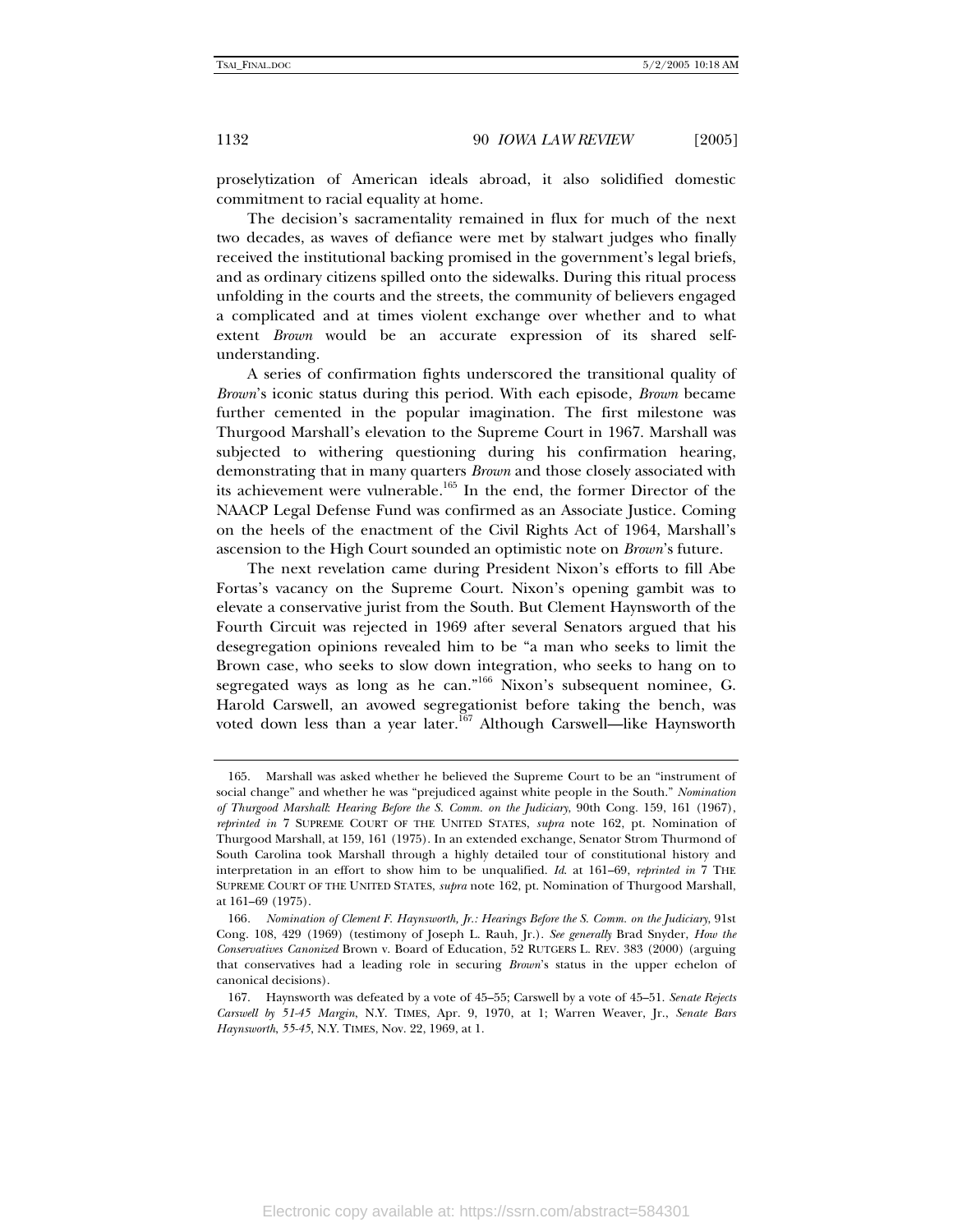proselytization of American ideals abroad, it also solidified domestic commitment to racial equality at home.

The decision's sacramentality remained in flux for much of the next two decades, as waves of defiance were met by stalwart judges who finally received the institutional backing promised in the government's legal briefs, and as ordinary citizens spilled onto the sidewalks. During this ritual process unfolding in the courts and the streets, the community of believers engaged a complicated and at times violent exchange over whether and to what extent *Brown* would be an accurate expression of its shared self-understanding.

A series of confirmation fights underscored the transitional quality of *Brown*'s iconic status during this period. With each episode, *Brown* became further cemented in the popular imagination. The first milestone was Thurgood Marshall's elevation to the Supreme Court in 1967. Marshall was subjected to withering questioning during his confirmation hearing, demonstrating that in many quarters *Brown* and those closely associated with its achievement were vulnerable.[165] In the end, the former Director of the NAACP Legal Defense Fund was confirmed as an Associate Justice. Coming on the heels of the enactment of the Civil Rights Act of 1964, Marshall's ascension to the High Court sounded an optimistic note on *Brown*'s future.

The next revelation came during President Nixon's efforts to fill Abe Fortas's vacancy on the Supreme Court. Nixon's opening gambit was to elevate a conservative jurist from the South. But Clement Haynsworth of the Fourth Circuit was rejected in 1969 after several Senators argued that his desegregation opinions revealed him to be "a man who seeks to limit the Brown case, who seeks to slow down integration, who seeks to hang on to segregated ways as long as he can."[166] Nixon's subsequent nominee, G. Harold Carswell, an avowed segregationist before taking the bench, was voted down less than a year later.[167] Although Carswell—like Haynsworth

---

165. Marshall was asked whether he believed the Supreme Court to be an "instrument of social change" and whether he was "prejudiced against white people in the South." *Nomination of Thurgood Marshall: Hearing Before the S. Comm. on the Judiciary*, 90th Cong. 159, 161 (1967), *reprinted in* 7 SUPREME COURT OF THE UNITED STATES, *supra* note 162, pt. Nomination of Thurgood Marshall, at 159, 161 (1975). In an extended exchange, Senator Strom Thurmond of South Carolina took Marshall through a highly detailed tour of constitutional history and interpretation in an effort to show him to be unqualified. *Id.* at 161–69, *reprinted in* 7 THE SUPREME COURT OF THE UNITED STATES, *supra* note 162, pt. Nomination of Thurgood Marshall, at 161–69 (1975).

166. *Nomination of Clement F. Haynsworth, Jr.: Hearings Before the S. Comm. on the Judiciary*, 91st Cong. 108, 429 (1969) (testimony of Joseph L. Rauh, Jr.). *See generally* Brad Snyder, *How the Conservatives Canonized* Brown v. Board of Education, 52 RUTGERS L. REV. 383 (2000) (arguing that conservatives had a leading role in securing *Brown*'s status in the upper echelon of canonical decisions).

167. Haynsworth was defeated by a vote of 45–55; Carswell by a vote of 45–51. *Senate Rejects Carswell by 51-45 Margin*, N.Y. TIMES, Apr. 9, 1970, at 1; Warren Weaver, Jr., *Senate Bars Haynsworth, 55-45*, N.Y. TIMES, Nov. 22, 1969, at 1.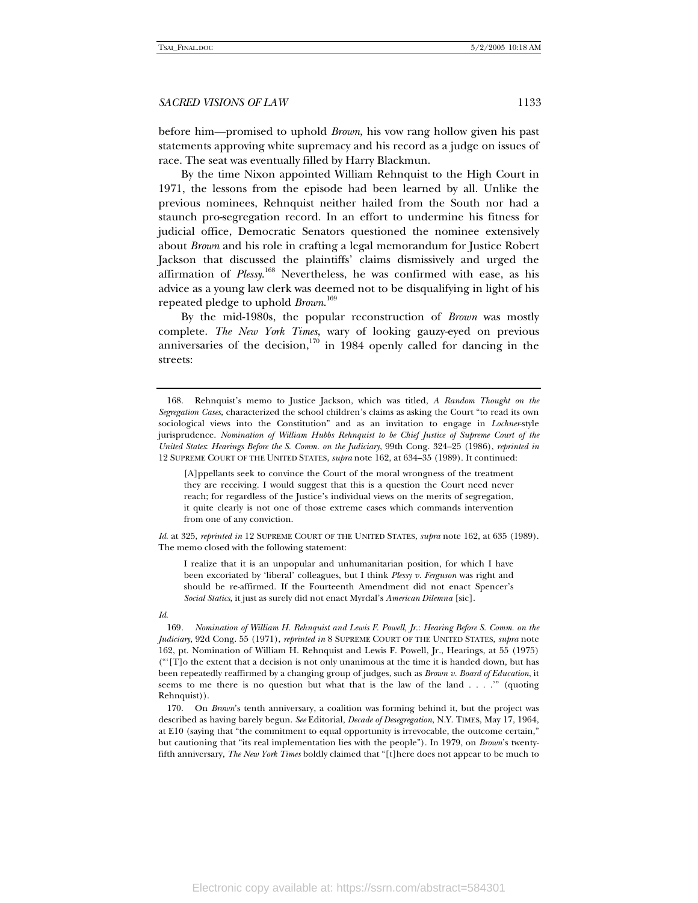before him—promised to uphold *Brown*, his vow rang hollow given his past statements approving white supremacy and his record as a judge on issues of race. The seat was eventually filled by Harry Blackmun.

By the time Nixon appointed William Rehnquist to the High Court in 1971, the lessons from the episode had been learned by all. Unlike the previous nominees, Rehnquist neither hailed from the South nor had a staunch pro-segregation record. In an effort to undermine his fitness for judicial office, Democratic Senators questioned the nominee extensively about *Brown* and his role in crafting a legal memorandum for Justice Robert Jackson that discussed the plaintiffs' claims dismissively and urged the affirmation of *Plessy*.[168] Nevertheless, he was confirmed with ease, as his advice as a young law clerk was deemed not to be disqualifying in light of his repeated pledge to uphold *Brown*.[169]

By the mid-1980s, the popular reconstruction of *Brown* was mostly complete. *The New York Times*, wary of looking gauzy-eyed on previous anniversaries of the decision,[170] in 1984 openly called for dancing in the streets:

---

168. Rehnquist's memo to Justice Jackson, which was titled, *A Random Thought on the Segregation Cases*, characterized the school children's claims as asking the Court "to read its own sociological views into the Constitution" and as an invitation to engage in *Lochner*-style jurisprudence. *Nomination of William Hubbs Rehnquist to be Chief Justice of Supreme Court of the United States*: *Hearings Before the S. Comm. on the Judiciary*, 99th Cong. 324–25 (1986), *reprinted in* 12 SUPREME COURT OF THE UNITED STATES, *supra* note 162, at 634–35 (1989). It continued:

> [A]ppellants seek to convince the Court of the moral wrongness of the treatment they are receiving. I would suggest that this is a question the Court need never reach; for regardless of the Justice's individual views on the merits of segregation, it quite clearly is not one of those extreme cases which commands intervention from one of any conviction.

*Id*. at 325, *reprinted in* 12 SUPREME COURT OF THE UNITED STATES, *supra* note 162, at 635 (1989). The memo closed with the following statement:

> I realize that it is an unpopular and unhumanitarian position, for which I have been excoriated by 'liberal' colleagues, but I think *Plessy v. Ferguson* was right and should be re-affirmed. If the Fourteenth Amendment did not enact Spencer's *Social Statics*, it just as surely did not enact Myrdal's *American Dilemna* [sic].

*Id*.

169. *Nomination of William H. Rehnquist and Lewis F. Powell, Jr.*: *Hearing Before S. Comm. on the Judiciary*, 92d Cong. 55 (1971), *reprinted in* 8 SUPREME COURT OF THE UNITED STATES, *supra* note 162, pt. Nomination of William H. Rehnquist and Lewis F. Powell, Jr., Hearings, at 55 (1975) ("'[T]o the extent that a decision is not only unanimous at the time it is handed down, but has been repeatedly reaffirmed by a changing group of judges, such as *Brown v. Board of Education*, it seems to me there is no question but what that is the law of the land . . . .'" (quoting Rehnquist)).

170. On *Brown*'s tenth anniversary, a coalition was forming behind it, but the project was described as having barely begun. *See* Editorial, *Decade of Desegregation*, N.Y. TIMES, May 17, 1964, at E10 (saying that "the commitment to equal opportunity is irrevocable, the outcome certain," but cautioning that "its real implementation lies with the people"). In 1979, on *Brown*'s twenty-fifth anniversary, *The New York Times* boldly claimed that "[t]here does not appear to be much to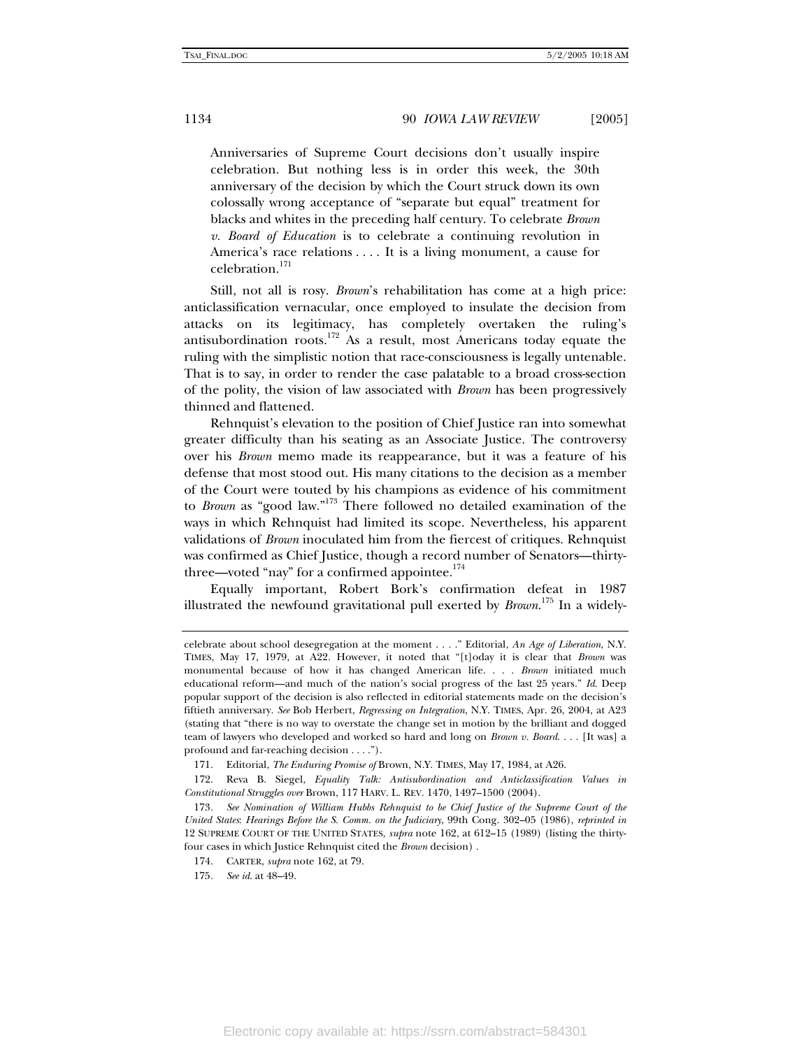> Anniversaries of Supreme Court decisions don't usually inspire celebration. But nothing less is in order this week, the 30th anniversary of the decision by which the Court struck down its own colossally wrong acceptance of "separate but equal" treatment for blacks and whites in the preceding half century. To celebrate *Brown v. Board of Education* is to celebrate a continuing revolution in America's race relations . . . . It is a living monument, a cause for celebration.[171]

Still, not all is rosy. *Brown*'s rehabilitation has come at a high price: anticlassification vernacular, once employed to insulate the decision from attacks on its legitimacy, has completely overtaken the ruling's antisubordination roots.[172] As a result, most Americans today equate the ruling with the simplistic notion that race-consciousness is legally untenable. That is to say, in order to render the case palatable to a broad cross-section of the polity, the vision of law associated with *Brown* has been progressively thinned and flattened.

Rehnquist's elevation to the position of Chief Justice ran into somewhat greater difficulty than his seating as an Associate Justice. The controversy over his *Brown* memo made its reappearance, but it was a feature of his defense that most stood out. His many citations to the decision as a member of the Court were touted by his champions as evidence of his commitment to *Brown* as "good law."[173] There followed no detailed examination of the ways in which Rehnquist had limited its scope. Nevertheless, his apparent validations of *Brown* inoculated him from the fiercest of critiques. Rehnquist was confirmed as Chief Justice, though a record number of Senators—thirty-three—voted "nay" for a confirmed appointee.[174]

Equally important, Robert Bork's confirmation defeat in 1987 illustrated the newfound gravitational pull exerted by *Brown*.[175] In a widely-

---

celebrate about school desegregation at the moment . . . ." Editorial, *An Age of Liberation*, N.Y. TIMES, May 17, 1979, at A22. However, it noted that "[t]oday it is clear that *Brown* was monumental because of how it has changed American life. . . . *Brown* initiated much educational reform—and much of the nation's social progress of the last 25 years." *Id.* Deep popular support of the decision is also reflected in editorial statements made on the decision's fiftieth anniversary. *See* Bob Herbert, *Regressing on Integration*, N.Y. TIMES, Apr. 26, 2004, at A23 (stating that "there is no way to overstate the change set in motion by the brilliant and dogged team of lawyers who developed and worked so hard and long on *Brown v. Board*. . . . [It was] a profound and far-reaching decision . . . .").

171. Editorial, *The Enduring Promise of* Brown, N.Y. TIMES, May 17, 1984, at A26.

172. Reva B. Siegel, *Equality Talk: Antisubordination and Anticlassification Values in Constitutional Struggles over* Brown, 117 HARV. L. REV. 1470, 1497–1500 (2004).

173. *See Nomination of William Hubbs Rehnquist to be Chief Justice of the Supreme Court of the United States*: *Hearings Before the S. Comm. on the Judiciary*, 99th Cong. 302–05 (1986), *reprinted in* 12 SUPREME COURT OF THE UNITED STATES, *supra* note 162, at 612–15 (1989) (listing the thirty-four cases in which Justice Rehnquist cited the *Brown* decision) .

174. CARTER, *supra* note 162, at 79.

175. *See id.* at 48–49.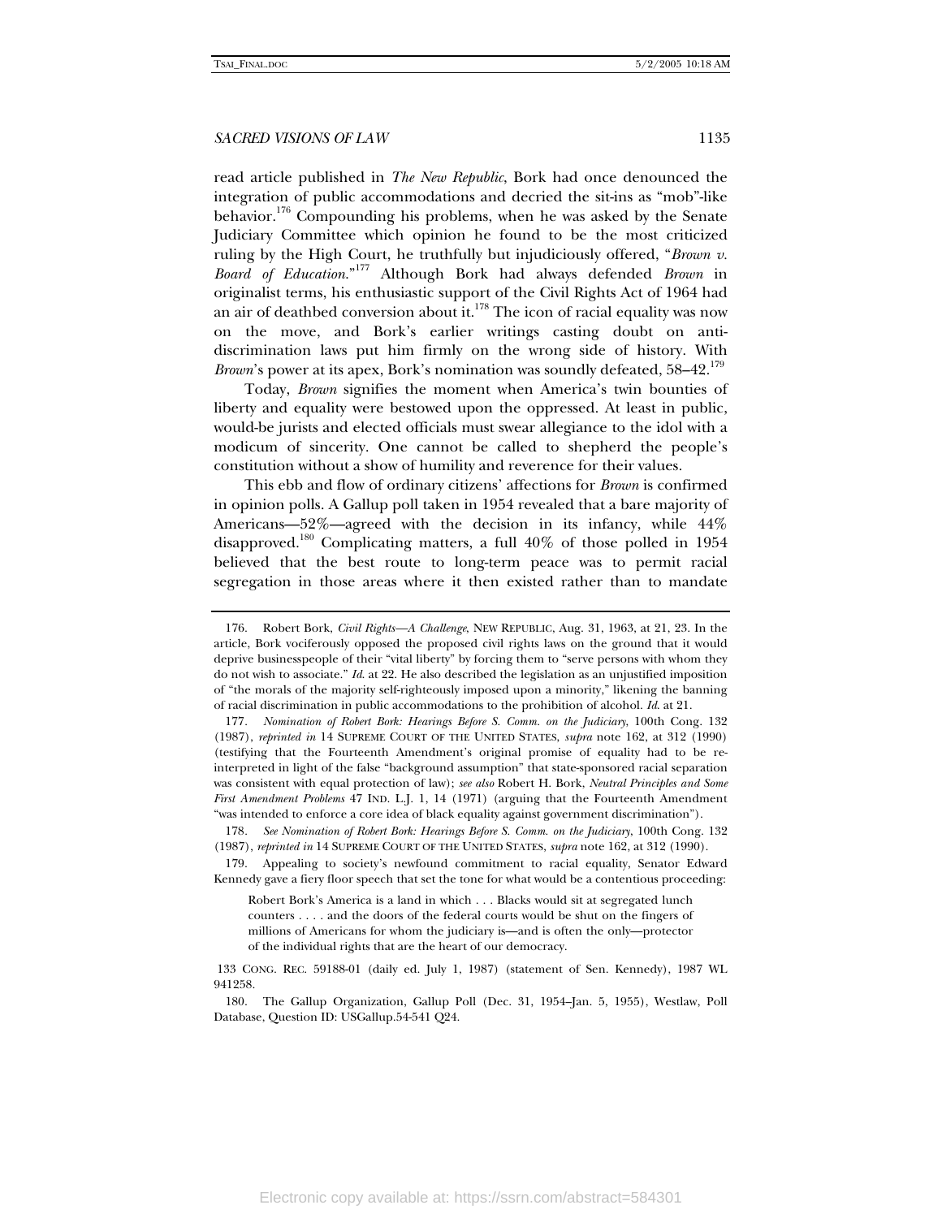read article published in *The New Republic*, Bork had once denounced the integration of public accommodations and decried the sit-ins as "mob"-like behavior.[176] Compounding his problems, when he was asked by the Senate Judiciary Committee which opinion he found to be the most criticized ruling by the High Court, he truthfully but injudiciously offered, "*Brown v. Board of Education*."[177] Although Bork had always defended *Brown* in originalist terms, his enthusiastic support of the Civil Rights Act of 1964 had an air of deathbed conversion about it.[178] The icon of racial equality was now on the move, and Bork's earlier writings casting doubt on anti-discrimination laws put him firmly on the wrong side of history. With *Brown*'s power at its apex, Bork's nomination was soundly defeated, 58–42.[179]

Today, *Brown* signifies the moment when America's twin bounties of liberty and equality were bestowed upon the oppressed. At least in public, would-be jurists and elected officials must swear allegiance to the idol with a modicum of sincerity. One cannot be called to shepherd the people's constitution without a show of humility and reverence for their values.

This ebb and flow of ordinary citizens' affections for *Brown* is confirmed in opinion polls. A Gallup poll taken in 1954 revealed that a bare majority of Americans—52%—agreed with the decision in its infancy, while 44% disapproved.[180] Complicating matters, a full 40% of those polled in 1954 believed that the best route to long-term peace was to permit racial segregation in those areas where it then existed rather than to mandate

---

176. Robert Bork, *Civil Rights—A Challenge*, NEW REPUBLIC, Aug. 31, 1963, at 21, 23. In the article, Bork vociferously opposed the proposed civil rights laws on the ground that it would deprive businesspeople of their "vital liberty" by forcing them to "serve persons with whom they do not wish to associate." *Id.* at 22. He also described the legislation as an unjustified imposition of "the morals of the majority self-righteously imposed upon a minority," likening the banning of racial discrimination in public accommodations to the prohibition of alcohol. *Id.* at 21.

177. *Nomination of Robert Bork: Hearings Before S. Comm. on the Judiciary*, 100th Cong. 132 (1987), *reprinted in* 14 SUPREME COURT OF THE UNITED STATES, *supra* note 162, at 312 (1990) (testifying that the Fourteenth Amendment's original promise of equality had to be re-interpreted in light of the false "background assumption" that state-sponsored racial separation was consistent with equal protection of law); *see also* Robert H. Bork, *Neutral Principles and Some First Amendment Problems* 47 IND. L.J. 1, 14 (1971) (arguing that the Fourteenth Amendment "was intended to enforce a core idea of black equality against government discrimination").

178. *See Nomination of Robert Bork: Hearings Before S. Comm. on the Judiciary*, 100th Cong. 132 (1987), *reprinted in* 14 SUPREME COURT OF THE UNITED STATES, *supra* note 162, at 312 (1990).

179. Appealing to society's newfound commitment to racial equality, Senator Edward Kennedy gave a fiery floor speech that set the tone for what would be a contentious proceeding:

> Robert Bork's America is a land in which . . . Blacks would sit at segregated lunch counters . . . . and the doors of the federal courts would be shut on the fingers of millions of Americans for whom the judiciary is—and is often the only—protector of the individual rights that are the heart of our democracy.

133 CONG. REC. 59188-01 (daily ed. July 1, 1987) (statement of Sen. Kennedy), 1987 WL 941258.

180. The Gallup Organization, Gallup Poll (Dec. 31, 1954–Jan. 5, 1955), Westlaw, Poll Database, Question ID: USGallup.54-541 Q24.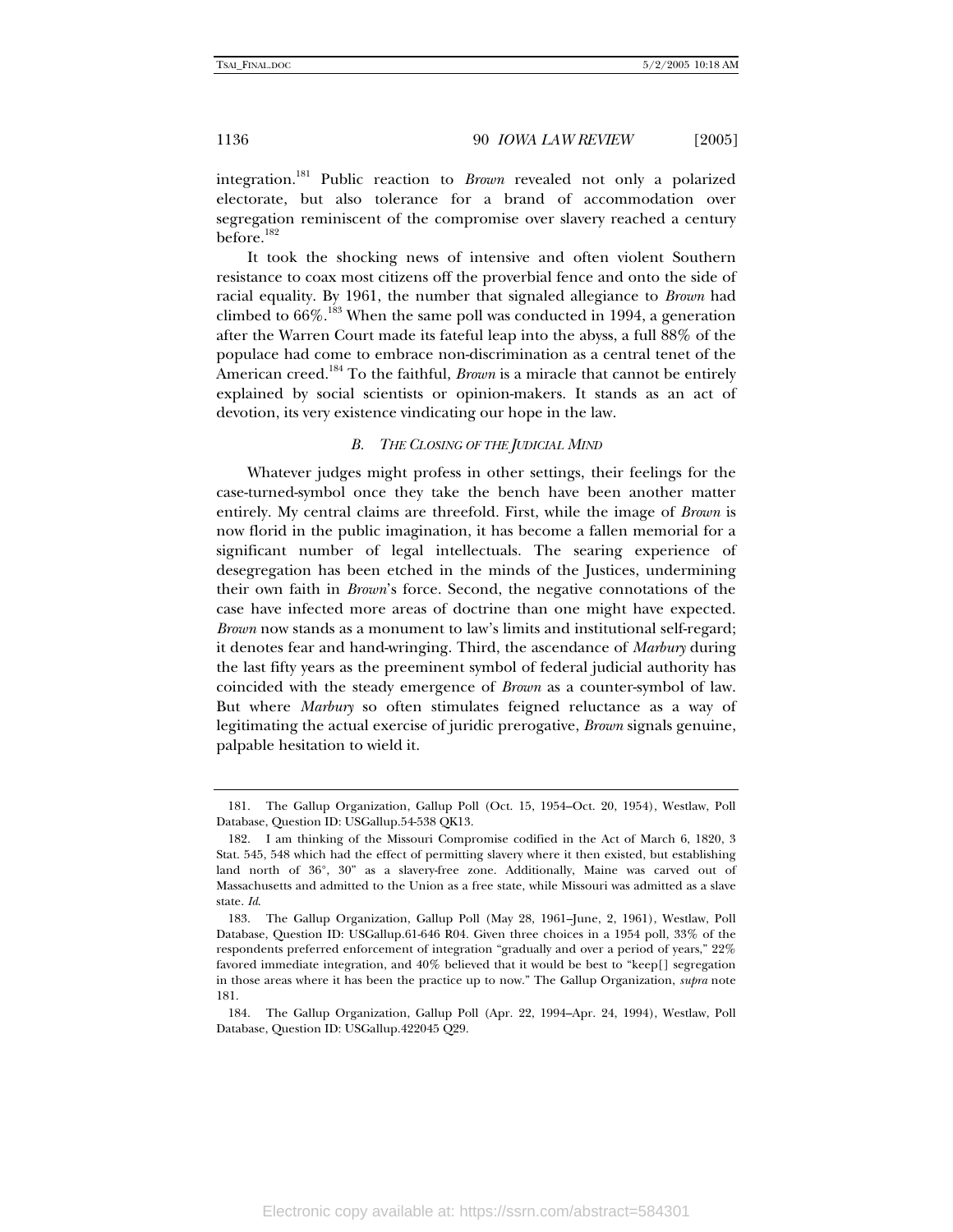integration.[181] Public reaction to *Brown* revealed not only a polarized electorate, but also tolerance for a brand of accommodation over segregation reminiscent of the compromise over slavery reached a century before.[182]

It took the shocking news of intensive and often violent Southern resistance to coax most citizens off the proverbial fence and onto the side of racial equality. By 1961, the number that signaled allegiance to *Brown* had climbed to 66%.[183] When the same poll was conducted in 1994, a generation after the Warren Court made its fateful leap into the abyss, a full 88% of the populace had come to embrace non-discrimination as a central tenet of the American creed.[184] To the faithful, *Brown* is a miracle that cannot be entirely explained by social scientists or opinion-makers. It stands as an act of devotion, its very existence vindicating our hope in the law.

### *B. The Closing of the Judicial Mind*

Whatever judges might profess in other settings, their feelings for the case-turned-symbol once they take the bench have been another matter entirely. My central claims are threefold. First, while the image of *Brown* is now florid in the public imagination, it has become a fallen memorial for a significant number of legal intellectuals. The searing experience of desegregation has been etched in the minds of the Justices, undermining their own faith in *Brown*'s force. Second, the negative connotations of the case have infected more areas of doctrine than one might have expected. *Brown* now stands as a monument to law's limits and institutional self-regard; it denotes fear and hand-wringing. Third, the ascendance of *Marbury* during the last fifty years as the preeminent symbol of federal judicial authority has coincided with the steady emergence of *Brown* as a counter-symbol of law. But where *Marbury* so often stimulates feigned reluctance as a way of legitimating the actual exercise of juridic prerogative, *Brown* signals genuine, palpable hesitation to wield it.

---

181. The Gallup Organization, Gallup Poll (Oct. 15, 1954–Oct. 20, 1954), Westlaw, Poll Database, Question ID: USGallup.54-538 QK13.

182. I am thinking of the Missouri Compromise codified in the Act of March 6, 1820, 3 Stat. 545, 548 which had the effect of permitting slavery where it then existed, but establishing land north of 36°, 30" as a slavery-free zone. Additionally, Maine was carved out of Massachusetts and admitted to the Union as a free state, while Missouri was admitted as a slave state. *Id.*

183. The Gallup Organization, Gallup Poll (May 28, 1961–June, 2, 1961), Westlaw, Poll Database, Question ID: USGallup.61-646 R04. Given three choices in a 1954 poll, 33% of the respondents preferred enforcement of integration "gradually and over a period of years," 22% favored immediate integration, and 40% believed that it would be best to "keep[] segregation in those areas where it has been the practice up to now." The Gallup Organization, *supra* note 181.

184. The Gallup Organization, Gallup Poll (Apr. 22, 1994–Apr. 24, 1994), Westlaw, Poll Database, Question ID: USGallup.422045 Q29.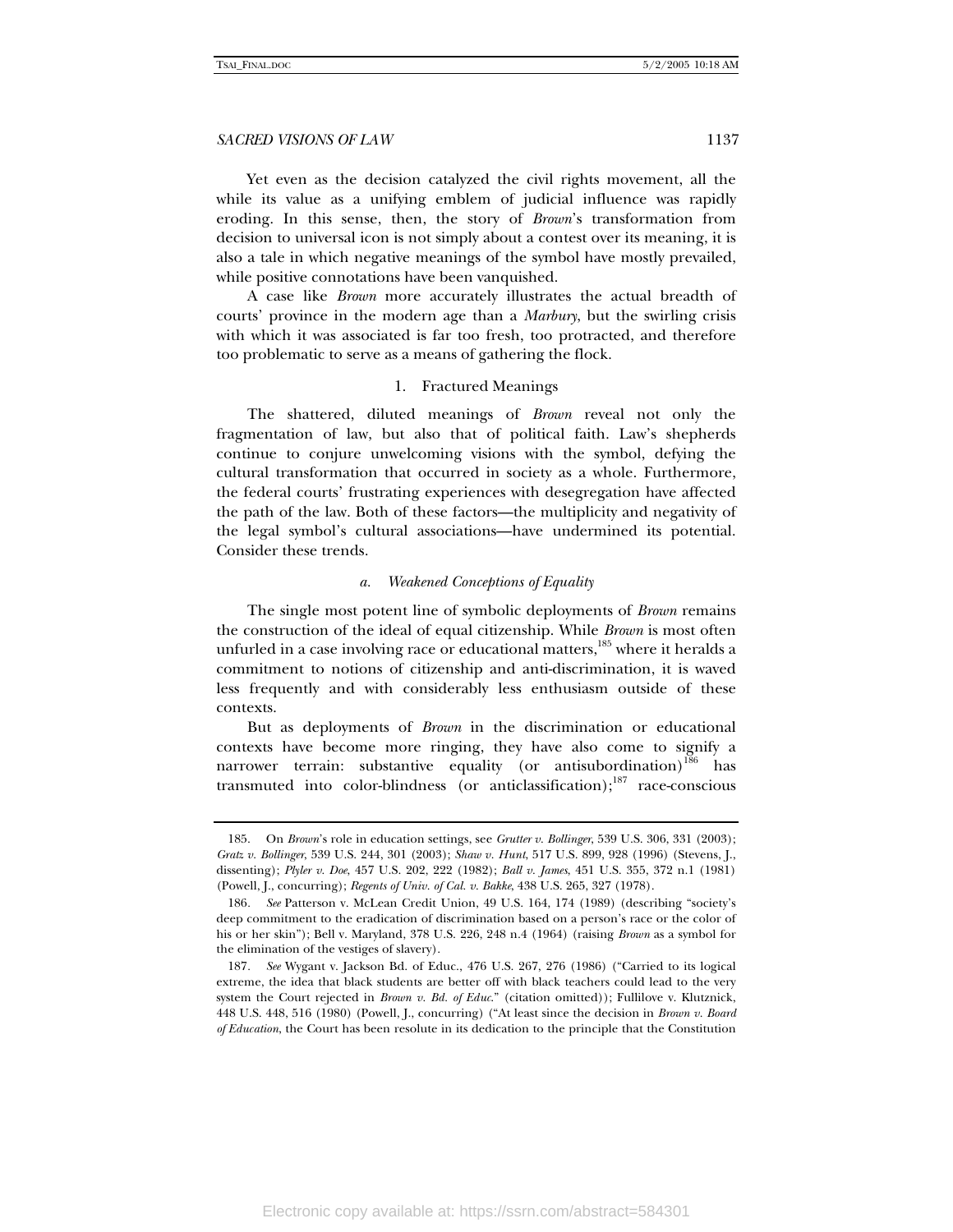Yet even as the decision catalyzed the civil rights movement, all the while its value as a unifying emblem of judicial influence was rapidly eroding. In this sense, then, the story of *Brown*'s transformation from decision to universal icon is not simply about a contest over its meaning, it is also a tale in which negative meanings of the symbol have mostly prevailed, while positive connotations have been vanquished.

A case like *Brown* more accurately illustrates the actual breadth of courts' province in the modern age than a *Marbury*, but the swirling crisis with which it was associated is far too fresh, too protracted, and therefore too problematic to serve as a means of gathering the flock.

### 1. Fractured Meanings

The shattered, diluted meanings of *Brown* reveal not only the fragmentation of law, but also that of political faith. Law's shepherds continue to conjure unwelcoming visions with the symbol, defying the cultural transformation that occurred in society as a whole. Furthermore, the federal courts' frustrating experiences with desegregation have affected the path of the law. Both of these factors—the multiplicity and negativity of the legal symbol's cultural associations—have undermined its potential. Consider these trends.

#### *a. Weakened Conceptions of Equality*

The single most potent line of symbolic deployments of *Brown* remains the construction of the ideal of equal citizenship. While *Brown* is most often unfurled in a case involving race or educational matters,[185] where it heralds a commitment to notions of citizenship and anti-discrimination, it is waved less frequently and with considerably less enthusiasm outside of these contexts.

But as deployments of *Brown* in the discrimination or educational contexts have become more ringing, they have also come to signify a narrower terrain: substantive equality (or antisubordination)[186] has transmuted into color-blindness (or anticlassification);[187] race-conscious

---

185. On *Brown*'s role in education settings, see *Grutter v. Bollinger*, 539 U.S. 306, 331 (2003); *Gratz v. Bollinger*, 539 U.S. 244, 301 (2003); *Shaw v. Hunt*, 517 U.S. 899, 928 (1996) (Stevens, J., dissenting); *Plyler v. Doe*, 457 U.S. 202, 222 (1982); *Ball v. James*, 451 U.S. 355, 372 n.1 (1981) (Powell, J., concurring); *Regents of Univ. of Cal. v. Bakke*, 438 U.S. 265, 327 (1978).

186. *See* Patterson v. McLean Credit Union, 49 U.S. 164, 174 (1989) (describing "society's deep commitment to the eradication of discrimination based on a person's race or the color of his or her skin"); Bell v. Maryland, 378 U.S. 226, 248 n.4 (1964) (raising *Brown* as a symbol for the elimination of the vestiges of slavery).

187. *See* Wygant v. Jackson Bd. of Educ., 476 U.S. 267, 276 (1986) ("Carried to its logical extreme, the idea that black students are better off with black teachers could lead to the very system the Court rejected in *Brown v. Bd. of Educ.*" (citation omitted)); Fullilove v. Klutznick, 448 U.S. 448, 516 (1980) (Powell, J., concurring) ("At least since the decision in *Brown v. Board of Education*, the Court has been resolute in its dedication to the principle that the Constitution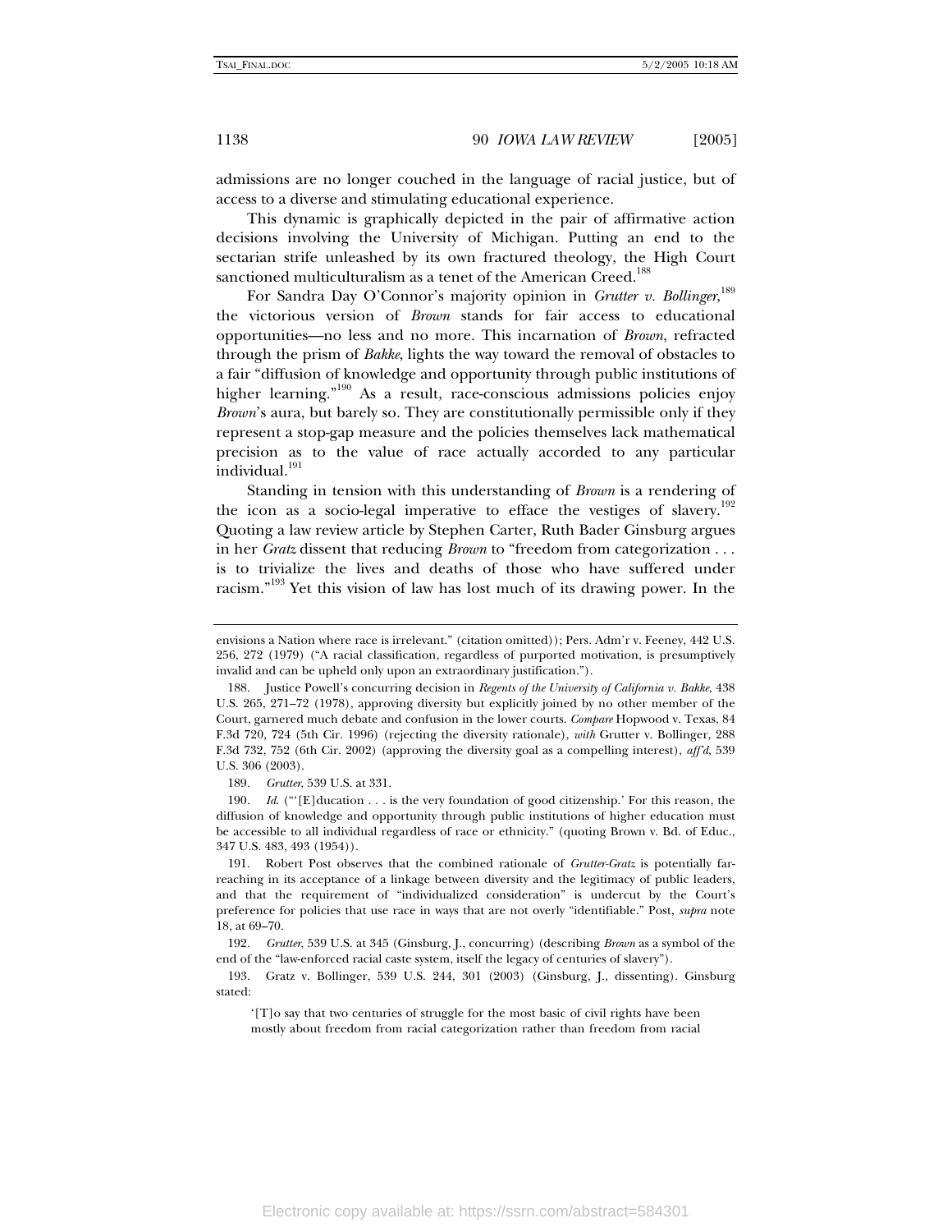admissions are no longer couched in the language of racial justice, but of access to a diverse and stimulating educational experience.

This dynamic is graphically depicted in the pair of affirmative action decisions involving the University of Michigan. Putting an end to the sectarian strife unleashed by its own fractured theology, the High Court sanctioned multiculturalism as a tenet of the American Creed.[188]

For Sandra Day O'Connor's majority opinion in *Grutter v. Bollinger*,[189] the victorious version of *Brown* stands for fair access to educational opportunities—no less and no more. This incarnation of *Brown*, refracted through the prism of *Bakke*, lights the way toward the removal of obstacles to a fair "diffusion of knowledge and opportunity through public institutions of higher learning."[190] As a result, race-conscious admissions policies enjoy *Brown*'s aura, but barely so. They are constitutionally permissible only if they represent a stop-gap measure and the policies themselves lack mathematical precision as to the value of race actually accorded to any particular individual.[191]

Standing in tension with this understanding of *Brown* is a rendering of the icon as a socio-legal imperative to efface the vestiges of slavery.[192] Quoting a law review article by Stephen Carter, Ruth Bader Ginsburg argues in her *Gratz* dissent that reducing *Brown* to "freedom from categorization . . . is to trivialize the lives and deaths of those who have suffered under racism."[193] Yet this vision of law has lost much of its drawing power. In the

---

envisions a Nation where race is irrelevant." (citation omitted)); Pers. Adm'r v. Feeney, 442 U.S. 256, 272 (1979) ("A racial classification, regardless of purported motivation, is presumptively invalid and can be upheld only upon an extraordinary justification.").

188. Justice Powell's concurring decision in *Regents of the University of California v. Bakke*, 438 U.S. 265, 271–72 (1978), approving diversity but explicitly joined by no other member of the Court, garnered much debate and confusion in the lower courts. *Compare* Hopwood v. Texas, 84 F.3d 720, 724 (5th Cir. 1996) (rejecting the diversity rationale), *with* Grutter v. Bollinger, 288 F.3d 732, 752 (6th Cir. 2002) (approving the diversity goal as a compelling interest), *aff'd*, 539 U.S. 306 (2003).

189. *Grutter*, 539 U.S. at 331.

190. *Id.* ("'[E]ducation . . . is the very foundation of good citizenship.' For this reason, the diffusion of knowledge and opportunity through public institutions of higher education must be accessible to all individual regardless of race or ethnicity." (quoting Brown v. Bd. of Educ., 347 U.S. 483, 493 (1954)).

191. Robert Post observes that the combined rationale of *Grutter-Gratz* is potentially far-reaching in its acceptance of a linkage between diversity and the legitimacy of public leaders, and that the requirement of "individualized consideration" is undercut by the Court's preference for policies that use race in ways that are not overly "identifiable." Post, *supra* note 18, at 69–70.

192. *Grutter*, 539 U.S. at 345 (Ginsburg, J., concurring) (describing *Brown* as a symbol of the end of the "law-enforced racial caste system, itself the legacy of centuries of slavery").

193. Gratz v. Bollinger, 539 U.S. 244, 301 (2003) (Ginsburg, J., dissenting). Ginsburg stated:

> '[T]o say that two centuries of struggle for the most basic of civil rights have been mostly about freedom from racial categorization rather than freedom from racial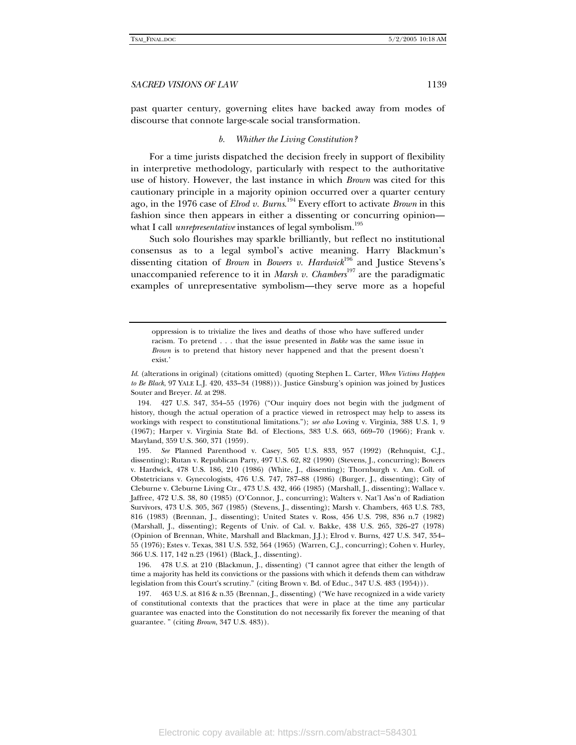past quarter century, governing elites have backed away from modes of discourse that connote large-scale social transformation.

### *b. Whither the Living Constitution?*

For a time jurists dispatched the decision freely in support of flexibility in interpretive methodology, particularly with respect to the authoritative use of history. However, the last instance in which *Brown* was cited for this cautionary principle in a majority opinion occurred over a quarter century ago, in the 1976 case of *Elrod v. Burns*.[194] Every effort to activate *Brown* in this fashion since then appears in either a dissenting or concurring opinion—what I call *unrepresentative* instances of legal symbolism.[195]

Such solo flourishes may sparkle brilliantly, but reflect no institutional consensus as to a legal symbol's active meaning. Harry Blackmun's dissenting citation of *Brown* in *Bowers v. Hardwick*[196] and Justice Stevens's unaccompanied reference to it in *Marsh v. Chambers*[197] are the paradigmatic examples of unrepresentative symbolism—they serve more as a hopeful

---

> oppression is to trivialize the lives and deaths of those who have suffered under racism. To pretend . . . that the issue presented in *Bakke* was the same issue in *Brown* is to pretend that history never happened and that the present doesn't exist.'

*Id.* (alterations in original) (citations omitted) (quoting Stephen L. Carter, *When Victims Happen to Be Black*, 97 YALE L.J. 420, 433–34 (1988))). Justice Ginsburg's opinion was joined by Justices Souter and Breyer. *Id.* at 298.

194. 427 U.S. 347, 354–55 (1976) ("Our inquiry does not begin with the judgment of history, though the actual operation of a practice viewed in retrospect may help to assess its workings with respect to constitutional limitations."); *see also* Loving v. Virginia, 388 U.S. 1, 9 (1967); Harper v. Virginia State Bd. of Elections, 383 U.S. 663, 669–70 (1966); Frank v. Maryland, 359 U.S. 360, 371 (1959).

195. *See* Planned Parenthood v. Casey, 505 U.S. 833, 957 (1992) (Rehnquist, C.J., dissenting); Rutan v. Republican Party, 497 U.S. 62, 82 (1990) (Stevens, J., concurring); Bowers v. Hardwick, 478 U.S. 186, 210 (1986) (White, J., dissenting); Thornburgh v. Am. Coll. of Obstetricians v. Gynecologists, 476 U.S. 747, 787–88 (1986) (Burger, J., dissenting); City of Cleburne v. Cleburne Living Ctr., 473 U.S. 432, 466 (1985) (Marshall, J., dissenting); Wallace v. Jaffree, 472 U.S. 38, 80 (1985) (O'Connor, J., concurring); Walters v. Nat'l Ass'n of Radiation Survivors, 473 U.S. 305, 367 (1985) (Stevens, J., dissenting); Marsh v. Chambers, 463 U.S. 783, 816 (1983) (Brennan, J., dissenting); United States v. Ross, 456 U.S. 798, 836 n.7 (1982) (Marshall, J., dissenting); Regents of Univ. of Cal. v. Bakke, 438 U.S. 265, 326–27 (1978) (Opinion of Brennan, White, Marshall and Blackman, J.J.); Elrod v. Burns, 427 U.S. 347, 354–55 (1976); Estes v. Texas, 381 U.S. 532, 564 (1965) (Warren, C.J., concurring); Cohen v. Hurley, 366 U.S. 117, 142 n.23 (1961) (Black, J., dissenting).

196. 478 U.S. at 210 (Blackmun, J., dissenting) ("I cannot agree that either the length of time a majority has held its convictions or the passions with which it defends them can withdraw legislation from this Court's scrutiny." (citing Brown v. Bd. of Educ., 347 U.S. 483 (1954))).

197. 463 U.S. at 816 & n.35 (Brennan, J., dissenting) ("We have recognized in a wide variety of constitutional contexts that the practices that were in place at the time any particular guarantee was enacted into the Constitution do not necessarily fix forever the meaning of that guarantee. " (citing *Brown*, 347 U.S. 483)).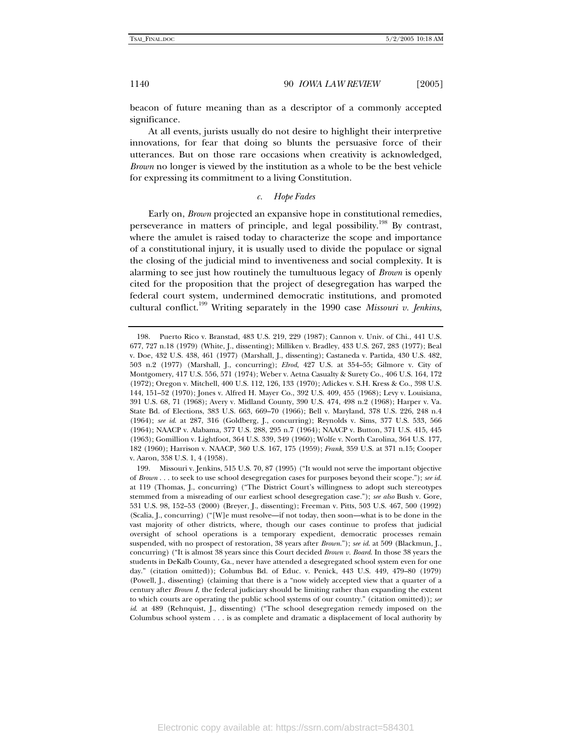beacon of future meaning than as a descriptor of a commonly accepted significance.

At all events, jurists usually do not desire to highlight their interpretive innovations, for fear that doing so blunts the persuasive force of their utterances. But on those rare occasions when creativity is acknowledged, *Brown* no longer is viewed by the institution as a whole to be the best vehicle for expressing its commitment to a living Constitution.

*c. Hope Fades*

Early on, *Brown* projected an expansive hope in constitutional remedies, perseverance in matters of principle, and legal possibility.[198] By contrast, where the amulet is raised today to characterize the scope and importance of a constitutional injury, it is usually used to divide the populace or signal the closing of the judicial mind to inventiveness and social complexity. It is alarming to see just how routinely the tumultuous legacy of *Brown* is openly cited for the proposition that the project of desegregation has warped the federal court system, undermined democratic institutions, and promoted cultural conflict.[199] Writing separately in the 1990 case *Missouri v. Jenkins*,

---

198. Puerto Rico v. Branstad, 483 U.S. 219, 229 (1987); Cannon v. Univ. of Chi., 441 U.S. 677, 727 n.18 (1979) (White, J., dissenting); Milliken v. Bradley, 433 U.S. 267, 283 (1977); Beal v. Doe, 432 U.S. 438, 461 (1977) (Marshall, J., dissenting); Castaneda v. Partida, 430 U.S. 482, 503 n.2 (1977) (Marshall, J., concurring); *Elrod*, 427 U.S. at 354–55; Gilmore v. City of Montgomery, 417 U.S. 556, 571 (1974); Weber v. Aetna Casualty & Surety Co., 406 U.S. 164, 172 (1972); Oregon v. Mitchell, 400 U.S. 112, 126, 133 (1970); Adickes v. S.H. Kress & Co., 398 U.S. 144, 151–52 (1970); Jones v. Alfred H. Mayer Co., 392 U.S. 409, 455 (1968); Levy v. Louisiana, 391 U.S. 68, 71 (1968); Avery v. Midland County, 390 U.S. 474, 498 n.2 (1968); Harper v. Va. State Bd. of Elections, 383 U.S. 663, 669–70 (1966); Bell v. Maryland, 378 U.S. 226, 248 n.4 (1964); *see id.* at 287, 316 (Goldberg, J., concurring); Reynolds v. Sims, 377 U.S. 533, 566 (1964); NAACP v. Alabama, 377 U.S. 288, 295 n.7 (1964); NAACP v. Button, 371 U.S. 415, 445 (1963); Gomillion v. Lightfoot, 364 U.S. 339, 349 (1960); Wolfe v. North Carolina, 364 U.S. 177, 182 (1960); Harrison v. NAACP, 360 U.S. 167, 175 (1959); *Frank*, 359 U.S. at 371 n.15; Cooper v. Aaron, 358 U.S. 1, 4 (1958).

199. Missouri v. Jenkins, 515 U.S. 70, 87 (1995) ("It would not serve the important objective of *Brown* . . . to seek to use school desegregation cases for purposes beyond their scope."); *see id.* at 119 (Thomas, J., concurring) ("The District Court's willingness to adopt such stereotypes stemmed from a misreading of our earliest school desegregation case."); *see also* Bush v. Gore, 531 U.S. 98, 152–53 (2000) (Breyer, J., dissenting); Freeman v. Pitts, 503 U.S. 467, 500 (1992) (Scalia, J., concurring) ("[W]e must resolve—if not today, then soon—what is to be done in the vast majority of other districts, where, though our cases continue to profess that judicial oversight of school operations is a temporary expedient, democratic processes remain suspended, with no prospect of restoration, 38 years after *Brown*."); *see id.* at 509 (Blackmun, J., concurring) ("It is almost 38 years since this Court decided *Brown v. Board*. In those 38 years the students in DeKalb County, Ga., never have attended a desegregated school system even for one day." (citation omitted)); Columbus Bd. of Educ. v. Penick, 443 U.S. 449, 479–80 (1979) (Powell, J., dissenting) (claiming that there is a "now widely accepted view that a quarter of a century after *Brown I*, the federal judiciary should be limiting rather than expanding the extent to which courts are operating the public school systems of our country." (citation omitted)); *see id.* at 489 (Rehnquist, J., dissenting) ("The school desegregation remedy imposed on the Columbus school system . . . is as complete and dramatic a displacement of local authority by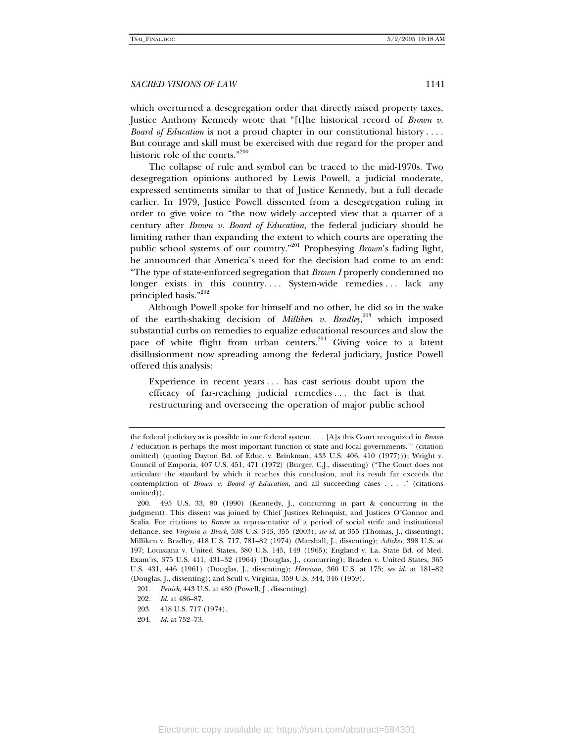which overturned a desegregation order that directly raised property taxes, Justice Anthony Kennedy wrote that "[t]he historical record of *Brown v. Board of Education* is not a proud chapter in our constitutional history . . . . But courage and skill must be exercised with due regard for the proper and historic role of the courts."[200]

The collapse of rule and symbol can be traced to the mid-1970s. Two desegregation opinions authored by Lewis Powell, a judicial moderate, expressed sentiments similar to that of Justice Kennedy, but a full decade earlier. In 1979, Justice Powell dissented from a desegregation ruling in order to give voice to "the now widely accepted view that a quarter of a century after *Brown v. Board of Education*, the federal judiciary should be limiting rather than expanding the extent to which courts are operating the public school systems of our country."[201] Prophesying *Brown*'s fading light, he announced that America's need for the decision had come to an end: "The type of state-enforced segregation that *Brown I* properly condemned no longer exists in this country. . . . System-wide remedies . . . lack any principled basis."[202]

Although Powell spoke for himself and no other, he did so in the wake of the earth-shaking decision of *Milliken v. Bradley*,[203] which imposed substantial curbs on remedies to equalize educational resources and slow the pace of white flight from urban centers.[204] Giving voice to a latent disillusionment now spreading among the federal judiciary, Justice Powell offered this analysis:

> Experience in recent years . . . has cast serious doubt upon the efficacy of far-reaching judicial remedies . . . the fact is that restructuring and overseeing the operation of major public school

---

the federal judiciary as is possible in our federal system. . . . [A]s this Court recognized in *Brown I* 'education is perhaps the most important function of state and local governments.'" (citation omitted) (quoting Dayton Bd. of Educ. v. Brinkman, 433 U.S. 406, 410 (1977))); Wright v. Council of Emporia, 407 U.S. 451, 471 (1972) (Burger, C.J., dissenting) ("The Court does not articulate the standard by which it reaches this conclusion, and its result far exceeds the contemplation of *Brown v. Board of Education*, and all succeeding cases . . . ." (citations omitted)).

200. 495 U.S. 33, 80 (1990) (Kennedy, J., concurring in part & concurring in the judgment). This dissent was joined by Chief Justices Rehnquist, and Justices O'Connor and Scalia. For citations to *Brown* as representative of a period of social strife and institutional defiance, see *Virginia v. Black*, 538 U.S. 343, 355 (2003); *see id.* at 355 (Thomas, J., dissenting); Milliken v. Bradley, 418 U.S. 717, 781–82 (1974) (Marshall, J., dissenting); *Adickes*, 398 U.S. at 197; Louisiana v. United States, 380 U.S. 145, 149 (1965); England v. La. State Bd. of Med. Exam'rs, 375 U.S. 411, 431–32 (1964) (Douglas, J., concurring); Braden v. United States, 365 U.S. 431, 446 (1961) (Douglas, J., dissenting); *Harrison*, 360 U.S. at 175; *see id.* at 181–82 (Douglas, J., dissenting); and Scull v. Virginia, 359 U.S. 344, 346 (1959).

201. *Penick*, 443 U.S. at 480 (Powell, J., dissenting).

202. *Id.* at 486–87.

203. 418 U.S. 717 (1974).

204. *Id.* at 752–73.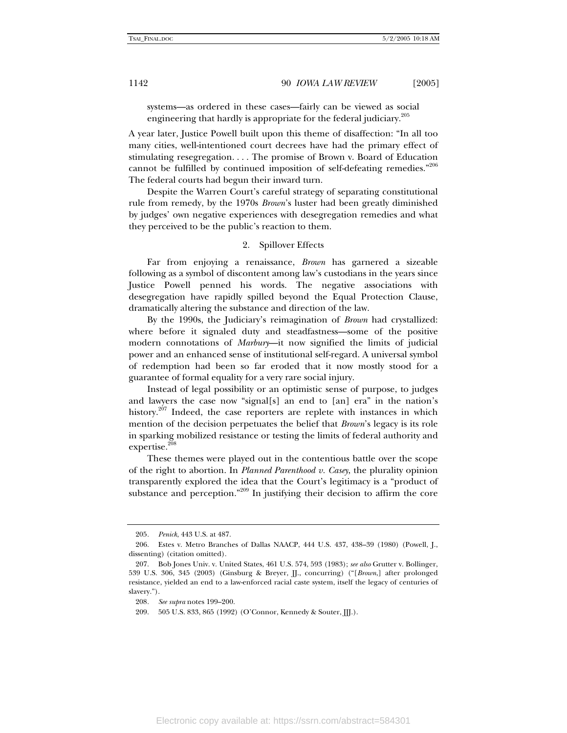systems—as ordered in these cases—fairly can be viewed as social engineering that hardly is appropriate for the federal judiciary.[205]

A year later, Justice Powell built upon this theme of disaffection: "In all too many cities, well-intentioned court decrees have had the primary effect of stimulating resegregation. . . . The promise of Brown v. Board of Education cannot be fulfilled by continued imposition of self-defeating remedies."[206] The federal courts had begun their inward turn.

Despite the Warren Court's careful strategy of separating constitutional rule from remedy, by the 1970s *Brown*'s luster had been greatly diminished by judges' own negative experiences with desegregation remedies and what they perceived to be the public's reaction to them.

### 2. Spillover Effects

Far from enjoying a renaissance, *Brown* has garnered a sizeable following as a symbol of discontent among law's custodians in the years since Justice Powell penned his words. The negative associations with desegregation have rapidly spilled beyond the Equal Protection Clause, dramatically altering the substance and direction of the law.

By the 1990s, the Judiciary's reimagination of *Brown* had crystallized: where before it signaled duty and steadfastness—some of the positive modern connotations of *Marbury*—it now signified the limits of judicial power and an enhanced sense of institutional self-regard. A universal symbol of redemption had been so far eroded that it now mostly stood for a guarantee of formal equality for a very rare social injury.

Instead of legal possibility or an optimistic sense of purpose, to judges and lawyers the case now "signal[s] an end to [an] era" in the nation's history.[207] Indeed, the case reporters are replete with instances in which mention of the decision perpetuates the belief that *Brown*'s legacy is its role in sparking mobilized resistance or testing the limits of federal authority and expertise.[208]

These themes were played out in the contentious battle over the scope of the right to abortion. In *Planned Parenthood v. Casey*, the plurality opinion transparently explored the idea that the Court's legitimacy is a "product of substance and perception."[209] In justifying their decision to affirm the core

---

205. *Penick*, 443 U.S. at 487.

206. Estes v. Metro Branches of Dallas NAACP, 444 U.S. 437, 438–39 (1980) (Powell, J., dissenting) (citation omitted).

207. Bob Jones Univ. v. United States, 461 U.S. 574, 593 (1983); *see also* Grutter v. Bollinger, 539 U.S. 306, 345 (2003) (Ginsburg & Breyer, JJ., concurring) ("[*Brown*,] after prolonged resistance, yielded an end to a law-enforced racial caste system, itself the legacy of centuries of slavery.").

208. *See supra* notes 199–200.

209. 505 U.S. 833, 865 (1992) (O'Connor, Kennedy & Souter, JJJ.).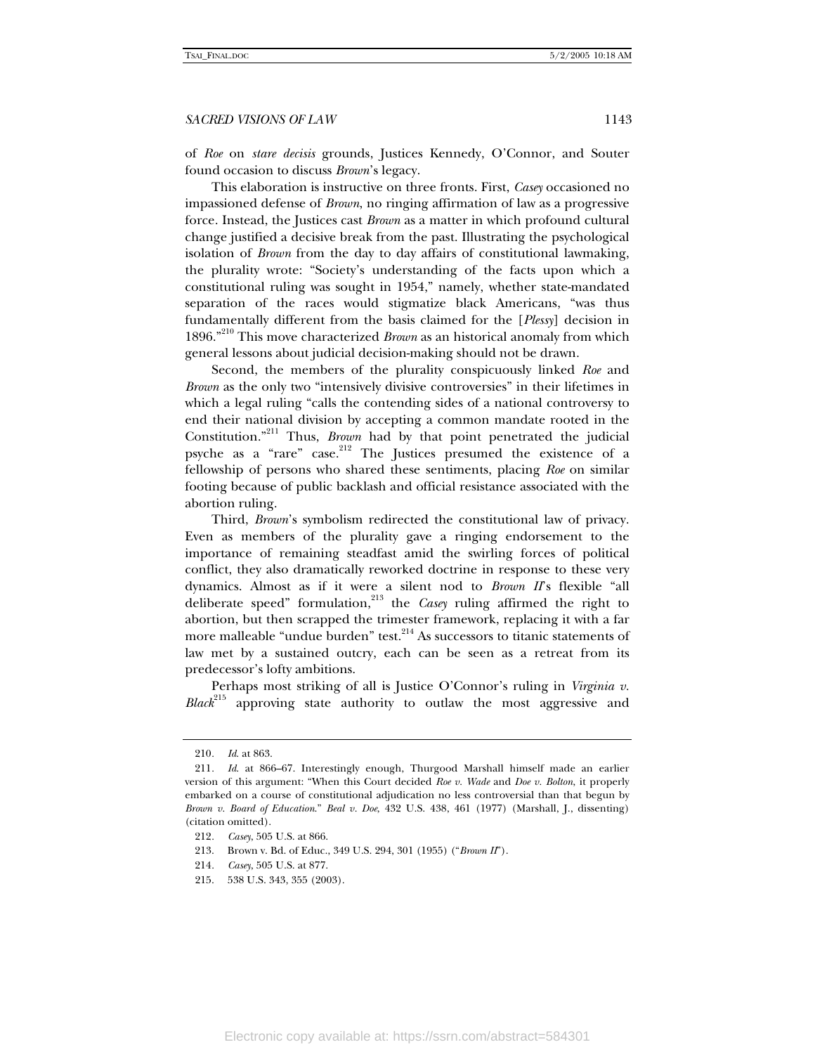of *Roe* on *stare decisis* grounds, Justices Kennedy, O'Connor, and Souter found occasion to discuss *Brown*'s legacy.

This elaboration is instructive on three fronts. First, *Casey* occasioned no impassioned defense of *Brown*, no ringing affirmation of law as a progressive force. Instead, the Justices cast *Brown* as a matter in which profound cultural change justified a decisive break from the past. Illustrating the psychological isolation of *Brown* from the day to day affairs of constitutional lawmaking, the plurality wrote: "Society's understanding of the facts upon which a constitutional ruling was sought in 1954," namely, whether state-mandated separation of the races would stigmatize black Americans, "was thus fundamentally different from the basis claimed for the [*Plessy*] decision in 1896."[210] This move characterized *Brown* as an historical anomaly from which general lessons about judicial decision-making should not be drawn.

Second, the members of the plurality conspicuously linked *Roe* and *Brown* as the only two "intensively divisive controversies" in their lifetimes in which a legal ruling "calls the contending sides of a national controversy to end their national division by accepting a common mandate rooted in the Constitution."[211] Thus, *Brown* had by that point penetrated the judicial psyche as a "rare" case.[212] The Justices presumed the existence of a fellowship of persons who shared these sentiments, placing *Roe* on similar footing because of public backlash and official resistance associated with the abortion ruling.

Third, *Brown*'s symbolism redirected the constitutional law of privacy. Even as members of the plurality gave a ringing endorsement to the importance of remaining steadfast amid the swirling forces of political conflict, they also dramatically reworked doctrine in response to these very dynamics. Almost as if it were a silent nod to *Brown II*'s flexible "all deliberate speed" formulation,[213] the *Casey* ruling affirmed the right to abortion, but then scrapped the trimester framework, replacing it with a far more malleable "undue burden" test.[214] As successors to titanic statements of law met by a sustained outcry, each can be seen as a retreat from its predecessor's lofty ambitions.

Perhaps most striking of all is Justice O'Connor's ruling in *Virginia v. Black*[215] approving state authority to outlaw the most aggressive and

---

210. *Id.* at 863.

211. *Id.* at 866–67. Interestingly enough, Thurgood Marshall himself made an earlier version of this argument: "When this Court decided *Roe v. Wade* and *Doe v. Bolton*, it properly embarked on a course of constitutional adjudication no less controversial than that begun by *Brown v. Board of Education*." *Beal v. Doe*, 432 U.S. 438, 461 (1977) (Marshall, J., dissenting) (citation omitted).

212. *Casey*, 505 U.S. at 866.

213. Brown v. Bd. of Educ., 349 U.S. 294, 301 (1955) ("*Brown II*").

214. *Casey*, 505 U.S. at 877.

215. 538 U.S. 343, 355 (2003).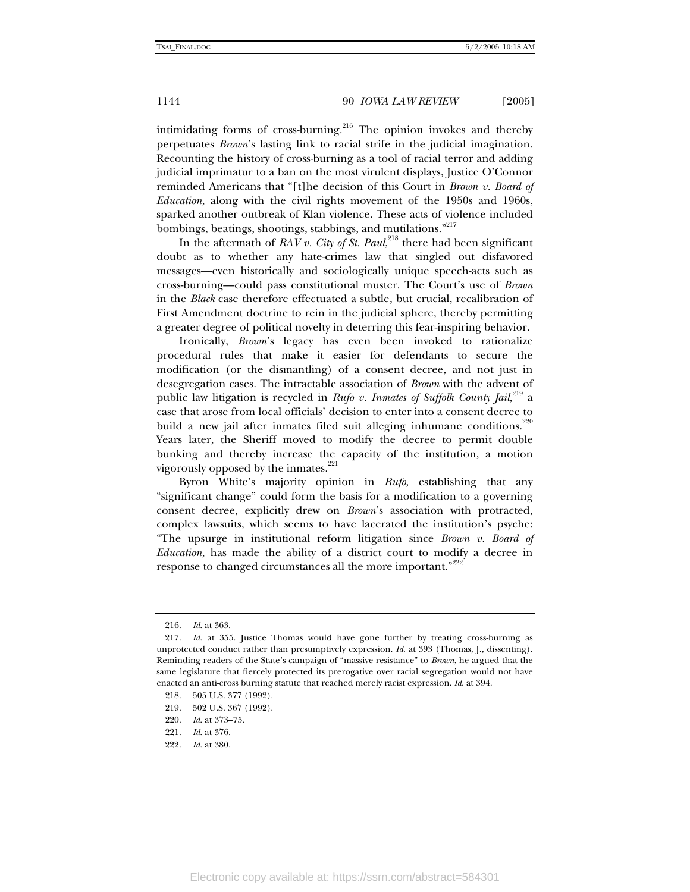intimidating forms of cross-burning.[216] The opinion invokes and thereby perpetuates *Brown*'s lasting link to racial strife in the judicial imagination. Recounting the history of cross-burning as a tool of racial terror and adding judicial imprimatur to a ban on the most virulent displays, Justice O'Connor reminded Americans that "[t]he decision of this Court in *Brown v. Board of Education*, along with the civil rights movement of the 1950s and 1960s, sparked another outbreak of Klan violence. These acts of violence included bombings, beatings, shootings, stabbings, and mutilations."[217]

In the aftermath of *RAV v. City of St. Paul*,[218] there had been significant doubt as to whether any hate-crimes law that singled out disfavored messages—even historically and sociologically unique speech-acts such as cross-burning—could pass constitutional muster. The Court's use of *Brown* in the *Black* case therefore effectuated a subtle, but crucial, recalibration of First Amendment doctrine to rein in the judicial sphere, thereby permitting a greater degree of political novelty in deterring this fear-inspiring behavior.

Ironically, *Brown*'s legacy has even been invoked to rationalize procedural rules that make it easier for defendants to secure the modification (or the dismantling) of a consent decree, and not just in desegregation cases. The intractable association of *Brown* with the advent of public law litigation is recycled in *Rufo v. Inmates of Suffolk County Jail*,[219] a case that arose from local officials' decision to enter into a consent decree to build a new jail after inmates filed suit alleging inhumane conditions.[220] Years later, the Sheriff moved to modify the decree to permit double bunking and thereby increase the capacity of the institution, a motion vigorously opposed by the inmates.[221]

Byron White's majority opinion in *Rufo*, establishing that any "significant change" could form the basis for a modification to a governing consent decree, explicitly drew on *Brown*'s association with protracted, complex lawsuits, which seems to have lacerated the institution's psyche: "The upsurge in institutional reform litigation since *Brown v. Board of Education*, has made the ability of a district court to modify a decree in response to changed circumstances all the more important."[222]

---

216. *Id.* at 363.

217. *Id.* at 355. Justice Thomas would have gone further by treating cross-burning as unprotected conduct rather than presumptively expression. *Id.* at 393 (Thomas, J., dissenting). Reminding readers of the State's campaign of "massive resistance" to *Brown*, he argued that the same legislature that fiercely protected its prerogative over racial segregation would not have enacted an anti-cross burning statute that reached merely racist expression. *Id.* at 394.

218. 505 U.S. 377 (1992).

219. 502 U.S. 367 (1992).

220. *Id.* at 373–75.

221. *Id.* at 376.

222. *Id.* at 380.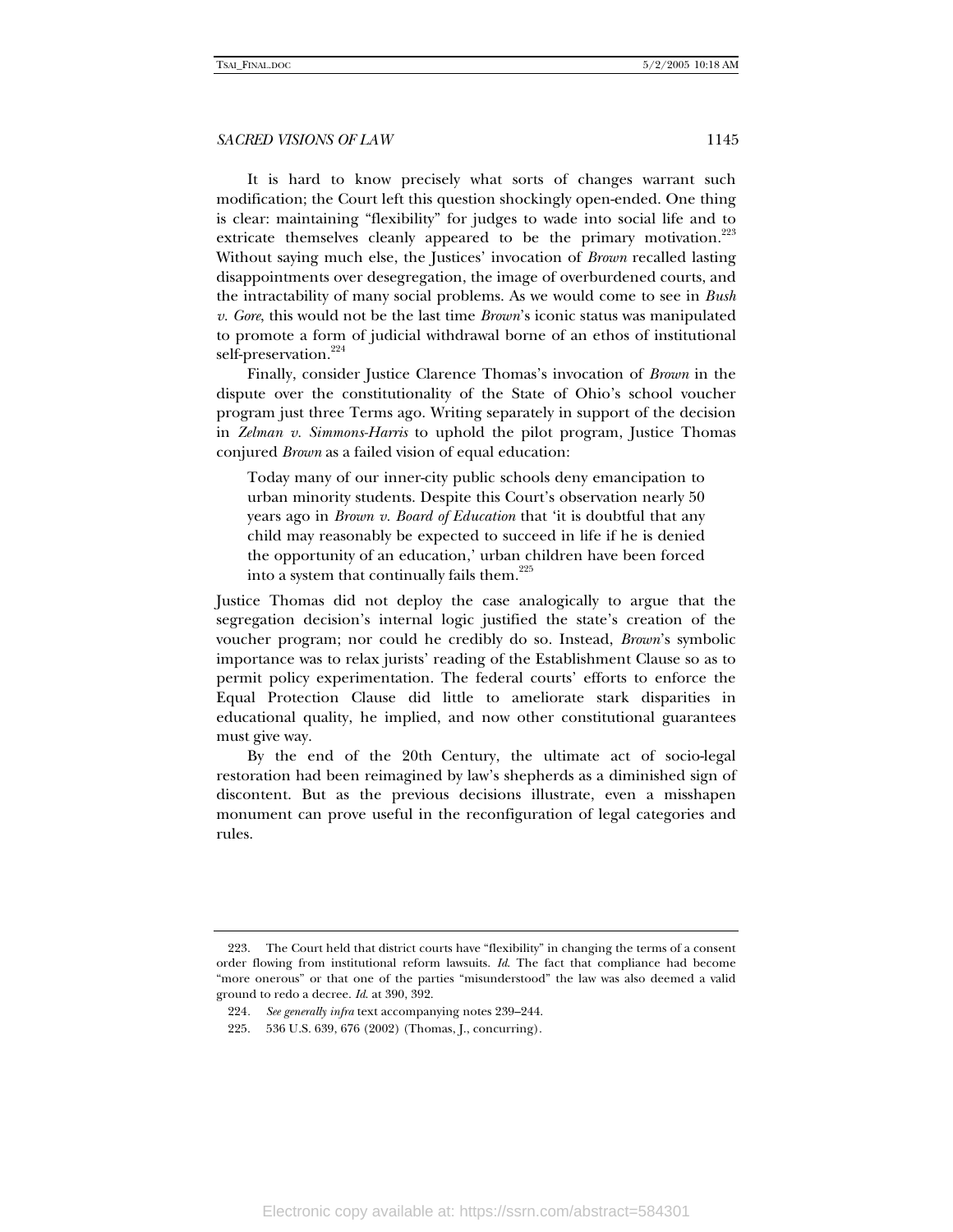It is hard to know precisely what sorts of changes warrant such modification; the Court left this question shockingly open-ended. One thing is clear: maintaining "flexibility" for judges to wade into social life and to extricate themselves cleanly appeared to be the primary motivation.[223] Without saying much else, the Justices' invocation of *Brown* recalled lasting disappointments over desegregation, the image of overburdened courts, and the intractability of many social problems. As we would come to see in *Bush v. Gore*, this would not be the last time *Brown*'s iconic status was manipulated to promote a form of judicial withdrawal borne of an ethos of institutional self-preservation.[224]

Finally, consider Justice Clarence Thomas's invocation of *Brown* in the dispute over the constitutionality of the State of Ohio's school voucher program just three Terms ago. Writing separately in support of the decision in *Zelman v. Simmons-Harris* to uphold the pilot program, Justice Thomas conjured *Brown* as a failed vision of equal education:

> Today many of our inner-city public schools deny emancipation to urban minority students. Despite this Court's observation nearly 50 years ago in *Brown v. Board of Education* that 'it is doubtful that any child may reasonably be expected to succeed in life if he is denied the opportunity of an education,' urban children have been forced into a system that continually fails them.[225]

Justice Thomas did not deploy the case analogically to argue that the segregation decision's internal logic justified the state's creation of the voucher program; nor could he credibly do so. Instead, *Brown*'s symbolic importance was to relax jurists' reading of the Establishment Clause so as to permit policy experimentation. The federal courts' efforts to enforce the Equal Protection Clause did little to ameliorate stark disparities in educational quality, he implied, and now other constitutional guarantees must give way.

By the end of the 20th Century, the ultimate act of socio-legal restoration had been reimagined by law's shepherds as a diminished sign of discontent. But as the previous decisions illustrate, even a misshapen monument can prove useful in the reconfiguration of legal categories and rules.

---

223. The Court held that district courts have "flexibility" in changing the terms of a consent order flowing from institutional reform lawsuits. *Id.* The fact that compliance had become "more onerous" or that one of the parties "misunderstood" the law was also deemed a valid ground to redo a decree. *Id.* at 390, 392.

224. *See generally infra* text accompanying notes 239–244.

225. 536 U.S. 639, 676 (2002) (Thomas, J., concurring).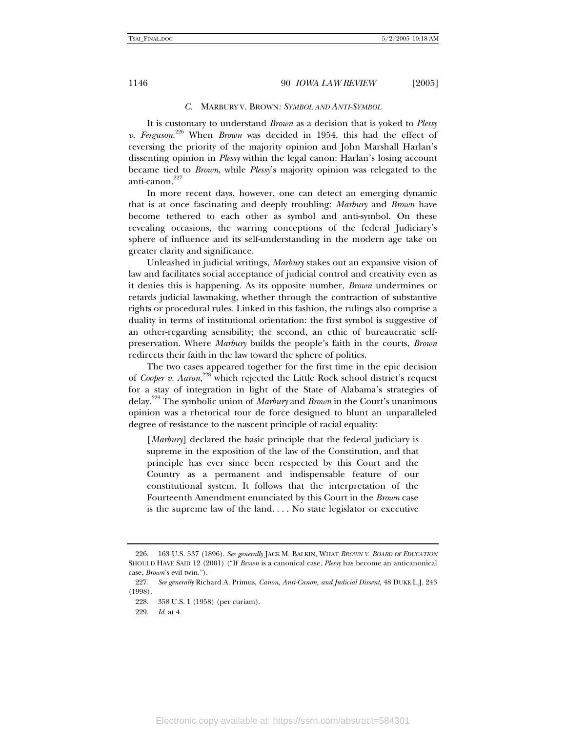### *C.* MARBURY V. BROWN*: SYMBOL AND ANTI-SYMBOL*

It is customary to understand *Brown* as a decision that is yoked to *Plessy v. Ferguson*.[226] When *Brown* was decided in 1954, this had the effect of reversing the priority of the majority opinion and John Marshall Harlan's dissenting opinion in *Plessy* within the legal canon: Harlan's losing account became tied to *Brown*, while *Plessy*'s majority opinion was relegated to the anti-canon.[227]

In more recent days, however, one can detect an emerging dynamic that is at once fascinating and deeply troubling: *Marbury* and *Brown* have become tethered to each other as symbol and anti-symbol. On these revealing occasions, the warring conceptions of the federal Judiciary's sphere of influence and its self-understanding in the modern age take on greater clarity and significance.

Unleashed in judicial writings, *Marbury* stakes out an expansive vision of law and facilitates social acceptance of judicial control and creativity even as it denies this is happening. As its opposite number, *Brown* undermines or retards judicial lawmaking, whether through the contraction of substantive rights or procedural rules. Linked in this fashion, the rulings also comprise a duality in terms of institutional orientation: the first symbol is suggestive of an other-regarding sensibility; the second, an ethic of bureaucratic self-preservation. Where *Marbury* builds the people's faith in the courts, *Brown* redirects their faith in the law toward the sphere of politics.

The two cases appeared together for the first time in the epic decision of *Cooper v. Aaron*,[228] which rejected the Little Rock school district's request for a stay of integration in light of the State of Alabama's strategies of delay.[229] The symbolic union of *Marbury* and *Brown* in the Court's unanimous opinion was a rhetorical tour de force designed to blunt an unparalleled degree of resistance to the nascent principle of racial equality:

> [*Marbury*] declared the basic principle that the federal judiciary is supreme in the exposition of the law of the Constitution, and that principle has ever since been respected by this Court and the Country as a permanent and indispensable feature of our constitutional system. It follows that the interpretation of the Fourteenth Amendment enunciated by this Court in the *Brown* case is the supreme law of the land. . . . No state legislator or executive

---

226. 163 U.S. 537 (1896). *See generally* JACK M. BALKIN, WHAT *BROWN V. BOARD OF EDUCATION* SHOULD HAVE SAID 12 (2001) ("If *Brown* is a canonical case, *Plessy* has become an anticanonical case, *Brown*'s evil twin.").

227. *See generally* Richard A. Primus, *Canon, Anti-Canon, and Judicial Dissent*, 48 DUKE L.J. 243 (1998).

228. 358 U.S. 1 (1958) (per curiam).

229. *Id.* at 4.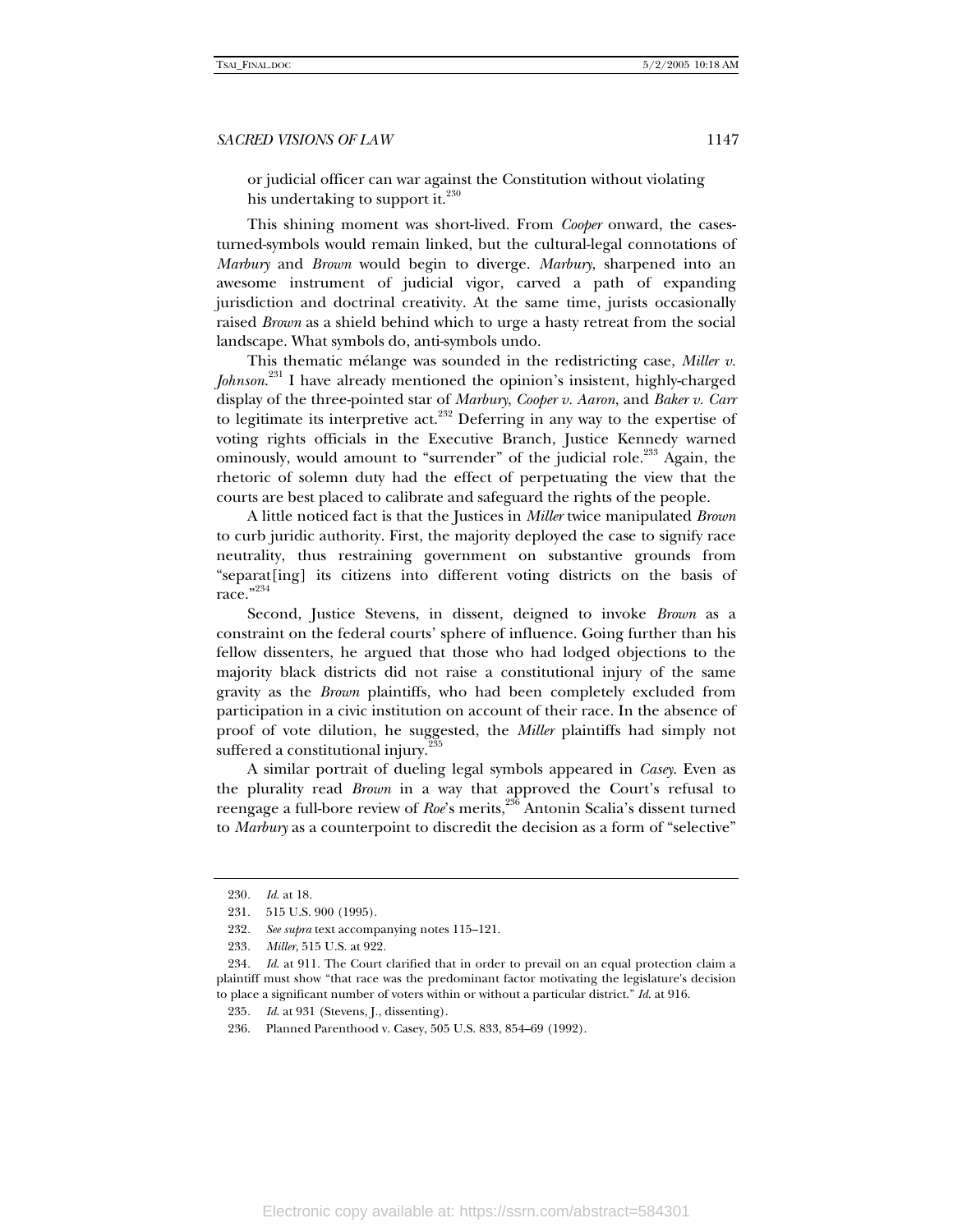or judicial officer can war against the Constitution without violating his undertaking to support it.[230]

This shining moment was short-lived. From *Cooper* onward, the cases-turned-symbols would remain linked, but the cultural-legal connotations of *Marbury* and *Brown* would begin to diverge. *Marbury*, sharpened into an awesome instrument of judicial vigor, carved a path of expanding jurisdiction and doctrinal creativity. At the same time, jurists occasionally raised *Brown* as a shield behind which to urge a hasty retreat from the social landscape. What symbols do, anti-symbols undo.

This thematic mélange was sounded in the redistricting case, *Miller v. Johnson*.[231] I have already mentioned the opinion's insistent, highly-charged display of the three-pointed star of *Marbury*, *Cooper v. Aaron*, and *Baker v. Carr* to legitimate its interpretive act.[232] Deferring in any way to the expertise of voting rights officials in the Executive Branch, Justice Kennedy warned ominously, would amount to "surrender" of the judicial role.[233] Again, the rhetoric of solemn duty had the effect of perpetuating the view that the courts are best placed to calibrate and safeguard the rights of the people.

A little noticed fact is that the Justices in *Miller* twice manipulated *Brown* to curb juridic authority. First, the majority deployed the case to signify race neutrality, thus restraining government on substantive grounds from "separat[ing] its citizens into different voting districts on the basis of race."[234]

Second, Justice Stevens, in dissent, deigned to invoke *Brown* as a constraint on the federal courts' sphere of influence. Going further than his fellow dissenters, he argued that those who had lodged objections to the majority black districts did not raise a constitutional injury of the same gravity as the *Brown* plaintiffs, who had been completely excluded from participation in a civic institution on account of their race. In the absence of proof of vote dilution, he suggested, the *Miller* plaintiffs had simply not suffered a constitutional injury.[235]

A similar portrait of dueling legal symbols appeared in *Casey*. Even as the plurality read *Brown* in a way that approved the Court's refusal to reengage a full-bore review of *Roe*'s merits,[236] Antonin Scalia's dissent turned to *Marbury* as a counterpoint to discredit the decision as a form of "selective"

---

230. *Id.* at 18.

231. 515 U.S. 900 (1995).

232. *See supra* text accompanying notes 115–121.

233. *Miller*, 515 U.S. at 922.

234. *Id.* at 911. The Court clarified that in order to prevail on an equal protection claim a plaintiff must show "that race was the predominant factor motivating the legislature's decision to place a significant number of voters within or without a particular district." *Id.* at 916.

235. *Id.* at 931 (Stevens, J., dissenting).

236. Planned Parenthood v. Casey, 505 U.S. 833, 854–69 (1992).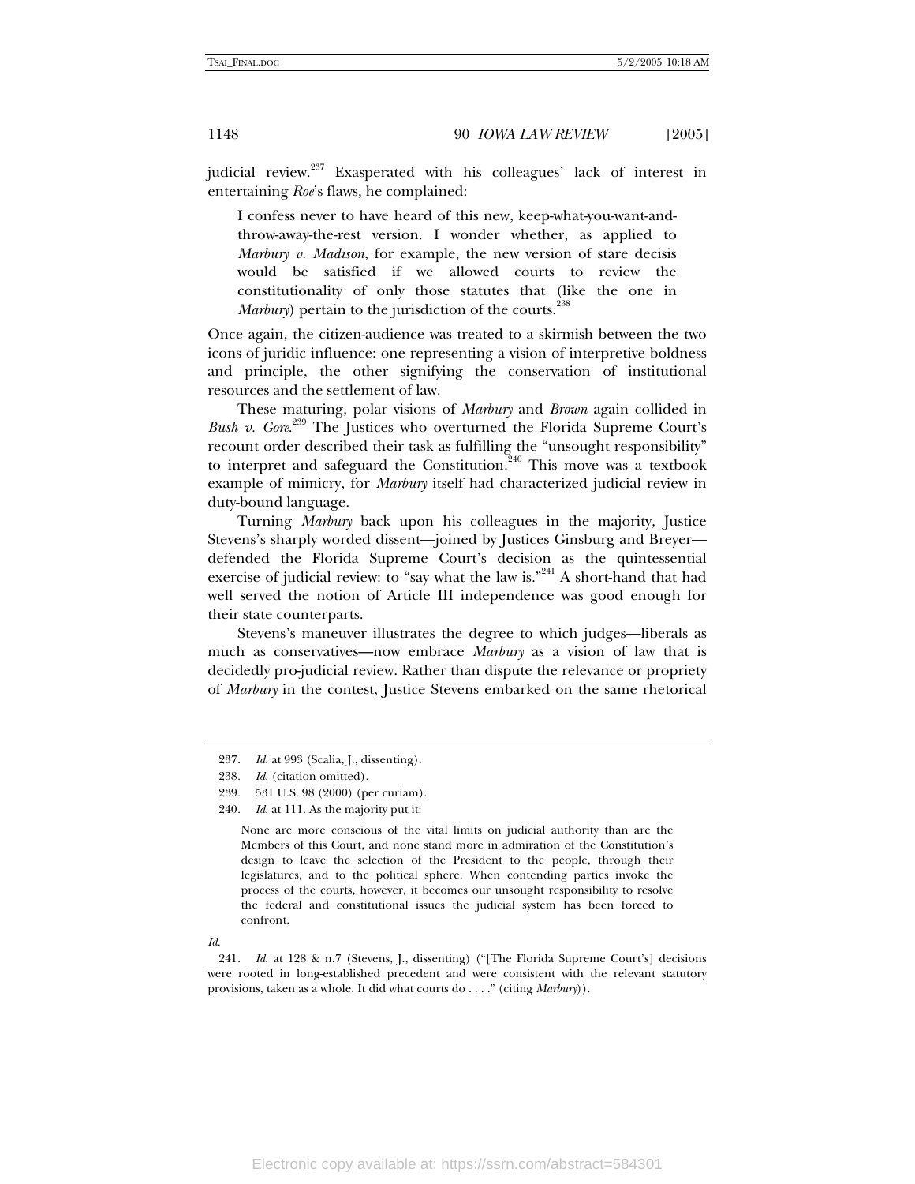judicial review.[237] Exasperated with his colleagues' lack of interest in entertaining *Roe*'s flaws, he complained:

> I confess never to have heard of this new, keep-what-you-want-and-throw-away-the-rest version. I wonder whether, as applied to *Marbury v. Madison*, for example, the new version of stare decisis would be satisfied if we allowed courts to review the constitutionality of only those statutes that (like the one in *Marbury*) pertain to the jurisdiction of the courts.[238]

Once again, the citizen-audience was treated to a skirmish between the two icons of juridic influence: one representing a vision of interpretive boldness and principle, the other signifying the conservation of institutional resources and the settlement of law.

These maturing, polar visions of *Marbury* and *Brown* again collided in *Bush v. Gore*.[239] The Justices who overturned the Florida Supreme Court's recount order described their task as fulfilling the "unsought responsibility" to interpret and safeguard the Constitution.[240] This move was a textbook example of mimicry, for *Marbury* itself had characterized judicial review in duty-bound language.

Turning *Marbury* back upon his colleagues in the majority, Justice Stevens's sharply worded dissent—joined by Justices Ginsburg and Breyer—defended the Florida Supreme Court's decision as the quintessential exercise of judicial review: to "say what the law is."[241] A short-hand that had well served the notion of Article III independence was good enough for their state counterparts.

Stevens's maneuver illustrates the degree to which judges—liberals as much as conservatives—now embrace *Marbury* as a vision of law that is decidedly pro-judicial review. Rather than dispute the relevance or propriety of *Marbury* in the contest, Justice Stevens embarked on the same rhetorical

---

237. *Id.* at 993 (Scalia, J., dissenting).

238. *Id.* (citation omitted).

239. 531 U.S. 98 (2000) (per curiam).

240. *Id.* at 111. As the majority put it:

> None are more conscious of the vital limits on judicial authority than are the Members of this Court, and none stand more in admiration of the Constitution's design to leave the selection of the President to the people, through their legislatures, and to the political sphere. When contending parties invoke the process of the courts, however, it becomes our unsought responsibility to resolve the federal and constitutional issues the judicial system has been forced to confront.

*Id.*

241. *Id.* at 128 & n.7 (Stevens, J., dissenting) ("[The Florida Supreme Court's] decisions were rooted in long-established precedent and were consistent with the relevant statutory provisions, taken as a whole. It did what courts do . . . ." (citing *Marbury*)).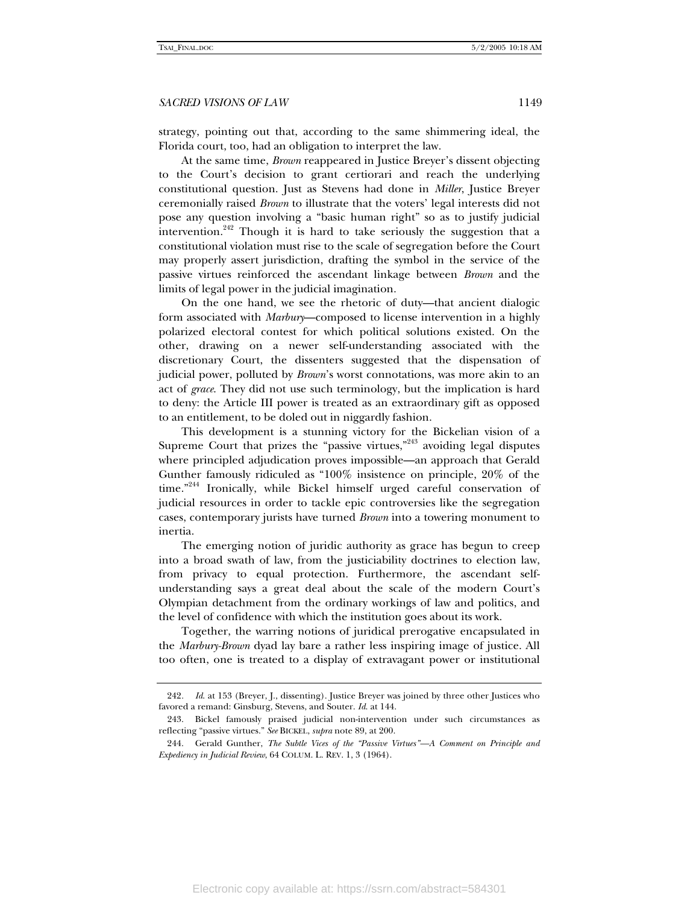strategy, pointing out that, according to the same shimmering ideal, the Florida court, too, had an obligation to interpret the law.

At the same time, *Brown* reappeared in Justice Breyer's dissent objecting to the Court's decision to grant certiorari and reach the underlying constitutional question. Just as Stevens had done in *Miller*, Justice Breyer ceremonially raised *Brown* to illustrate that the voters' legal interests did not pose any question involving a "basic human right" so as to justify judicial intervention.[242] Though it is hard to take seriously the suggestion that a constitutional violation must rise to the scale of segregation before the Court may properly assert jurisdiction, drafting the symbol in the service of the passive virtues reinforced the ascendant linkage between *Brown* and the limits of legal power in the judicial imagination.

On the one hand, we see the rhetoric of duty—that ancient dialogic form associated with *Marbury*—composed to license intervention in a highly polarized electoral contest for which political solutions existed. On the other, drawing on a newer self-understanding associated with the discretionary Court, the dissenters suggested that the dispensation of judicial power, polluted by *Brown*'s worst connotations, was more akin to an act of *grace*. They did not use such terminology, but the implication is hard to deny: the Article III power is treated as an extraordinary gift as opposed to an entitlement, to be doled out in niggardly fashion.

This development is a stunning victory for the Bickelian vision of a Supreme Court that prizes the "passive virtues,"[243] avoiding legal disputes where principled adjudication proves impossible—an approach that Gerald Gunther famously ridiculed as "100% insistence on principle, 20% of the time."[244] Ironically, while Bickel himself urged careful conservation of judicial resources in order to tackle epic controversies like the segregation cases, contemporary jurists have turned *Brown* into a towering monument to inertia.

The emerging notion of juridic authority as grace has begun to creep into a broad swath of law, from the justiciability doctrines to election law, from privacy to equal protection. Furthermore, the ascendant self-understanding says a great deal about the scale of the modern Court's Olympian detachment from the ordinary workings of law and politics, and the level of confidence with which the institution goes about its work.

Together, the warring notions of juridical prerogative encapsulated in the *Marbury-Brown* dyad lay bare a rather less inspiring image of justice. All too often, one is treated to a display of extravagant power or institutional

---

242. *Id.* at 153 (Breyer, J., dissenting). Justice Breyer was joined by three other Justices who favored a remand: Ginsburg, Stevens, and Souter. *Id.* at 144.

243. Bickel famously praised judicial non-intervention under such circumstances as reflecting "passive virtues." *See* BICKEL, *supra* note 89, at 200.

244. Gerald Gunther, *The Subtle Vices of the "Passive Virtues"—A Comment on Principle and Expediency in Judicial Review*, 64 COLUM. L. REV. 1, 3 (1964).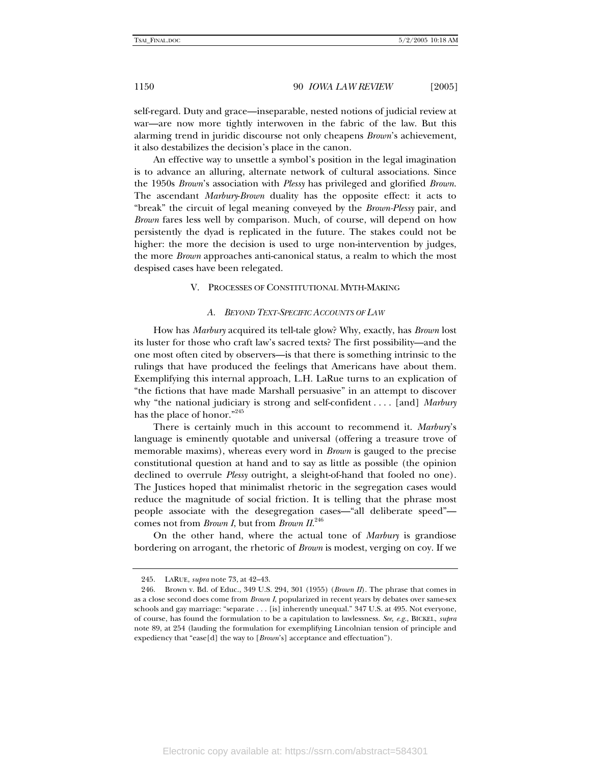self-regard. Duty and grace—inseparable, nested notions of judicial review at war—are now more tightly interwoven in the fabric of the law. But this alarming trend in juridic discourse not only cheapens *Brown*'s achievement, it also destabilizes the decision's place in the canon.

An effective way to unsettle a symbol's position in the legal imagination is to advance an alluring, alternate network of cultural associations. Since the 1950s *Brown*'s association with *Plessy* has privileged and glorified *Brown*. The ascendant *Marbury*-*Brown* duality has the opposite effect: it acts to "break" the circuit of legal meaning conveyed by the *Brown*-*Plessy* pair, and *Brown* fares less well by comparison. Much, of course, will depend on how persistently the dyad is replicated in the future. The stakes could not be higher: the more the decision is used to urge non-intervention by judges, the more *Brown* approaches anti-canonical status, a realm to which the most despised cases have been relegated.

## V. PROCESSES OF CONSTITUTIONAL MYTH-MAKING

### A. *BEYOND TEXT-SPECIFIC ACCOUNTS OF LAW*

How has *Marbury* acquired its tell-tale glow? Why, exactly, has *Brown* lost its luster for those who craft law's sacred texts? The first possibility—and the one most often cited by observers—is that there is something intrinsic to the rulings that have produced the feelings that Americans have about them. Exemplifying this internal approach, L.H. LaRue turns to an explication of "the fictions that have made Marshall persuasive" in an attempt to discover why "the national judiciary is strong and self-confident . . . . [and] *Marbury* has the place of honor."[245]

There is certainly much in this account to recommend it. *Marbury*'s language is eminently quotable and universal (offering a treasure trove of memorable maxims), whereas every word in *Brown* is gauged to the precise constitutional question at hand and to say as little as possible (the opinion declined to overrule *Plessy* outright, a sleight-of-hand that fooled no one). The Justices hoped that minimalist rhetoric in the segregation cases would reduce the magnitude of social friction. It is telling that the phrase most people associate with the desegregation cases—"all deliberate speed"—comes not from *Brown I*, but from *Brown II*.[246]

On the other hand, where the actual tone of *Marbury* is grandiose bordering on arrogant, the rhetoric of *Brown* is modest, verging on coy. If we

---

245. LARUE, *supra* note 73, at 42–43.

246. Brown v. Bd. of Educ., 349 U.S. 294, 301 (1955) (*Brown II*). The phrase that comes in as a close second does come from *Brown I*, popularized in recent years by debates over same-sex schools and gay marriage: "separate . . . [is] inherently unequal." 347 U.S. at 495. Not everyone, of course, has found the formulation to be a capitulation to lawlessness. *See, e.g.*, BICKEL, *supra* note 89, at 254 (lauding the formulation for exemplifying Lincolnian tension of principle and expediency that "ease[d] the way to [*Brown*'s] acceptance and effectuation").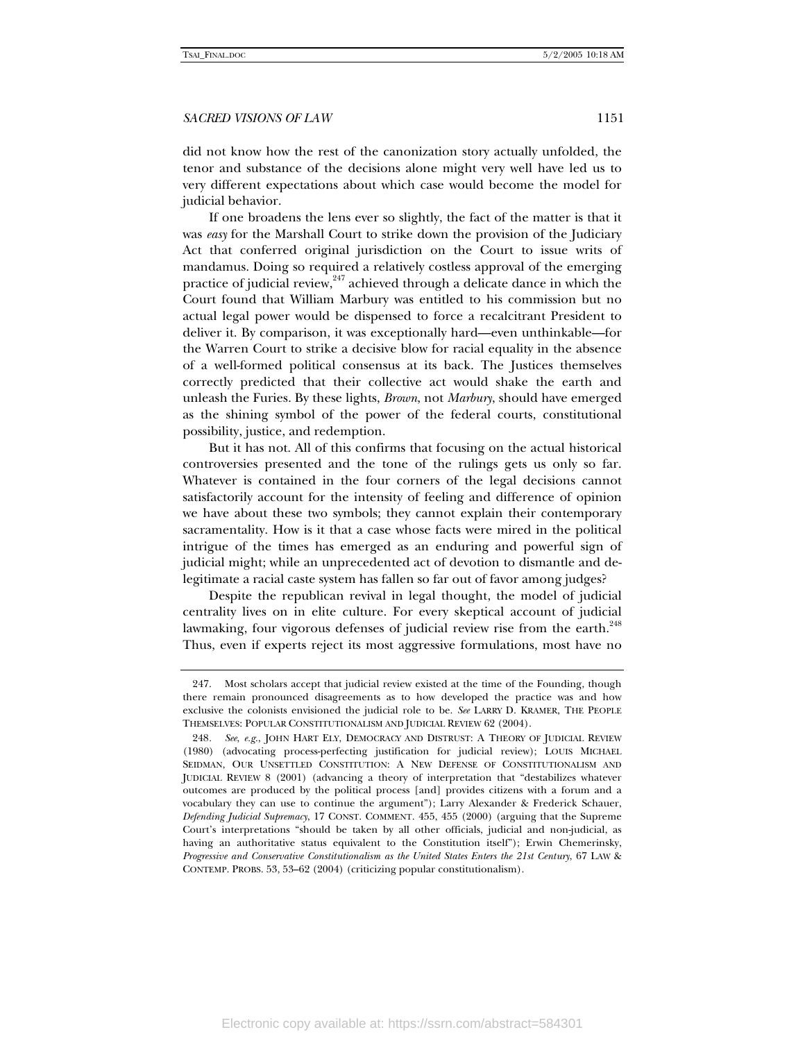did not know how the rest of the canonization story actually unfolded, the tenor and substance of the decisions alone might very well have led us to very different expectations about which case would become the model for judicial behavior.

If one broadens the lens ever so slightly, the fact of the matter is that it was *easy* for the Marshall Court to strike down the provision of the Judiciary Act that conferred original jurisdiction on the Court to issue writs of mandamus. Doing so required a relatively costless approval of the emerging practice of judicial review,[247] achieved through a delicate dance in which the Court found that William Marbury was entitled to his commission but no actual legal power would be dispensed to force a recalcitrant President to deliver it. By comparison, it was exceptionally hard—even unthinkable—for the Warren Court to strike a decisive blow for racial equality in the absence of a well-formed political consensus at its back. The Justices themselves correctly predicted that their collective act would shake the earth and unleash the Furies. By these lights, *Brown*, not *Marbury*, should have emerged as the shining symbol of the power of the federal courts, constitutional possibility, justice, and redemption.

But it has not. All of this confirms that focusing on the actual historical controversies presented and the tone of the rulings gets us only so far. Whatever is contained in the four corners of the legal decisions cannot satisfactorily account for the intensity of feeling and difference of opinion we have about these two symbols; they cannot explain their contemporary sacramentality. How is it that a case whose facts were mired in the political intrigue of the times has emerged as an enduring and powerful sign of judicial might; while an unprecedented act of devotion to dismantle and de-legitimate a racial caste system has fallen so far out of favor among judges?

Despite the republican revival in legal thought, the model of judicial centrality lives on in elite culture. For every skeptical account of judicial lawmaking, four vigorous defenses of judicial review rise from the earth.[248] Thus, even if experts reject its most aggressive formulations, most have no

---

247. Most scholars accept that judicial review existed at the time of the Founding, though there remain pronounced disagreements as to how developed the practice was and how exclusive the colonists envisioned the judicial role to be. *See* LARRY D. KRAMER, THE PEOPLE THEMSELVES: POPULAR CONSTITUTIONALISM AND JUDICIAL REVIEW 62 (2004).

248. *See, e.g.*, JOHN HART ELY, DEMOCRACY AND DISTRUST: A THEORY OF JUDICIAL REVIEW (1980) (advocating process-perfecting justification for judicial review); LOUIS MICHAEL SEIDMAN, OUR UNSETTLED CONSTITUTION: A NEW DEFENSE OF CONSTITUTIONALISM AND JUDICIAL REVIEW 8 (2001) (advancing a theory of interpretation that "destabilizes whatever outcomes are produced by the political process [and] provides citizens with a forum and a vocabulary they can use to continue the argument"); Larry Alexander & Frederick Schauer, *Defending Judicial Supremacy*, 17 CONST. COMMENT. 455, 455 (2000) (arguing that the Supreme Court's interpretations "should be taken by all other officials, judicial and non-judicial, as having an authoritative status equivalent to the Constitution itself"); Erwin Chemerinsky, *Progressive and Conservative Constitutionalism as the United States Enters the 21st Century*, 67 LAW & CONTEMP. PROBS. 53, 53–62 (2004) (criticizing popular constitutionalism).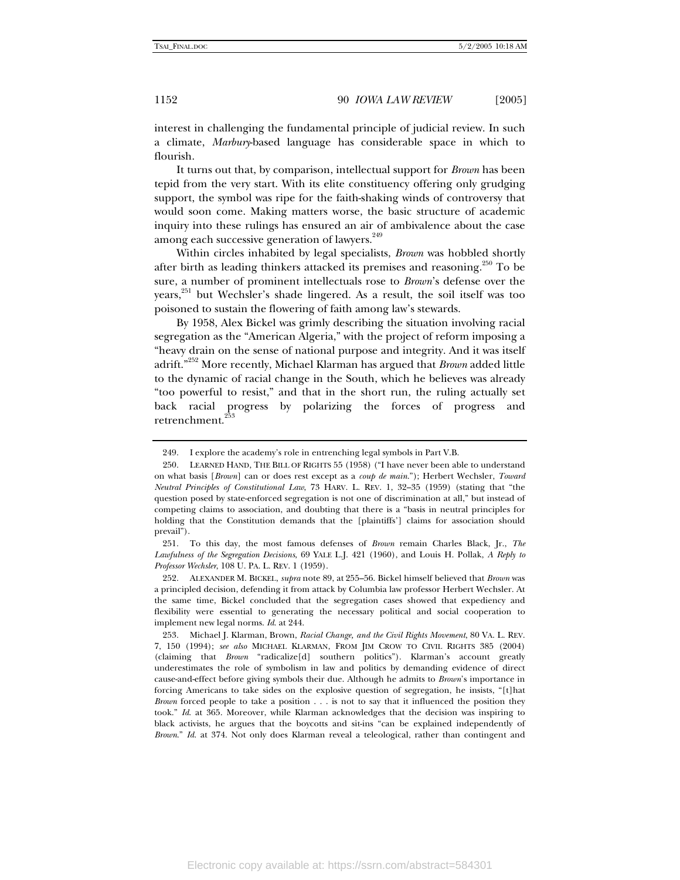interest in challenging the fundamental principle of judicial review. In such a climate, *Marbury*-based language has considerable space in which to flourish.

It turns out that, by comparison, intellectual support for *Brown* has been tepid from the very start. With its elite constituency offering only grudging support, the symbol was ripe for the faith-shaking winds of controversy that would soon come. Making matters worse, the basic structure of academic inquiry into these rulings has ensured an air of ambivalence about the case among each successive generation of lawyers.[249]

Within circles inhabited by legal specialists, *Brown* was hobbled shortly after birth as leading thinkers attacked its premises and reasoning.[250] To be sure, a number of prominent intellectuals rose to *Brown*'s defense over the years,[251] but Wechsler's shade lingered. As a result, the soil itself was too poisoned to sustain the flowering of faith among law's stewards.

By 1958, Alex Bickel was grimly describing the situation involving racial segregation as the "American Algeria," with the project of reform imposing a "heavy drain on the sense of national purpose and integrity. And it was itself adrift."[252] More recently, Michael Klarman has argued that *Brown* added little to the dynamic of racial change in the South, which he believes was already "too powerful to resist," and that in the short run, the ruling actually set back racial progress by polarizing the forces of progress and retrenchment.[253]

---

249. I explore the academy's role in entrenching legal symbols in Part V.B.

250. LEARNED HAND, THE BILL OF RIGHTS 55 (1958) ("I have never been able to understand on what basis [*Brown*] can or does rest except as a *coup de main*."); Herbert Wechsler, *Toward Neutral Principles of Constitutional Law*, 73 HARV. L. REV. 1, 32–35 (1959) (stating that "the question posed by state-enforced segregation is not one of discrimination at all," but instead of competing claims to association, and doubting that there is a "basis in neutral principles for holding that the Constitution demands that the [plaintiffs'] claims for association should prevail").

251. To this day, the most famous defenses of *Brown* remain Charles Black, Jr., *The Lawfulness of the Segregation Decisions*, 69 YALE L.J. 421 (1960), and Louis H. Pollak, *A Reply to Professor Wechsler*, 108 U. PA. L. REV. 1 (1959).

252. ALEXANDER M. BICKEL, *supra* note 89, at 255–56. Bickel himself believed that *Brown* was a principled decision, defending it from attack by Columbia law professor Herbert Wechsler. At the same time, Bickel concluded that the segregation cases showed that expediency and flexibility were essential to generating the necessary political and social cooperation to implement new legal norms. *Id.* at 244.

253. Michael J. Klarman, Brown, *Racial Change, and the Civil Rights Movement*, 80 VA. L. REV. 7, 150 (1994); *see also* MICHAEL KLARMAN, FROM JIM CROW TO CIVIL RIGHTS 385 (2004) (claiming that *Brown* "radicalize[d] southern politics"). Klarman's account greatly underestimates the role of symbolism in law and politics by demanding evidence of direct cause-and-effect before giving symbols their due. Although he admits to *Brown*'s importance in forcing Americans to take sides on the explosive question of segregation, he insists, "[t]hat *Brown* forced people to take a position . . . is not to say that it influenced the position they took." *Id.* at 365. Moreover, while Klarman acknowledges that the decision was inspiring to black activists, he argues that the boycotts and sit-ins "can be explained independently of *Brown*." *Id.* at 374. Not only does Klarman reveal a teleological, rather than contingent and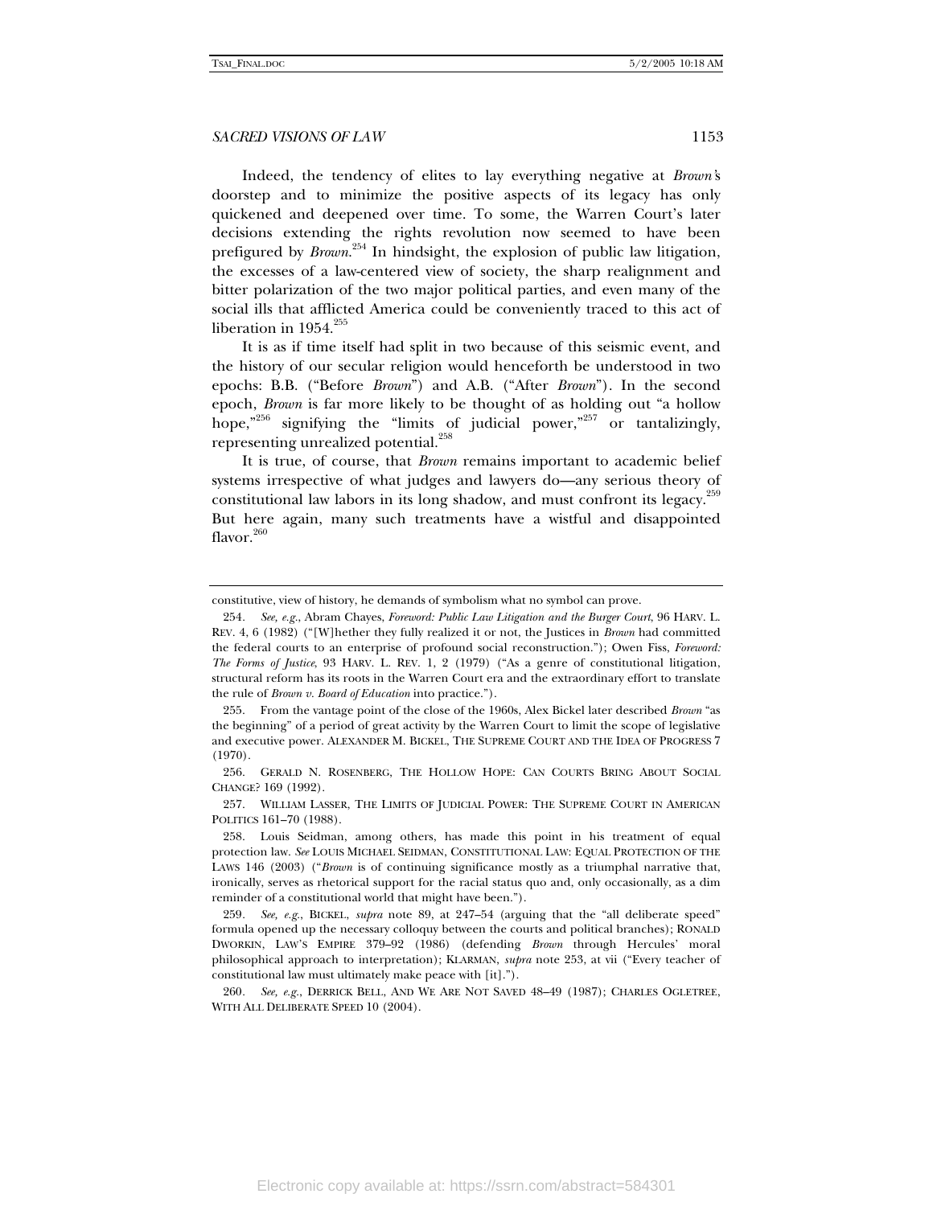Indeed, the tendency of elites to lay everything negative at *Brown's* doorstep and to minimize the positive aspects of its legacy has only quickened and deepened over time. To some, the Warren Court's later decisions extending the rights revolution now seemed to have been prefigured by *Brown*.[254] In hindsight, the explosion of public law litigation, the excesses of a law-centered view of society, the sharp realignment and bitter polarization of the two major political parties, and even many of the social ills that afflicted America could be conveniently traced to this act of liberation in 1954.[255]

It is as if time itself had split in two because of this seismic event, and the history of our secular religion would henceforth be understood in two epochs: B.B. ("Before *Brown*") and A.B. ("After *Brown*"). In the second epoch, *Brown* is far more likely to be thought of as holding out "a hollow hope,"[256] signifying the "limits of judicial power,"[257] or tantalizingly, representing unrealized potential.[258]

It is true, of course, that *Brown* remains important to academic belief systems irrespective of what judges and lawyers do—any serious theory of constitutional law labors in its long shadow, and must confront its legacy.[259] But here again, many such treatments have a wistful and disappointed flavor.[260]

---

constitutive, view of history, he demands of symbolism what no symbol can prove.

254. *See, e.g.*, Abram Chayes, *Foreword: Public Law Litigation and the Burger Court*, 96 HARV. L. REV. 4, 6 (1982) ("[W]hether they fully realized it or not, the Justices in *Brown* had committed the federal courts to an enterprise of profound social reconstruction."); Owen Fiss, *Foreword: The Forms of Justice*, 93 HARV. L. REV. 1, 2 (1979) ("As a genre of constitutional litigation, structural reform has its roots in the Warren Court era and the extraordinary effort to translate the rule of *Brown v. Board of Education* into practice.").

255. From the vantage point of the close of the 1960s, Alex Bickel later described *Brown* "as the beginning" of a period of great activity by the Warren Court to limit the scope of legislative and executive power. ALEXANDER M. BICKEL, THE SUPREME COURT AND THE IDEA OF PROGRESS 7 (1970).

256. GERALD N. ROSENBERG, THE HOLLOW HOPE: CAN COURTS BRING ABOUT SOCIAL CHANGE? 169 (1992).

257. WILLIAM LASSER, THE LIMITS OF JUDICIAL POWER: THE SUPREME COURT IN AMERICAN POLITICS 161–70 (1988).

258. Louis Seidman, among others, has made this point in his treatment of equal protection law. *See* LOUIS MICHAEL SEIDMAN, CONSTITUTIONAL LAW: EQUAL PROTECTION OF THE LAWS 146 (2003) ("*Brown* is of continuing significance mostly as a triumphal narrative that, ironically, serves as rhetorical support for the racial status quo and, only occasionally, as a dim reminder of a constitutional world that might have been.").

259. *See, e.g.*, BICKEL, *supra* note 89, at 247–54 (arguing that the "all deliberate speed" formula opened up the necessary colloquy between the courts and political branches); RONALD DWORKIN, LAW'S EMPIRE 379–92 (1986) (defending *Brown* through Hercules' moral philosophical approach to interpretation); KLARMAN, *supra* note 253, at vii ("Every teacher of constitutional law must ultimately make peace with [it].").

260. *See, e.g.*, DERRICK BELL, AND WE ARE NOT SAVED 48–49 (1987); CHARLES OGLETREE, WITH ALL DELIBERATE SPEED 10 (2004).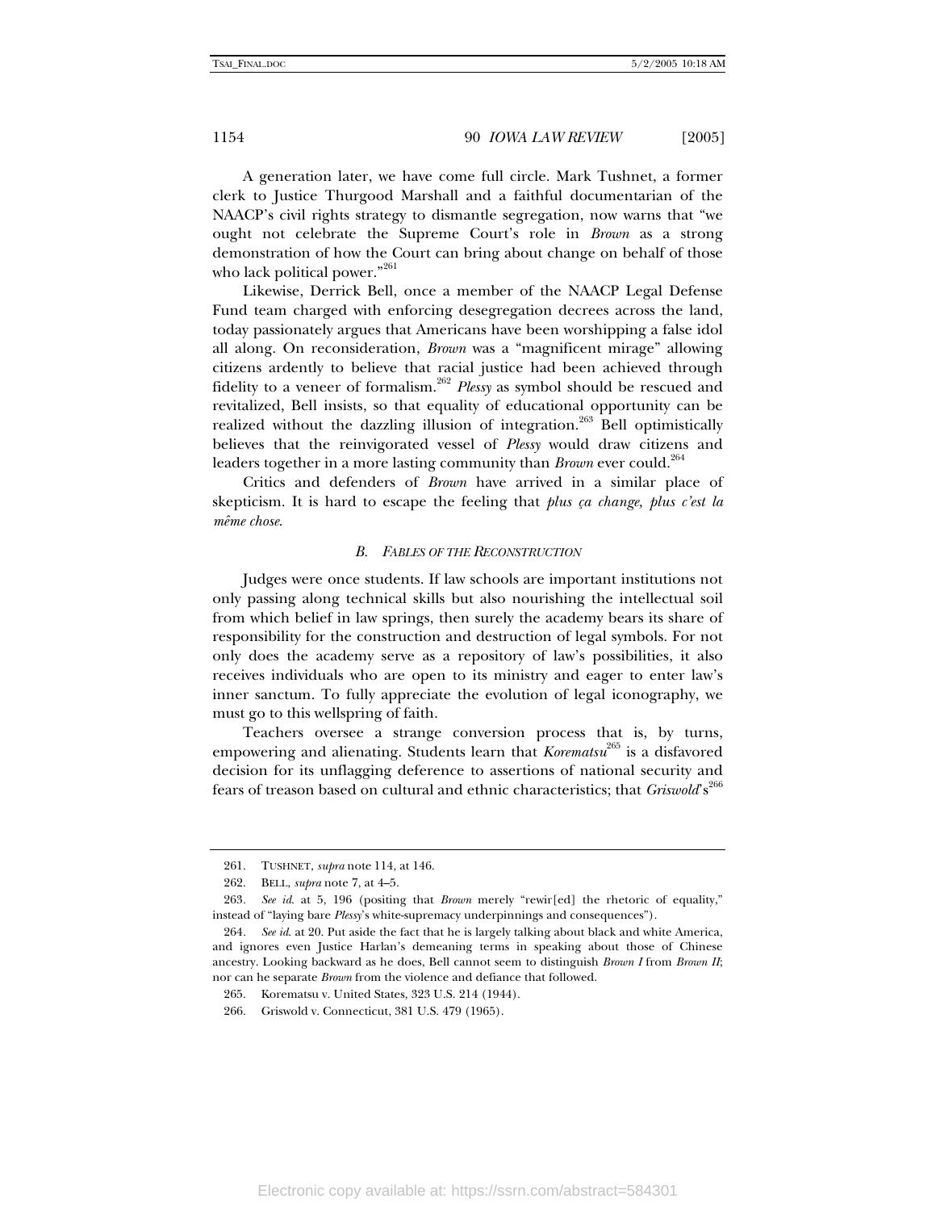A generation later, we have come full circle. Mark Tushnet, a former clerk to Justice Thurgood Marshall and a faithful documentarian of the NAACP's civil rights strategy to dismantle segregation, now warns that "we ought not celebrate the Supreme Court's role in *Brown* as a strong demonstration of how the Court can bring about change on behalf of those who lack political power."[261]

Likewise, Derrick Bell, once a member of the NAACP Legal Defense Fund team charged with enforcing desegregation decrees across the land, today passionately argues that Americans have been worshipping a false idol all along. On reconsideration, *Brown* was a "magnificent mirage" allowing citizens ardently to believe that racial justice had been achieved through fidelity to a veneer of formalism.[262] *Plessy* as symbol should be rescued and revitalized, Bell insists, so that equality of educational opportunity can be realized without the dazzling illusion of integration.[263] Bell optimistically believes that the reinvigorated vessel of *Plessy* would draw citizens and leaders together in a more lasting community than *Brown* ever could.[264]

Critics and defenders of *Brown* have arrived in a similar place of skepticism. It is hard to escape the feeling that *plus ça change, plus c'est la même chose*.

### *B. Fables of the Reconstruction*

Judges were once students. If law schools are important institutions not only passing along technical skills but also nourishing the intellectual soil from which belief in law springs, then surely the academy bears its share of responsibility for the construction and destruction of legal symbols. For not only does the academy serve as a repository of law's possibilities, it also receives individuals who are open to its ministry and eager to enter law's inner sanctum. To fully appreciate the evolution of legal iconography, we must go to this wellspring of faith.

Teachers oversee a strange conversion process that is, by turns, empowering and alienating. Students learn that *Korematsu*[265] is a disfavored decision for its unflagging deference to assertions of national security and fears of treason based on cultural and ethnic characteristics; that *Griswold*'s[266]

---

261. TUSHNET, *supra* note 114, at 146.

262. BELL, *supra* note 7, at 4–5.

263. *See id.* at 5, 196 (positing that *Brown* merely "rewir[ed] the rhetoric of equality," instead of "laying bare *Plessy*'s white-supremacy underpinnings and consequences").

264. *See id.* at 20. Put aside the fact that he is largely talking about black and white America, and ignores even Justice Harlan's demeaning terms in speaking about those of Chinese ancestry. Looking backward as he does, Bell cannot seem to distinguish *Brown I* from *Brown II*; nor can he separate *Brown* from the violence and defiance that followed.

265. Korematsu v. United States, 323 U.S. 214 (1944).

266. Griswold v. Connecticut, 381 U.S. 479 (1965).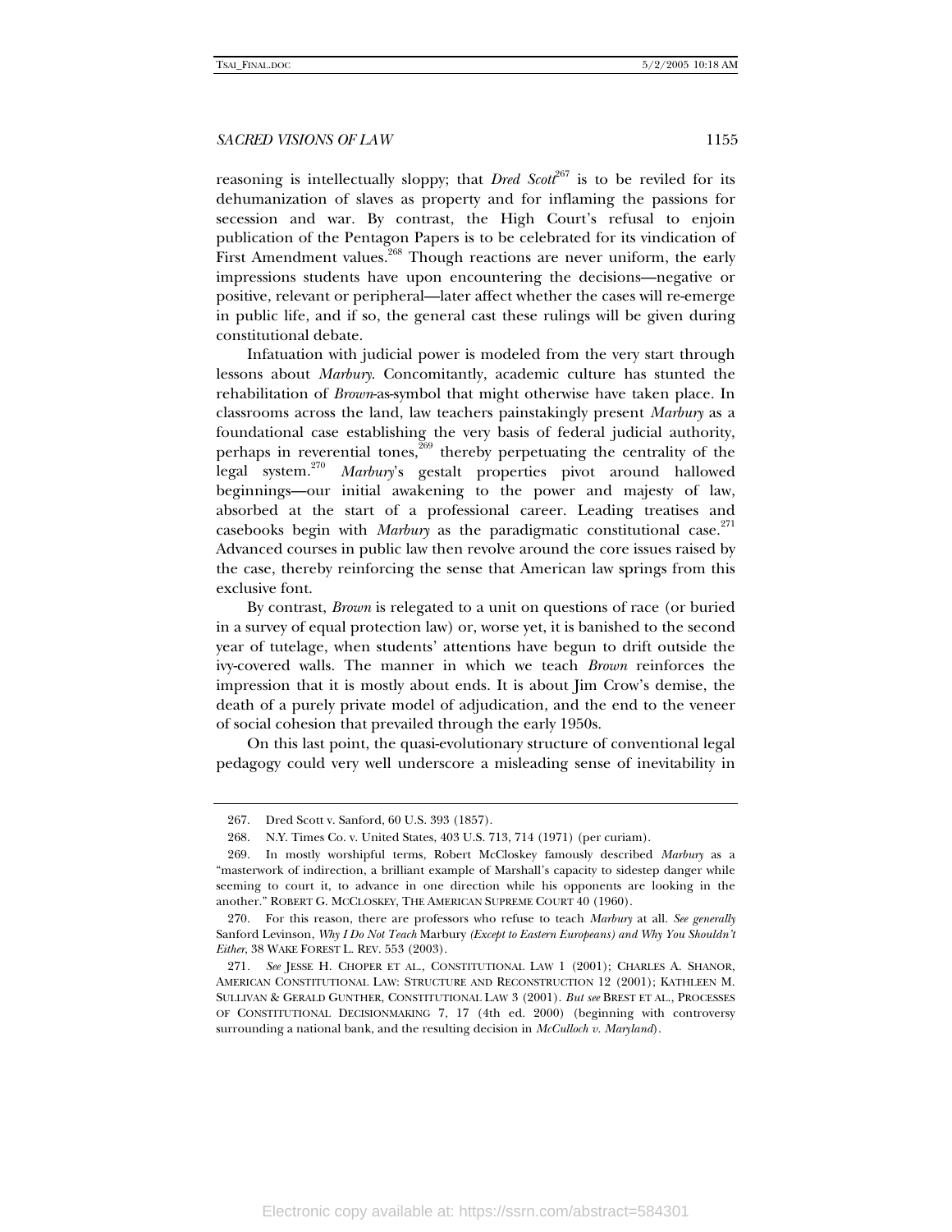reasoning is intellectually sloppy; that *Dred Scott*[267] is to be reviled for its dehumanization of slaves as property and for inflaming the passions for secession and war. By contrast, the High Court's refusal to enjoin publication of the Pentagon Papers is to be celebrated for its vindication of First Amendment values.[268] Though reactions are never uniform, the early impressions students have upon encountering the decisions—negative or positive, relevant or peripheral—later affect whether the cases will re-emerge in public life, and if so, the general cast these rulings will be given during constitutional debate.

Infatuation with judicial power is modeled from the very start through lessons about *Marbury*. Concomitantly, academic culture has stunted the rehabilitation of *Brown*-as-symbol that might otherwise have taken place. In classrooms across the land, law teachers painstakingly present *Marbury* as a foundational case establishing the very basis of federal judicial authority, perhaps in reverential tones,[269] thereby perpetuating the centrality of the legal system.[270] *Marbury*'s gestalt properties pivot around hallowed beginnings—our initial awakening to the power and majesty of law, absorbed at the start of a professional career. Leading treatises and casebooks begin with *Marbury* as the paradigmatic constitutional case.[271] Advanced courses in public law then revolve around the core issues raised by the case, thereby reinforcing the sense that American law springs from this exclusive font.

By contrast, *Brown* is relegated to a unit on questions of race (or buried in a survey of equal protection law) or, worse yet, it is banished to the second year of tutelage, when students' attentions have begun to drift outside the ivy-covered walls. The manner in which we teach *Brown* reinforces the impression that it is mostly about ends. It is about Jim Crow's demise, the death of a purely private model of adjudication, and the end to the veneer of social cohesion that prevailed through the early 1950s.

On this last point, the quasi-evolutionary structure of conventional legal pedagogy could very well underscore a misleading sense of inevitability in

---

267. Dred Scott v. Sanford, 60 U.S. 393 (1857).

268. N.Y. Times Co. v. United States, 403 U.S. 713, 714 (1971) (per curiam).

269. In mostly worshipful terms, Robert McCloskey famously described *Marbury* as a "masterwork of indirection, a brilliant example of Marshall's capacity to sidestep danger while seeming to court it, to advance in one direction while his opponents are looking in the another." ROBERT G. MCCLOSKEY, THE AMERICAN SUPREME COURT 40 (1960).

270. For this reason, there are professors who refuse to teach *Marbury* at all. *See generally* Sanford Levinson, *Why I Do Not Teach* Marbury *(Except to Eastern Europeans) and Why You Shouldn't Either*, 38 WAKE FOREST L. REV. 553 (2003).

271. *See* JESSE H. CHOPER ET AL., CONSTITUTIONAL LAW 1 (2001); CHARLES A. SHANOR, AMERICAN CONSTITUTIONAL LAW: STRUCTURE AND RECONSTRUCTION 12 (2001); KATHLEEN M. SULLIVAN & GERALD GUNTHER, CONSTITUTIONAL LAW 3 (2001). *But see* BREST ET AL., PROCESSES OF CONSTITUTIONAL DECISIONMAKING 7, 17 (4th ed. 2000) (beginning with controversy surrounding a national bank, and the resulting decision in *McCulloch v. Maryland*).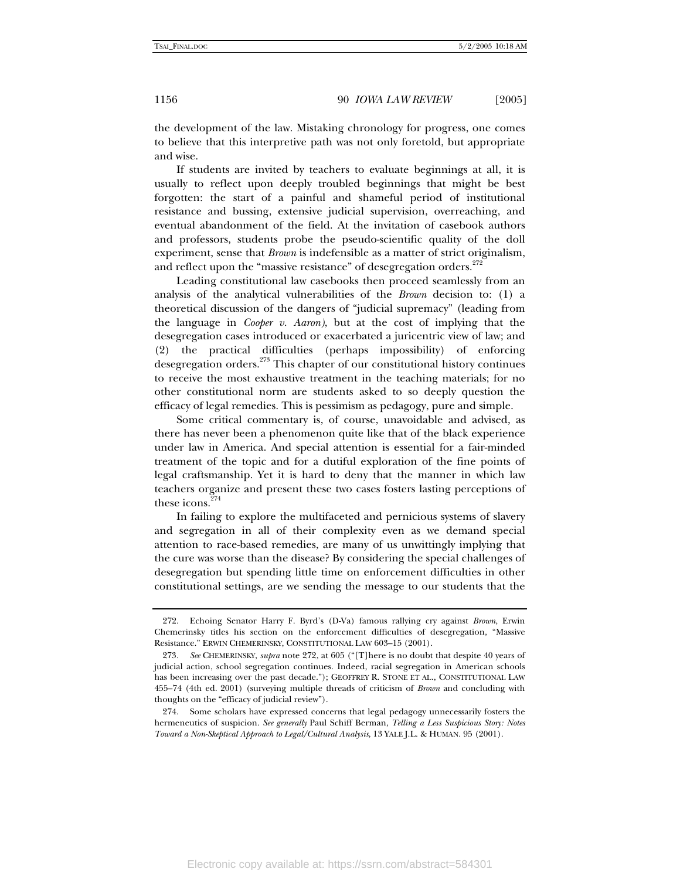the development of the law. Mistaking chronology for progress, one comes to believe that this interpretive path was not only foretold, but appropriate and wise.

If students are invited by teachers to evaluate beginnings at all, it is usually to reflect upon deeply troubled beginnings that might be best forgotten: the start of a painful and shameful period of institutional resistance and bussing, extensive judicial supervision, overreaching, and eventual abandonment of the field. At the invitation of casebook authors and professors, students probe the pseudo-scientific quality of the doll experiment, sense that *Brown* is indefensible as a matter of strict originalism, and reflect upon the "massive resistance" of desegregation orders.[272]

Leading constitutional law casebooks then proceed seamlessly from an analysis of the analytical vulnerabilities of the *Brown* decision to: (1) a theoretical discussion of the dangers of "judicial supremacy" (leading from the language in *Cooper v. Aaron)*, but at the cost of implying that the desegregation cases introduced or exacerbated a juricentric view of law; and (2) the practical difficulties (perhaps impossibility) of enforcing desegregation orders.[273] This chapter of our constitutional history continues to receive the most exhaustive treatment in the teaching materials; for no other constitutional norm are students asked to so deeply question the efficacy of legal remedies. This is pessimism as pedagogy, pure and simple.

Some critical commentary is, of course, unavoidable and advised, as there has never been a phenomenon quite like that of the black experience under law in America. And special attention is essential for a fair-minded treatment of the topic and for a dutiful exploration of the fine points of legal craftsmanship. Yet it is hard to deny that the manner in which law teachers organize and present these two cases fosters lasting perceptions of these icons.[274]

In failing to explore the multifaceted and pernicious systems of slavery and segregation in all of their complexity even as we demand special attention to race-based remedies, are many of us unwittingly implying that the cure was worse than the disease? By considering the special challenges of desegregation but spending little time on enforcement difficulties in other constitutional settings, are we sending the message to our students that the

---

272. Echoing Senator Harry F. Byrd's (D-Va) famous rallying cry against *Brown*, Erwin Chemerinsky titles his section on the enforcement difficulties of desegregation, "Massive Resistance." ERWIN CHEMERINSKY, CONSTITUTIONAL LAW 603–15 (2001).

273. *See* CHEMERINSKY, *supra* note 272, at 605 ("[T]here is no doubt that despite 40 years of judicial action, school segregation continues. Indeed, racial segregation in American schools has been increasing over the past decade."); GEOFFREY R. STONE ET AL., CONSTITUTIONAL LAW 455–74 (4th ed. 2001) (surveying multiple threads of criticism of *Brown* and concluding with thoughts on the "efficacy of judicial review").

274. Some scholars have expressed concerns that legal pedagogy unnecessarily fosters the hermeneutics of suspicion. *See generally* Paul Schiff Berman, *Telling a Less Suspicious Story: Notes Toward a Non-Skeptical Approach to Legal/Cultural Analysis*, 13 YALE J.L. & HUMAN. 95 (2001).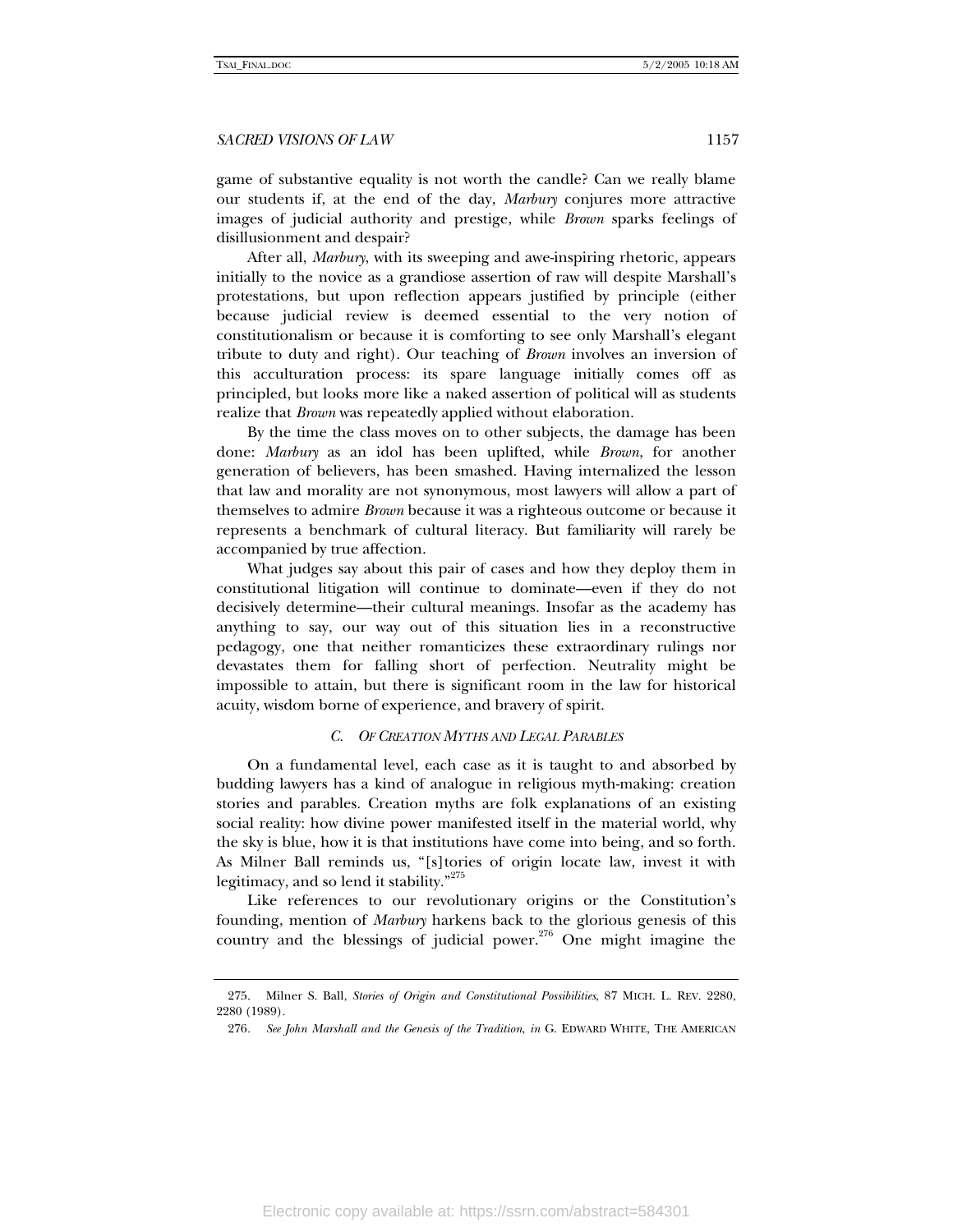game of substantive equality is not worth the candle? Can we really blame our students if, at the end of the day, *Marbury* conjures more attractive images of judicial authority and prestige, while *Brown* sparks feelings of disillusionment and despair?

After all, *Marbury*, with its sweeping and awe-inspiring rhetoric, appears initially to the novice as a grandiose assertion of raw will despite Marshall's protestations, but upon reflection appears justified by principle (either because judicial review is deemed essential to the very notion of constitutionalism or because it is comforting to see only Marshall's elegant tribute to duty and right). Our teaching of *Brown* involves an inversion of this acculturation process: its spare language initially comes off as principled, but looks more like a naked assertion of political will as students realize that *Brown* was repeatedly applied without elaboration.

By the time the class moves on to other subjects, the damage has been done: *Marbury* as an idol has been uplifted, while *Brown*, for another generation of believers, has been smashed. Having internalized the lesson that law and morality are not synonymous, most lawyers will allow a part of themselves to admire *Brown* because it was a righteous outcome or because it represents a benchmark of cultural literacy. But familiarity will rarely be accompanied by true affection.

What judges say about this pair of cases and how they deploy them in constitutional litigation will continue to dominate—even if they do not decisively determine—their cultural meanings. Insofar as the academy has anything to say, our way out of this situation lies in a reconstructive pedagogy, one that neither romanticizes these extraordinary rulings nor devastates them for falling short of perfection. Neutrality might be impossible to attain, but there is significant room in the law for historical acuity, wisdom borne of experience, and bravery of spirit.

### *C. Of Creation Myths and Legal Parables*

On a fundamental level, each case as it is taught to and absorbed by budding lawyers has a kind of analogue in religious myth-making: creation stories and parables. Creation myths are folk explanations of an existing social reality: how divine power manifested itself in the material world, why the sky is blue, how it is that institutions have come into being, and so forth. As Milner Ball reminds us, "[s]tories of origin locate law, invest it with legitimacy, and so lend it stability."[275]

Like references to our revolutionary origins or the Constitution's founding, mention of *Marbury* harkens back to the glorious genesis of this country and the blessings of judicial power.[276] One might imagine the

---

275. Milner S. Ball, *Stories of Origin and Constitutional Possibilities*, 87 MICH. L. REV. 2280, 2280 (1989).

276. *See John Marshall and the Genesis of the Tradition*, *in* G. EDWARD WHITE, THE AMERICAN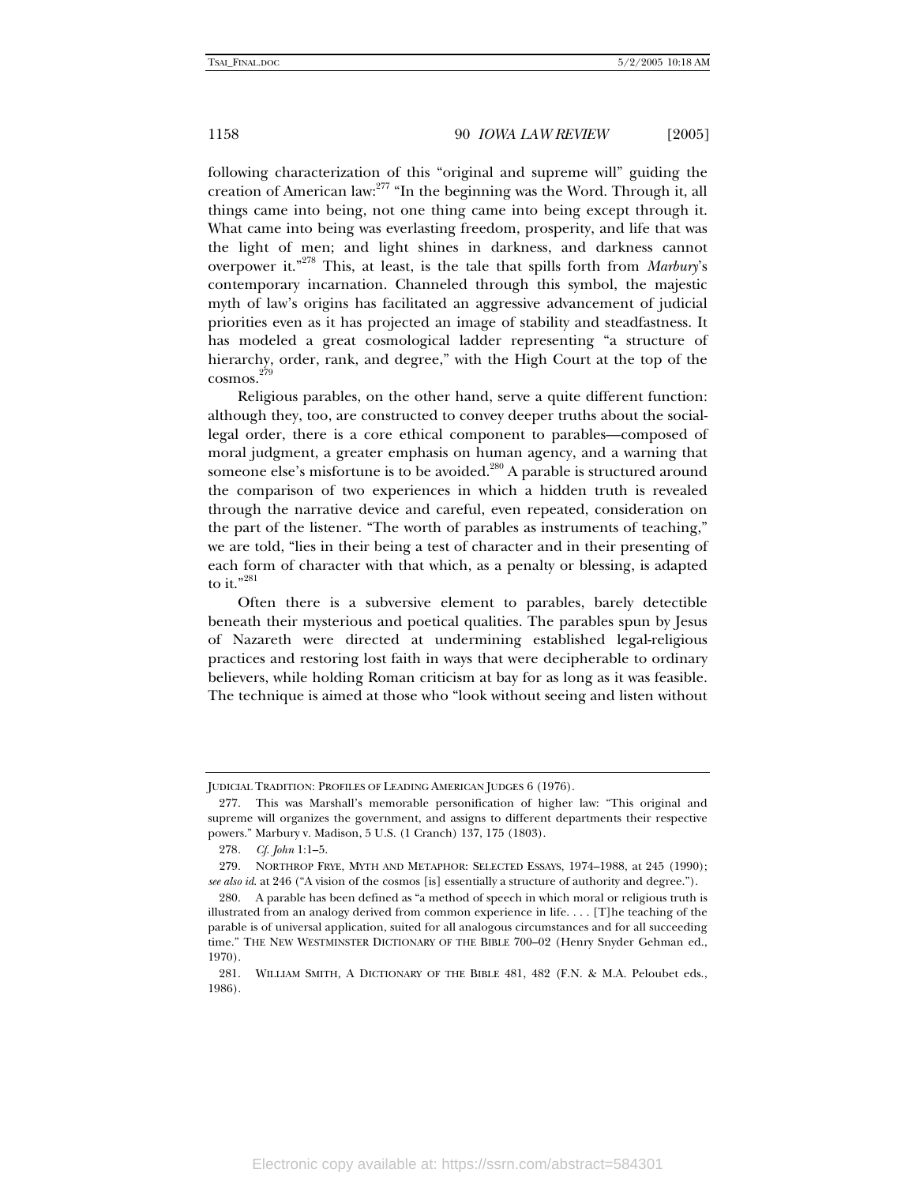following characterization of this "original and supreme will" guiding the creation of American law:[277] "In the beginning was the Word. Through it, all things came into being, not one thing came into being except through it. What came into being was everlasting freedom, prosperity, and life that was the light of men; and light shines in darkness, and darkness cannot overpower it."[278] This, at least, is the tale that spills forth from *Marbury*'s contemporary incarnation. Channeled through this symbol, the majestic myth of law's origins has facilitated an aggressive advancement of judicial priorities even as it has projected an image of stability and steadfastness. It has modeled a great cosmological ladder representing "a structure of hierarchy, order, rank, and degree," with the High Court at the top of the cosmos.[279]

Religious parables, on the other hand, serve a quite different function: although they, too, are constructed to convey deeper truths about the social-legal order, there is a core ethical component to parables—composed of moral judgment, a greater emphasis on human agency, and a warning that someone else's misfortune is to be avoided.[280] A parable is structured around the comparison of two experiences in which a hidden truth is revealed through the narrative device and careful, even repeated, consideration on the part of the listener. "The worth of parables as instruments of teaching," we are told, "lies in their being a test of character and in their presenting of each form of character with that which, as a penalty or blessing, is adapted to it."[281]

Often there is a subversive element to parables, barely detectible beneath their mysterious and poetical qualities. The parables spun by Jesus of Nazareth were directed at undermining established legal-religious practices and restoring lost faith in ways that were decipherable to ordinary believers, while holding Roman criticism at bay for as long as it was feasible. The technique is aimed at those who "look without seeing and listen without

---

JUDICIAL TRADITION: PROFILES OF LEADING AMERICAN JUDGES 6 (1976).

277. This was Marshall's memorable personification of higher law: "This original and supreme will organizes the government, and assigns to different departments their respective powers." Marbury v. Madison, 5 U.S. (1 Cranch) 137, 175 (1803).

278. *Cf. John* 1:1–5.

279. NORTHROP FRYE, MYTH AND METAPHOR: SELECTED ESSAYS, 1974–1988, at 245 (1990); *see also id.* at 246 ("A vision of the cosmos [is] essentially a structure of authority and degree.").

280. A parable has been defined as "a method of speech in which moral or religious truth is illustrated from an analogy derived from common experience in life. . . . [T]he teaching of the parable is of universal application, suited for all analogous circumstances and for all succeeding time." THE NEW WESTMINSTER DICTIONARY OF THE BIBLE 700–02 (Henry Snyder Gehman ed., 1970).

281. WILLIAM SMITH, A DICTIONARY OF THE BIBLE 481, 482 (F.N. & M.A. Peloubet eds., 1986).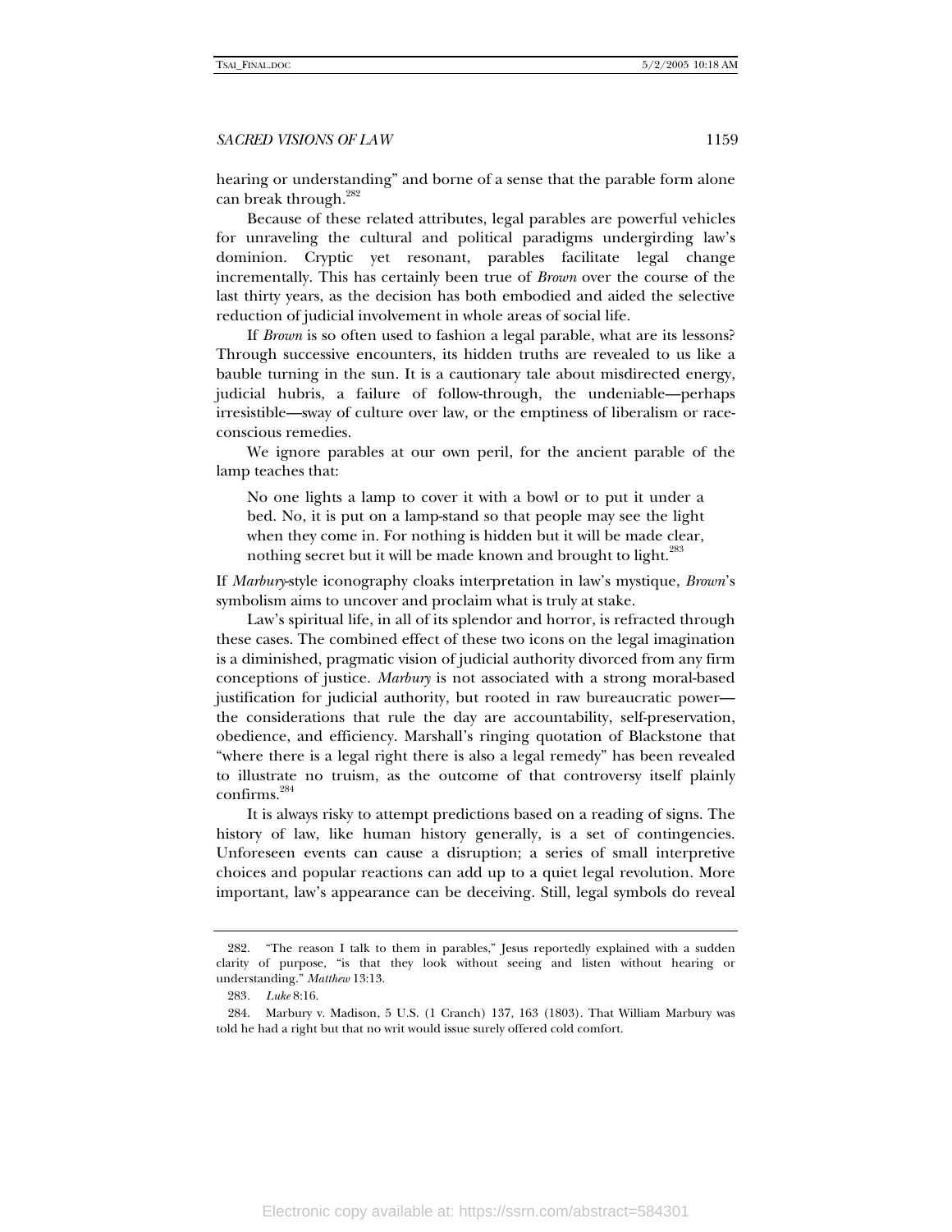hearing or understanding" and borne of a sense that the parable form alone can break through.[282]

Because of these related attributes, legal parables are powerful vehicles for unraveling the cultural and political paradigms undergirding law's dominion. Cryptic yet resonant, parables facilitate legal change incrementally. This has certainly been true of *Brown* over the course of the last thirty years, as the decision has both embodied and aided the selective reduction of judicial involvement in whole areas of social life.

If *Brown* is so often used to fashion a legal parable, what are its lessons? Through successive encounters, its hidden truths are revealed to us like a bauble turning in the sun. It is a cautionary tale about misdirected energy, judicial hubris, a failure of follow-through, the undeniable—perhaps irresistible—sway of culture over law, or the emptiness of liberalism or race-conscious remedies.

We ignore parables at our own peril, for the ancient parable of the lamp teaches that:

> No one lights a lamp to cover it with a bowl or to put it under a bed. No, it is put on a lamp-stand so that people may see the light when they come in. For nothing is hidden but it will be made clear, nothing secret but it will be made known and brought to light.[283]

If *Marbury*-style iconography cloaks interpretation in law's mystique, *Brown*'s symbolism aims to uncover and proclaim what is truly at stake.

Law's spiritual life, in all of its splendor and horror, is refracted through these cases. The combined effect of these two icons on the legal imagination is a diminished, pragmatic vision of judicial authority divorced from any firm conceptions of justice. *Marbury* is not associated with a strong moral-based justification for judicial authority, but rooted in raw bureaucratic power—the considerations that rule the day are accountability, self-preservation, obedience, and efficiency. Marshall's ringing quotation of Blackstone that "where there is a legal right there is also a legal remedy" has been revealed to illustrate no truism, as the outcome of that controversy itself plainly confirms.[284]

It is always risky to attempt predictions based on a reading of signs. The history of law, like human history generally, is a set of contingencies. Unforeseen events can cause a disruption; a series of small interpretive choices and popular reactions can add up to a quiet legal revolution. More important, law's appearance can be deceiving. Still, legal symbols do reveal

---

282. "The reason I talk to them in parables," Jesus reportedly explained with a sudden clarity of purpose, "is that they look without seeing and listen without hearing or understanding." *Matthew* 13:13.

283. *Luke* 8:16.

284. Marbury v. Madison, 5 U.S. (1 Cranch) 137, 163 (1803). That William Marbury was told he had a right but that no writ would issue surely offered cold comfort.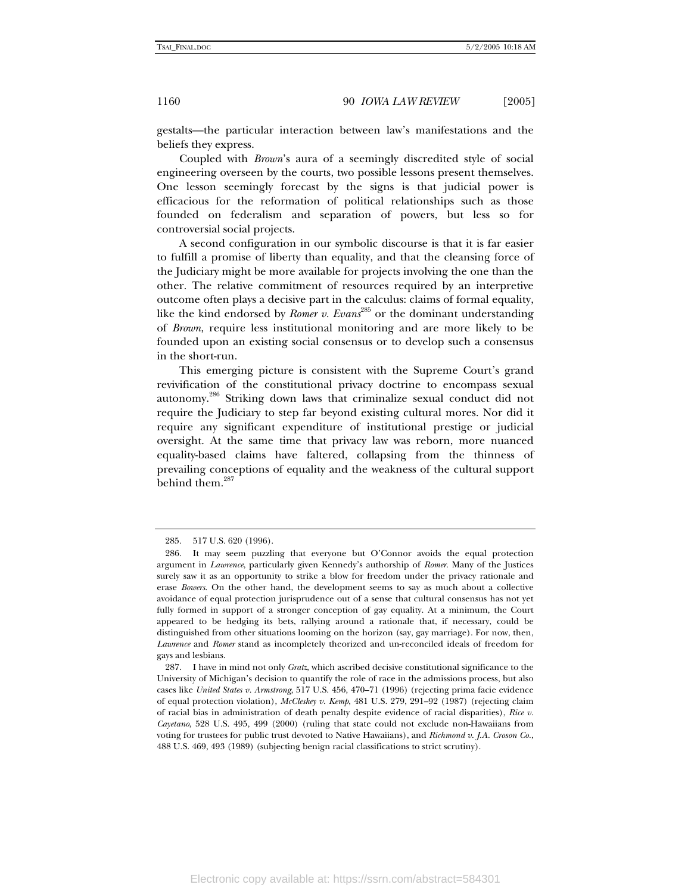gestalts—the particular interaction between law's manifestations and the beliefs they express.

Coupled with *Brown*'s aura of a seemingly discredited style of social engineering overseen by the courts, two possible lessons present themselves. One lesson seemingly forecast by the signs is that judicial power is efficacious for the reformation of political relationships such as those founded on federalism and separation of powers, but less so for controversial social projects.

A second configuration in our symbolic discourse is that it is far easier to fulfill a promise of liberty than equality, and that the cleansing force of the Judiciary might be more available for projects involving the one than the other. The relative commitment of resources required by an interpretive outcome often plays a decisive part in the calculus: claims of formal equality, like the kind endorsed by *Romer v. Evans*[285] or the dominant understanding of *Brown*, require less institutional monitoring and are more likely to be founded upon an existing social consensus or to develop such a consensus in the short-run.

This emerging picture is consistent with the Supreme Court's grand revivification of the constitutional privacy doctrine to encompass sexual autonomy.[286] Striking down laws that criminalize sexual conduct did not require the Judiciary to step far beyond existing cultural mores. Nor did it require any significant expenditure of institutional prestige or judicial oversight. At the same time that privacy law was reborn, more nuanced equality-based claims have faltered, collapsing from the thinness of prevailing conceptions of equality and the weakness of the cultural support behind them.[287]

---

285. 517 U.S. 620 (1996).

286. It may seem puzzling that everyone but O'Connor avoids the equal protection argument in *Lawrence*, particularly given Kennedy's authorship of *Romer*. Many of the Justices surely saw it as an opportunity to strike a blow for freedom under the privacy rationale and erase *Bowers*. On the other hand, the development seems to say as much about a collective avoidance of equal protection jurisprudence out of a sense that cultural consensus has not yet fully formed in support of a stronger conception of gay equality. At a minimum, the Court appeared to be hedging its bets, rallying around a rationale that, if necessary, could be distinguished from other situations looming on the horizon (say, gay marriage). For now, then, *Lawrence* and *Romer* stand as incompletely theorized and un-reconciled ideals of freedom for gays and lesbians.

287. I have in mind not only *Gratz*, which ascribed decisive constitutional significance to the University of Michigan's decision to quantify the role of race in the admissions process, but also cases like *United States v. Armstrong*, 517 U.S. 456, 470–71 (1996) (rejecting prima facie evidence of equal protection violation), *McCleskey v. Kemp*, 481 U.S. 279, 291–92 (1987) (rejecting claim of racial bias in administration of death penalty despite evidence of racial disparities), *Rice v. Cayetano*, 528 U.S. 495, 499 (2000) (ruling that state could not exclude non-Hawaiians from voting for trustees for public trust devoted to Native Hawaiians), and *Richmond v. J.A. Croson Co.*, 488 U.S. 469, 493 (1989) (subjecting benign racial classifications to strict scrutiny).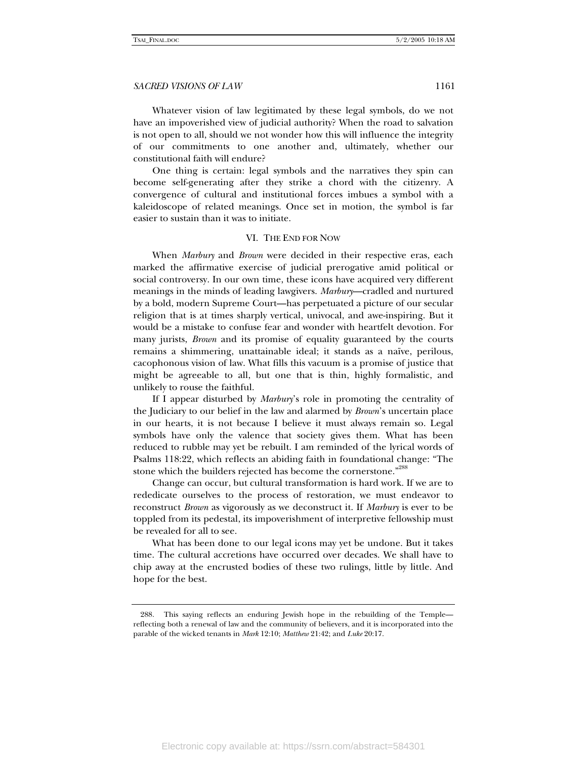Whatever vision of law legitimated by these legal symbols, do we not have an impoverished view of judicial authority? When the road to salvation is not open to all, should we not wonder how this will influence the integrity of our commitments to one another and, ultimately, whether our constitutional faith will endure?

One thing is certain: legal symbols and the narratives they spin can become self-generating after they strike a chord with the citizenry. A convergence of cultural and institutional forces imbues a symbol with a kaleidoscope of related meanings. Once set in motion, the symbol is far easier to sustain than it was to initiate.

## VI. THE END FOR NOW

When *Marbury* and *Brown* were decided in their respective eras, each marked the affirmative exercise of judicial prerogative amid political or social controversy. In our own time, these icons have acquired very different meanings in the minds of leading lawgivers. *Marbury*—cradled and nurtured by a bold, modern Supreme Court—has perpetuated a picture of our secular religion that is at times sharply vertical, univocal, and awe-inspiring. But it would be a mistake to confuse fear and wonder with heartfelt devotion. For many jurists, *Brown* and its promise of equality guaranteed by the courts remains a shimmering, unattainable ideal; it stands as a naïve, perilous, cacophonous vision of law. What fills this vacuum is a promise of justice that might be agreeable to all, but one that is thin, highly formalistic, and unlikely to rouse the faithful.

If I appear disturbed by *Marbury*'s role in promoting the centrality of the Judiciary to our belief in the law and alarmed by *Brown*'s uncertain place in our hearts, it is not because I believe it must always remain so. Legal symbols have only the valence that society gives them. What has been reduced to rubble may yet be rebuilt. I am reminded of the lyrical words of Psalms 118:22, which reflects an abiding faith in foundational change: "The stone which the builders rejected has become the cornerstone."[288]

Change can occur, but cultural transformation is hard work. If we are to rededicate ourselves to the process of restoration, we must endeavor to reconstruct *Brown* as vigorously as we deconstruct it. If *Marbury* is ever to be toppled from its pedestal, its impoverishment of interpretive fellowship must be revealed for all to see.

What has been done to our legal icons may yet be undone. But it takes time. The cultural accretions have occurred over decades. We shall have to chip away at the encrusted bodies of these two rulings, little by little. And hope for the best.

---

288. This saying reflects an enduring Jewish hope in the rebuilding of the Temple—reflecting both a renewal of law and the community of believers, and it is incorporated into the parable of the wicked tenants in *Mark* 12:10; *Matthew* 21:42; and *Luke* 20:17.